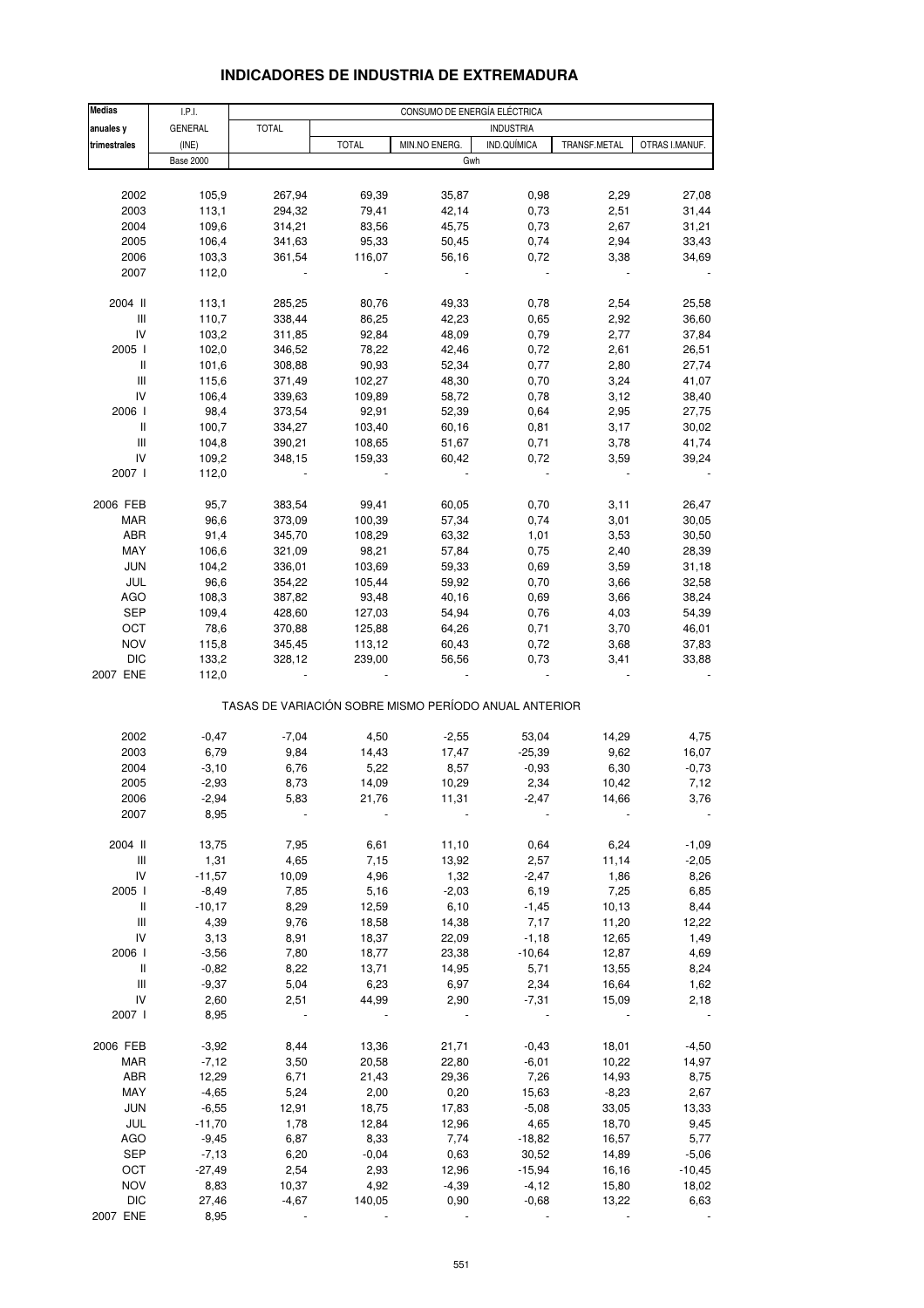# INDICADORES DE INDUSTRIA DE EXTREMADURA

| Medias anuales y trimestrales | I.P.I. GENERAL (INE) | CONSUMO DE ENERGÍA ELÉCTRICA | | | | | |
|---|---|---|---|---|---|---|---|
| | | TOTAL | INDUSTRIA | | | | |
| | | | TOTAL | MIN.NO ENERG. | IND.QUÍMICA | TRANSF.METAL | OTRAS I.MANUF. |
| | Base 2000 | Gwh | | | | | |
| 2002 | 105,9 | 267,94 | 69,39 | 35,87 | 0,98 | 2,29 | 27,08 |
| 2003 | 113,1 | 294,32 | 79,41 | 42,14 | 0,73 | 2,51 | 31,44 |
| 2004 | 109,6 | 314,21 | 83,56 | 45,75 | 0,73 | 2,67 | 31,21 |
| 2005 | 106,4 | 341,63 | 95,33 | 50,45 | 0,74 | 2,94 | 33,43 |
| 2006 | 103,3 | 361,54 | 116,07 | 56,16 | 0,72 | 3,38 | 34,69 |
| 2007 | 112,0 | - | - | - | - | - | - |
| 2004 II | 113,1 | 285,25 | 80,76 | 49,33 | 0,78 | 2,54 | 25,58 |
| III | 110,7 | 338,44 | 86,25 | 42,23 | 0,65 | 2,92 | 36,60 |
| IV | 103,2 | 311,85 | 92,84 | 48,09 | 0,79 | 2,77 | 37,84 |
| 2005 I | 102,0 | 346,52 | 78,22 | 42,46 | 0,72 | 2,61 | 26,51 |
| II | 101,6 | 308,88 | 90,93 | 52,34 | 0,77 | 2,80 | 27,74 |
| III | 115,6 | 371,49 | 102,27 | 48,30 | 0,70 | 3,24 | 41,07 |
| IV | 106,4 | 339,63 | 109,89 | 58,72 | 0,78 | 3,12 | 38,40 |
| 2006 I | 98,4 | 373,54 | 92,91 | 52,39 | 0,64 | 2,95 | 27,75 |
| II | 100,7 | 334,27 | 103,40 | 60,16 | 0,81 | 3,17 | 30,02 |
| III | 104,8 | 390,21 | 108,65 | 51,67 | 0,71 | 3,78 | 41,74 |
| IV | 109,2 | 348,15 | 159,33 | 60,42 | 0,72 | 3,59 | 39,24 |
| 2007 I | 112,0 | - | - | - | - | - | - |
| 2006 FEB | 95,7 | 383,54 | 99,41 | 60,05 | 0,70 | 3,11 | 26,47 |
| MAR | 96,6 | 373,09 | 100,39 | 57,34 | 0,74 | 3,01 | 30,05 |
| ABR | 91,4 | 345,70 | 108,29 | 63,32 | 1,01 | 3,53 | 30,50 |
| MAY | 106,6 | 321,09 | 98,21 | 57,84 | 0,75 | 2,40 | 28,39 |
| JUN | 104,2 | 336,01 | 103,69 | 59,33 | 0,69 | 3,59 | 31,18 |
| JUL | 96,6 | 354,22 | 105,44 | 59,92 | 0,70 | 3,66 | 32,58 |
| AGO | 108,3 | 387,82 | 93,48 | 40,16 | 0,69 | 3,66 | 38,24 |
| SEP | 109,4 | 428,60 | 127,03 | 54,94 | 0,76 | 4,03 | 54,39 |
| OCT | 78,6 | 370,88 | 125,88 | 64,26 | 0,71 | 3,70 | 46,01 |
| NOV | 115,8 | 345,45 | 113,12 | 60,43 | 0,72 | 3,68 | 37,83 |
| DIC | 133,2 | 328,12 | 239,00 | 56,56 | 0,73 | 3,41 | 33,88 |
| 2007 ENE | 112,0 | - | - | - | - | - | - |
| TASAS DE VARIACIÓN SOBRE MISMO PERÍODO ANUAL ANTERIOR | | | | | | | |
| 2002 | -0,47 | -7,04 | 4,50 | -2,55 | 53,04 | 14,29 | 4,75 |
| 2003 | 6,79 | 9,84 | 14,43 | 17,47 | -25,39 | 9,62 | 16,07 |
| 2004 | -3,10 | 6,76 | 5,22 | 8,57 | -0,93 | 6,30 | -0,73 |
| 2005 | -2,93 | 8,73 | 14,09 | 10,29 | 2,34 | 10,42 | 7,12 |
| 2006 | -2,94 | 5,83 | 21,76 | 11,31 | -2,47 | 14,66 | 3,76 |
| 2007 | 8,95 | - | - | - | - | - | - |
| 2004 II | 13,75 | 7,95 | 6,61 | 11,10 | 0,64 | 6,24 | -1,09 |
| III | 1,31 | 4,65 | 7,15 | 13,92 | 2,57 | 11,14 | -2,05 |
| IV | -11,57 | 10,09 | 4,96 | 1,32 | -2,47 | 1,86 | 8,26 |
| 2005 I | -8,49 | 7,85 | 5,16 | -2,03 | 6,19 | 7,25 | 6,85 |
| II | -10,17 | 8,29 | 12,59 | 6,10 | -1,45 | 10,13 | 8,44 |
| III | 4,39 | 9,76 | 18,58 | 14,38 | 7,17 | 11,20 | 12,22 |
| IV | 3,13 | 8,91 | 18,37 | 22,09 | -1,18 | 12,65 | 1,49 |
| 2006 I | -3,56 | 7,80 | 18,77 | 23,38 | -10,64 | 12,87 | 4,69 |
| II | -0,82 | 8,22 | 13,71 | 14,95 | 5,71 | 13,55 | 8,24 |
| III | -9,37 | 5,04 | 6,23 | 6,97 | 2,34 | 16,64 | 1,62 |
| IV | 2,60 | 2,51 | 44,99 | 2,90 | -7,31 | 15,09 | 2,18 |
| 2007 I | 8,95 | - | - | - | - | - | - |
| 2006 FEB | -3,92 | 8,44 | 13,36 | 21,71 | -0,43 | 18,01 | -4,50 |
| MAR | -7,12 | 3,50 | 20,58 | 22,80 | -6,01 | 10,22 | 14,97 |
| ABR | 12,29 | 6,71 | 21,43 | 29,36 | 7,26 | 14,93 | 8,75 |
| MAY | -4,65 | 5,24 | 2,00 | 0,20 | 15,63 | -8,23 | 2,67 |
| JUN | -6,55 | 12,91 | 18,75 | 17,83 | -5,08 | 33,05 | 13,33 |
| JUL | -11,70 | 1,78 | 12,84 | 12,96 | 4,65 | 18,70 | 9,45 |
| AGO | -9,45 | 6,87 | 8,33 | 7,74 | -18,82 | 16,57 | 5,77 |
| SEP | -7,13 | 6,20 | -0,04 | 0,63 | 30,52 | 14,89 | -5,06 |
| OCT | -27,49 | 2,54 | 2,93 | 12,96 | -15,94 | 16,16 | -10,45 |
| NOV | 8,83 | 10,37 | 4,92 | -4,39 | -4,12 | 15,80 | 18,02 |
| DIC | 27,46 | -4,67 | 140,05 | 0,90 | -0,68 | 13,22 | 6,63 |
| 2007 ENE | 8,95 | - | - | - | - | - | - |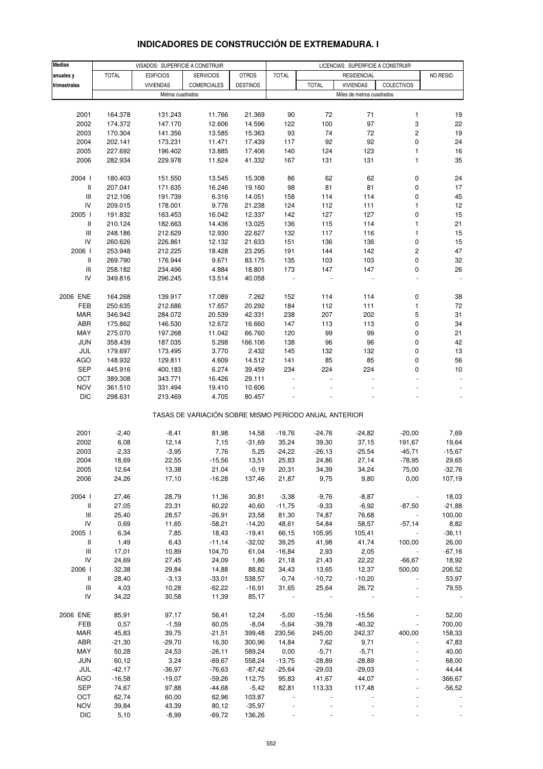## INDICADORES DE CONSTRUCCIÓN DE EXTREMADURA. I

| Medias anuales y trimestrales | VISADOS: SUPERFICIE A CONSTRUIR | | | | LICENCIAS: SUPERFICIE A CONSTRUIR | | | | |
|---|---|---|---|---|---|---|---|---|---|
| | TOTAL | EDIFICIOS VIVIENDAS | SERVICIOS COMERCIALES | OTROS DESTINOS | TOTAL | RESIDENCIAL | | | NO RESID. |
| | | | | | | TOTAL | VIVIENDAS | COLECTIVOS | |
| | Metros cuadrados | | | | Miles de metros cuadrados | | | | |
| 2001 | 164.378 | 131.243 | 11.766 | 21.369 | 90 | 72 | 71 | 1 | 19 |
| 2002 | 174.372 | 147.170 | 12.606 | 14.596 | 122 | 100 | 97 | 3 | 22 |
| 2003 | 170.304 | 141.356 | 13.585 | 15.363 | 93 | 74 | 72 | 2 | 19 |
| 2004 | 202.141 | 173.231 | 11.471 | 17.439 | 117 | 92 | 92 | 0 | 24 |
| 2005 | 227.692 | 196.402 | 13.885 | 17.406 | 140 | 124 | 123 | 1 | 16 |
| 2006 | 282.934 | 229.978 | 11.624 | 41.332 | 167 | 131 | 131 | 1 | 35 |
| 2004 I | 180.403 | 151.550 | 13.545 | 15.308 | 86 | 62 | 62 | 0 | 24 |
| II | 207.041 | 171.635 | 16.246 | 19.160 | 98 | 81 | 81 | 0 | 17 |
| III | 212.106 | 191.739 | 6.316 | 14.051 | 158 | 114 | 114 | 0 | 45 |
| IV | 209.015 | 178.001 | 9.776 | 21.238 | 124 | 112 | 111 | 1 | 12 |
| 2005 I | 191.832 | 163.453 | 16.042 | 12.337 | 142 | 127 | 127 | 0 | 15 |
| II | 210.124 | 182.663 | 14.436 | 13.025 | 136 | 115 | 114 | 1 | 21 |
| III | 248.186 | 212.629 | 12.930 | 22.627 | 132 | 117 | 116 | 1 | 15 |
| IV | 260.626 | 226.861 | 12.132 | 21.633 | 151 | 136 | 136 | 0 | 15 |
| 2006 I | 253.948 | 212.225 | 18.428 | 23.295 | 191 | 144 | 142 | 2 | 47 |
| II | 269.790 | 176.944 | 9.671 | 83.175 | 135 | 103 | 103 | 0 | 32 |
| III | 258.182 | 234.496 | 4.884 | 18.801 | 173 | 147 | 147 | 0 | 26 |
| IV | 349.816 | 296.245 | 13.514 | 40.058 | - | - | - | - | - |
| 2006 ENE | 164.268 | 139.917 | 17.089 | 7.262 | 152 | 114 | 114 | 0 | 38 |
| FEB | 250.635 | 212.686 | 17.657 | 20.292 | 184 | 112 | 111 | 1 | 72 |
| MAR | 346.942 | 284.072 | 20.539 | 42.331 | 238 | 207 | 202 | 5 | 31 |
| ABR | 175.862 | 146.530 | 12.672 | 16.660 | 147 | 113 | 113 | 0 | 34 |
| MAY | 275.070 | 197.268 | 11.042 | 66.760 | 120 | 99 | 99 | 0 | 21 |
| JUN | 358.439 | 187.035 | 5.298 | 166.106 | 138 | 96 | 96 | 0 | 42 |
| JUL | 179.697 | 173.495 | 3.770 | 2.432 | 145 | 132 | 132 | 0 | 13 |
| AGO | 148.932 | 129.811 | 4.609 | 14.512 | 141 | 85 | 85 | 0 | 56 |
| SEP | 445.916 | 400.183 | 6.274 | 39.459 | 234 | 224 | 224 | 0 | 10 |
| OCT | 389.308 | 343.771 | 16.426 | 29.111 | - | - | - | - | - |
| NOV | 361.510 | 331.494 | 19.410 | 10.606 | - | - | - | - | - |
| DIC | 298.631 | 213.469 | 4.705 | 80.457 | - | - | - | - | - |
| **TASAS DE VARIACIÓN SOBRE MISMO PERÍODO ANUAL ANTERIOR** | | | | | | | | | |
| 2001 | -2,40 | -8,41 | 81,98 | 14,58 | -19,76 | -24,76 | -24,82 | -20,00 | 7,69 |
| 2002 | 6,08 | 12,14 | 7,15 | -31,69 | 35,24 | 39,30 | 37,15 | 191,67 | 19,64 |
| 2003 | -2,33 | -3,95 | 7,76 | 5,25 | -24,22 | -26,13 | -25,54 | -45,71 | -15,67 |
| 2004 | 18,69 | 22,55 | -15,56 | 13,51 | 25,83 | 24,86 | 27,14 | -78,95 | 29,65 |
| 2005 | 12,64 | 13,38 | 21,04 | -0,19 | 20,31 | 34,39 | 34,24 | 75,00 | -32,76 |
| 2006 | 24,26 | 17,10 | -16,28 | 137,46 | 21,87 | 9,75 | 9,80 | 0,00 | 107,19 |
| 2004 I | 27,46 | 28,79 | 11,36 | 30,81 | -3,38 | -9,76 | -8,87 | - | 18,03 |
| II | 27,05 | 23,31 | 60,22 | 40,60 | -11,75 | -9,33 | -6,92 | -87,50 | -21,88 |
| III | 25,40 | 28,57 | -26,91 | 23,58 | 81,30 | 74,87 | 76,68 | - | 100,00 |
| IV | 0,69 | 11,65 | -58,21 | -14,20 | 48,61 | 54,84 | 58,57 | -57,14 | 8,82 |
| 2005 I | 6,34 | 7,85 | 18,43 | -19,41 | 66,15 | 105,95 | 105,41 | - | -36,11 |
| II | 1,49 | 6,43 | -11,14 | -32,02 | 39,25 | 41,98 | 41,74 | 100,00 | 26,00 |
| III | 17,01 | 10,89 | 104,70 | 61,04 | -16,84 | 2,93 | 2,05 | - | -67,16 |
| IV | 24,69 | 27,45 | 24,09 | 1,86 | 21,18 | 21,43 | 22,22 | -66,67 | 18,92 |
| 2006 I | 32,38 | 29,84 | 14,88 | 88,82 | 34,43 | 13,65 | 12,37 | 500,00 | 206,52 |
| II | 28,40 | -3,13 | -33,01 | 538,57 | -0,74 | -10,72 | -10,20 | - | 53,97 |
| III | 4,03 | 10,28 | -62,22 | -16,91 | 31,65 | 25,64 | 26,72 | - | 79,55 |
| IV | 34,22 | 30,58 | 11,39 | 85,17 | - | - | - | - | - |
| 2006 ENE | 85,91 | 97,17 | 56,41 | 12,24 | -5,00 | -15,56 | -15,56 | - | 52,00 |
| FEB | 0,57 | -1,59 | 60,05 | -8,04 | -5,64 | -39,78 | -40,32 | - | 700,00 |
| MAR | 45,83 | 39,75 | -21,51 | 399,48 | 230,56 | 245,00 | 242,37 | 400,00 | 158,33 |
| ABR | -21,30 | -29,70 | 16,30 | 300,96 | 14,84 | 7,62 | 9,71 | - | 47,83 |
| MAY | 50,28 | 24,53 | -26,11 | 589,24 | 0,00 | -5,71 | -5,71 | - | 40,00 |
| JUN | 60,12 | 3,24 | -69,67 | 558,24 | -13,75 | -28,89 | -28,89 | - | 68,00 |
| JUL | -42,17 | -36,97 | -76,63 | -87,42 | -25,64 | -29,03 | -29,03 | - | 44,44 |
| AGO | -16,58 | -19,07 | -59,26 | 112,75 | 95,83 | 41,67 | 44,07 | - | 366,67 |
| SEP | 74,67 | 97,88 | -44,68 | -5,42 | 82,81 | 113,33 | 117,48 | - | -56,52 |
| OCT | 62,74 | 60,00 | 62,96 | 103,87 | - | - | - | - | - |
| NOV | 39,84 | 43,39 | 80,12 | -35,97 | - | - | - | - | - |
| DIC | 5,10 | -8,99 | -69,72 | 136,26 | - | - | - | - | - |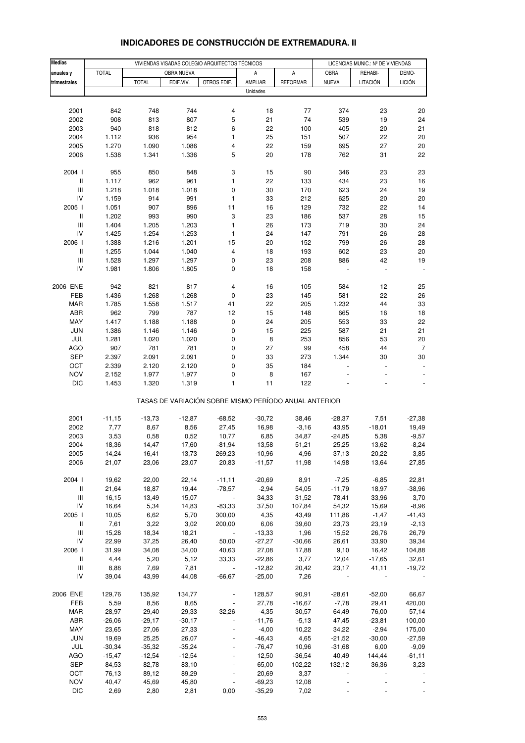# INDICADORES DE CONSTRUCCIÓN DE EXTREMADURA. II

| Medias anuales y trimestrales | VIVIENDAS VISADAS COLEGIO ARQUITECTOS TÉCNICOS | | | | | | LICENCIAS MUNIC.: Nº DE VIVIENDAS | | |
|---|---|---|---|---|---|---|---|---|---|
| | TOTAL | OBRA NUEVA | | | A AMPLIAR | A REFORMAR | OBRA NUEVA | REHABI-LITACIÓN | DEMO-LICIÓN |
| | | TOTAL | EDIF.VIV. | OTROS EDIF. | | | | | |
| | Unidades | | | | | | | | |
| 2001 | 842 | 748 | 744 | 4 | 18 | 77 | 374 | 23 | 20 |
| 2002 | 908 | 813 | 807 | 5 | 21 | 74 | 539 | 19 | 24 |
| 2003 | 940 | 818 | 812 | 6 | 22 | 100 | 405 | 20 | 21 |
| 2004 | 1.112 | 936 | 954 | 1 | 25 | 151 | 507 | 22 | 20 |
| 2005 | 1.270 | 1.090 | 1.086 | 4 | 22 | 159 | 695 | 27 | 20 |
| 2006 | 1.538 | 1.341 | 1.336 | 5 | 20 | 178 | 762 | 31 | 22 |
| 2004 I | 955 | 850 | 848 | 3 | 15 | 90 | 346 | 23 | 23 |
| II | 1.117 | 962 | 961 | 1 | 22 | 133 | 434 | 23 | 16 |
| III | 1.218 | 1.018 | 1.018 | 0 | 30 | 170 | 623 | 24 | 19 |
| IV | 1.159 | 914 | 991 | 1 | 33 | 212 | 625 | 20 | 20 |
| 2005 I | 1.051 | 907 | 896 | 11 | 16 | 129 | 732 | 22 | 14 |
| II | 1.202 | 993 | 990 | 3 | 23 | 186 | 537 | 28 | 15 |
| III | 1.404 | 1.205 | 1.203 | 1 | 26 | 173 | 719 | 30 | 24 |
| IV | 1.425 | 1.254 | 1.253 | 1 | 24 | 147 | 791 | 26 | 28 |
| 2006 I | 1.388 | 1.216 | 1.201 | 15 | 20 | 152 | 799 | 26 | 28 |
| II | 1.255 | 1.044 | 1.040 | 4 | 18 | 193 | 602 | 23 | 20 |
| III | 1.528 | 1.297 | 1.297 | 0 | 23 | 208 | 886 | 42 | 19 |
| IV | 1.981 | 1.806 | 1.805 | 0 | 18 | 158 | - | - | - |
| 2006 ENE | 942 | 821 | 817 | 4 | 16 | 105 | 584 | 12 | 25 |
| FEB | 1.436 | 1.268 | 1.268 | 0 | 23 | 145 | 581 | 22 | 26 |
| MAR | 1.785 | 1.558 | 1.517 | 41 | 22 | 205 | 1.232 | 44 | 33 |
| ABR | 962 | 799 | 787 | 12 | 15 | 148 | 665 | 16 | 18 |
| MAY | 1.417 | 1.188 | 1.188 | 0 | 24 | 205 | 553 | 33 | 22 |
| JUN | 1.386 | 1.146 | 1.146 | 0 | 15 | 225 | 587 | 21 | 21 |
| JUL | 1.281 | 1.020 | 1.020 | 0 | 8 | 253 | 856 | 53 | 20 |
| AGO | 907 | 781 | 781 | 0 | 27 | 99 | 458 | 44 | 7 |
| SEP | 2.397 | 2.091 | 2.091 | 0 | 33 | 273 | 1.344 | 30 | 30 |
| OCT | 2.339 | 2.120 | 2.120 | 0 | 35 | 184 | - | - | - |
| NOV | 2.152 | 1.977 | 1.977 | 0 | 8 | 167 | - | - | - |
| DIC | 1.453 | 1.320 | 1.319 | 1 | 11 | 122 | - | - | - |
| | TASAS DE VARIACIÓN SOBRE MISMO PERÍODO ANUAL ANTERIOR | | | | | | | | |
| 2001 | -11,15 | -13,73 | -12,87 | -68,52 | -30,72 | 38,46 | -28,37 | 7,51 | -27,38 |
| 2002 | 7,77 | 8,67 | 8,56 | 27,45 | 16,98 | -3,16 | 43,95 | -18,01 | 19,49 |
| 2003 | 3,53 | 0,58 | 0,52 | 10,77 | 6,85 | 34,87 | -24,85 | 5,38 | -9,57 |
| 2004 | 18,36 | 14,47 | 17,60 | -81,94 | 13,58 | 51,21 | 25,25 | 13,62 | -8,24 |
| 2005 | 14,24 | 16,41 | 13,73 | 269,23 | -10,96 | 4,96 | 37,13 | 20,22 | 3,85 |
| 2006 | 21,07 | 23,06 | 23,07 | 20,83 | -11,57 | 11,98 | 14,98 | 13,64 | 27,85 |
| 2004 I | 19,62 | 22,00 | 22,14 | -11,11 | -20,69 | 8,91 | -7,25 | -6,85 | 22,81 |
| II | 21,64 | 18,87 | 19,44 | -78,57 | -2,94 | 54,05 | -11,79 | 18,97 | -38,96 |
| III | 16,15 | 13,49 | 15,07 | - | 34,33 | 31,52 | 78,41 | 33,96 | 3,70 |
| IV | 16,64 | 5,34 | 14,83 | -83,33 | 37,50 | 107,84 | 54,32 | 15,69 | -8,96 |
| 2005 I | 10,05 | 6,62 | 5,70 | 300,00 | 4,35 | 43,49 | 111,86 | -1,47 | -41,43 |
| II | 7,61 | 3,22 | 3,02 | 200,00 | 6,06 | 39,60 | 23,73 | 23,19 | -2,13 |
| III | 15,28 | 18,34 | 18,21 | - | -13,33 | 1,96 | 15,52 | 26,76 | 26,79 |
| IV | 22,99 | 37,25 | 26,40 | 50,00 | -27,27 | -30,66 | 26,61 | 33,90 | 39,34 |
| 2006 I | 31,99 | 34,08 | 34,00 | 40,63 | 27,08 | 17,88 | 9,10 | 16,42 | 104,88 |
| II | 4,44 | 5,20 | 5,12 | 33,33 | -22,86 | 3,77 | 12,04 | -17,65 | 32,61 |
| III | 8,88 | 7,69 | 7,81 | - | -12,82 | 20,42 | 23,17 | 41,11 | -19,72 |
| IV | 39,04 | 43,99 | 44,08 | -66,67 | -25,00 | 7,26 | - | - | - |
| 2006 ENE | 129,76 | 135,92 | 134,77 | - | 128,57 | 90,91 | -28,61 | -52,00 | 66,67 |
| FEB | 5,59 | 8,56 | 8,65 | - | 27,78 | -16,67 | -7,78 | 29,41 | 420,00 |
| MAR | 28,97 | 29,40 | 29,33 | 32,26 | -4,35 | 30,57 | 64,49 | 76,00 | 57,14 |
| ABR | -26,06 | -29,17 | -30,17 | - | -11,76 | -5,13 | 47,45 | -23,81 | 100,00 |
| MAY | 23,65 | 27,06 | 27,33 | - | -4,00 | 10,22 | 34,22 | -2,94 | 175,00 |
| JUN | 19,69 | 25,25 | 26,07 | - | -46,43 | 4,65 | -21,52 | -30,00 | -27,59 |
| JUL | -30,34 | -35,32 | -35,24 | - | -76,47 | 10,96 | -31,68 | 6,00 | -9,09 |
| AGO | -15,47 | -12,54 | -12,54 | - | 12,50 | -36,54 | 40,49 | 144,44 | -61,11 |
| SEP | 84,53 | 82,78 | 83,10 | - | 65,00 | 102,22 | 132,12 | 36,36 | -3,23 |
| OCT | 76,13 | 89,12 | 89,29 | - | 20,69 | 3,37 | - | - | - |
| NOV | 40,47 | 45,69 | 45,80 | - | -69,23 | 12,08 | - | - | - |
| DIC | 2,69 | 2,80 | 2,81 | 0,00 | -35,29 | 7,02 | - | - | - |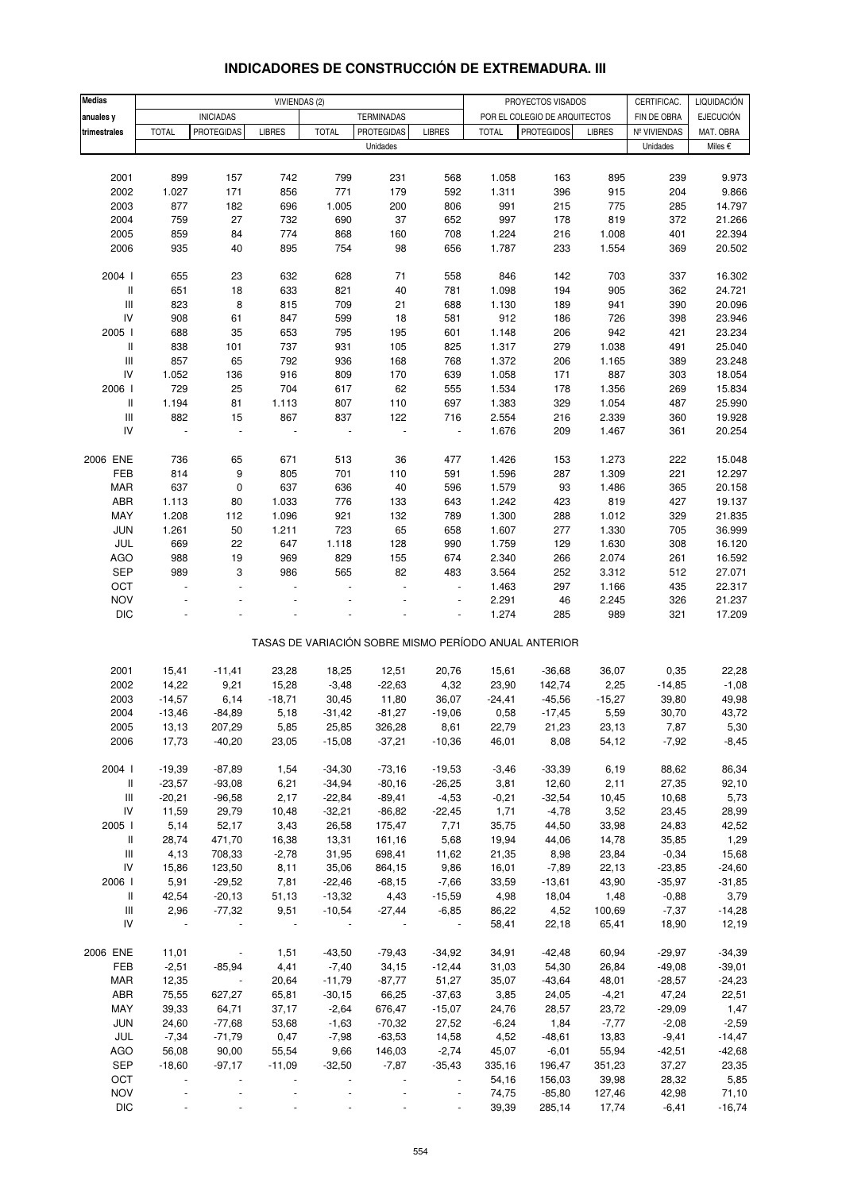# INDICADORES DE CONSTRUCCIÓN DE EXTREMADURA. III

| Medias anuales y trimestrales | VIVIENDAS (2) | | | | | | PROYECTOS VISADOS POR EL COLEGIO DE ARQUITECTOS | | | CERTIFICAC. FIN DE OBRA | LIQUIDACIÓN EJECUCIÓN MAT. OBRA |
|---|---|---|---|---|---|---|---|---|---|---|---|
| | INICIADAS | | | TERMINADAS | | | | | | | |
| | TOTAL | PROTEGIDAS | LIBRES | TOTAL | PROTEGIDAS | LIBRES | TOTAL | PROTEGIDOS | LIBRES | Nº VIVIENDAS | |
| | Unidades | | | | | | | | | Unidades | Miles € |
| 2001 | 899 | 157 | 742 | 799 | 231 | 568 | 1.058 | 163 | 895 | 239 | 9.973 |
| 2002 | 1.027 | 171 | 856 | 771 | 179 | 592 | 1.311 | 396 | 915 | 204 | 9.866 |
| 2003 | 877 | 182 | 696 | 1.005 | 200 | 806 | 991 | 215 | 775 | 285 | 14.797 |
| 2004 | 759 | 27 | 732 | 690 | 37 | 652 | 997 | 178 | 819 | 372 | 21.266 |
| 2005 | 859 | 84 | 774 | 868 | 160 | 708 | 1.224 | 216 | 1.008 | 401 | 22.394 |
| 2006 | 935 | 40 | 895 | 754 | 98 | 656 | 1.787 | 233 | 1.554 | 369 | 20.502 |
| 2004 I | 655 | 23 | 632 | 628 | 71 | 558 | 846 | 142 | 703 | 337 | 16.302 |
| II | 651 | 18 | 633 | 821 | 40 | 781 | 1.098 | 194 | 905 | 362 | 24.721 |
| III | 823 | 8 | 815 | 709 | 21 | 688 | 1.130 | 189 | 941 | 390 | 20.096 |
| IV | 908 | 61 | 847 | 599 | 18 | 581 | 912 | 186 | 726 | 398 | 23.946 |
| 2005 I | 688 | 35 | 653 | 795 | 195 | 601 | 1.148 | 206 | 942 | 421 | 23.234 |
| II | 838 | 101 | 737 | 931 | 105 | 825 | 1.317 | 279 | 1.038 | 491 | 25.040 |
| III | 857 | 65 | 792 | 936 | 168 | 768 | 1.372 | 206 | 1.165 | 389 | 23.248 |
| IV | 1.052 | 136 | 916 | 809 | 170 | 639 | 1.058 | 171 | 887 | 303 | 18.054 |
| 2006 I | 729 | 25 | 704 | 617 | 62 | 555 | 1.534 | 178 | 1.356 | 269 | 15.834 |
| II | 1.194 | 81 | 1.113 | 807 | 110 | 697 | 1.383 | 329 | 1.054 | 487 | 25.990 |
| III | 882 | 15 | 867 | 837 | 122 | 716 | 2.554 | 216 | 2.339 | 360 | 19.928 |
| IV | - | - | - | - | - | - | 1.676 | 209 | 1.467 | 361 | 20.254 |
| 2006 ENE | 736 | 65 | 671 | 513 | 36 | 477 | 1.426 | 153 | 1.273 | 222 | 15.048 |
| FEB | 814 | 9 | 805 | 701 | 110 | 591 | 1.596 | 287 | 1.309 | 221 | 12.297 |
| MAR | 637 | 0 | 637 | 636 | 40 | 596 | 1.579 | 93 | 1.486 | 365 | 20.158 |
| ABR | 1.113 | 80 | 1.033 | 776 | 133 | 643 | 1.242 | 423 | 819 | 427 | 19.137 |
| MAY | 1.208 | 112 | 1.096 | 921 | 132 | 789 | 1.300 | 288 | 1.012 | 329 | 21.835 |
| JUN | 1.261 | 50 | 1.211 | 723 | 65 | 658 | 1.607 | 277 | 1.330 | 705 | 36.999 |
| JUL | 669 | 22 | 647 | 1.118 | 128 | 990 | 1.759 | 129 | 1.630 | 308 | 16.120 |
| AGO | 988 | 19 | 969 | 829 | 155 | 674 | 2.340 | 266 | 2.074 | 261 | 16.592 |
| SEP | 989 | 3 | 986 | 565 | 82 | 483 | 3.564 | 252 | 3.312 | 512 | 27.071 |
| OCT | - | - | - | - | - | - | 1.463 | 297 | 1.166 | 435 | 22.317 |
| NOV | - | - | - | - | - | - | 2.291 | 46 | 2.245 | 326 | 21.237 |
| DIC | - | - | - | - | - | - | 1.274 | 285 | 989 | 321 | 17.209 |
| **TASAS DE VARIACIÓN SOBRE MISMO PERÍODO ANUAL ANTERIOR** | | | | | | | | | | | |
| 2001 | 15,41 | -11,41 | 23,28 | 18,25 | 12,51 | 20,76 | 15,61 | -36,68 | 36,07 | 0,35 | 22,28 |
| 2002 | 14,22 | 9,21 | 15,28 | -3,48 | -22,63 | 4,32 | 23,90 | 142,74 | 2,25 | -14,85 | -1,08 |
| 2003 | -14,57 | 6,14 | -18,71 | 30,45 | 11,80 | 36,07 | -24,41 | -45,56 | -15,27 | 39,80 | 49,98 |
| 2004 | -13,46 | -84,89 | 5,18 | -31,42 | -81,27 | -19,06 | 0,58 | -17,45 | 5,59 | 30,70 | 43,72 |
| 2005 | 13,13 | 207,29 | 5,85 | 25,85 | 326,28 | 8,61 | 22,79 | 21,23 | 23,13 | 7,87 | 5,30 |
| 2006 | 17,73 | -40,20 | 23,05 | -15,08 | -37,21 | -10,36 | 46,01 | 8,08 | 54,12 | -7,92 | -8,45 |
| 2004 I | -19,39 | -87,89 | 1,54 | -34,30 | -73,16 | -19,53 | -3,46 | -33,39 | 6,19 | 88,62 | 86,34 |
| II | -23,57 | -93,08 | 6,21 | -34,94 | -80,16 | -26,25 | 3,81 | 12,60 | 2,11 | 27,35 | 92,10 |
| III | -20,21 | -96,58 | 2,17 | -22,84 | -89,41 | -4,53 | -0,21 | -32,54 | 10,45 | 10,68 | 5,73 |
| IV | 11,59 | 29,79 | 10,48 | -32,21 | -86,82 | -22,45 | 1,71 | -4,78 | 3,52 | 23,45 | 28,99 |
| 2005 I | 5,14 | 52,17 | 3,43 | 26,58 | 175,47 | 7,71 | 35,75 | 44,50 | 33,98 | 24,83 | 42,52 |
| II | 28,74 | 471,70 | 16,38 | 13,31 | 161,16 | 5,68 | 19,94 | 44,06 | 14,78 | 35,85 | 1,29 |
| III | 4,13 | 708,33 | -2,78 | 31,95 | 698,41 | 11,62 | 21,35 | 8,98 | 23,84 | -0,34 | 15,68 |
| IV | 15,86 | 123,50 | 8,11 | 35,06 | 864,15 | 9,86 | 16,01 | -7,89 | 22,13 | -23,85 | -24,60 |
| 2006 I | 5,91 | -29,52 | 7,81 | -22,46 | -68,15 | -7,66 | 33,59 | -13,61 | 43,90 | -35,97 | -31,85 |
| II | 42,54 | -20,13 | 51,13 | -13,32 | 4,43 | -15,59 | 4,98 | 18,04 | 1,48 | -0,88 | 3,79 |
| III | 2,96 | -77,32 | 9,51 | -10,54 | -27,44 | -6,85 | 86,22 | 4,52 | 100,69 | -7,37 | -14,28 |
| IV | - | - | - | - | - | - | 58,41 | 22,18 | 65,41 | 18,90 | 12,19 |
| 2006 ENE | 11,01 | - | 1,51 | -43,50 | -79,43 | -34,92 | 34,91 | -42,48 | 60,94 | -29,97 | -34,39 |
| FEB | -2,51 | -85,94 | 4,41 | -7,40 | 34,15 | -12,44 | 31,03 | 54,30 | 26,84 | -49,08 | -39,01 |
| MAR | 12,35 | - | 20,64 | -11,79 | -87,77 | 51,27 | 35,07 | -43,64 | 48,01 | -28,57 | -24,23 |
| ABR | 75,55 | 627,27 | 65,81 | -30,15 | 66,25 | -37,63 | 3,85 | 24,05 | -4,21 | 47,24 | 22,51 |
| MAY | 39,33 | 64,71 | 37,17 | -2,64 | 676,47 | -15,07 | 24,76 | 28,57 | 23,72 | -29,09 | 1,47 |
| JUN | 24,60 | -77,68 | 53,68 | -1,63 | -70,32 | 27,52 | -6,24 | 1,84 | -7,77 | -2,08 | -2,59 |
| JUL | -7,34 | -71,79 | 0,47 | -7,98 | -63,53 | 14,58 | 4,52 | -48,61 | 13,83 | -9,41 | -14,47 |
| AGO | 56,08 | 90,00 | 55,54 | 9,66 | 146,03 | -2,74 | 45,07 | -6,01 | 55,94 | -42,51 | -42,68 |
| SEP | -18,60 | -97,17 | -11,09 | -32,50 | -7,87 | -35,43 | 335,16 | 196,47 | 351,23 | 37,27 | 23,35 |
| OCT | - | - | - | - | - | - | 54,16 | 156,03 | 39,98 | 28,32 | 5,85 |
| NOV | - | - | - | - | - | - | 74,75 | -85,80 | 127,46 | 42,98 | 71,10 |
| DIC | - | - | - | - | - | - | 39,39 | 285,14 | 17,74 | -6,41 | -16,74 |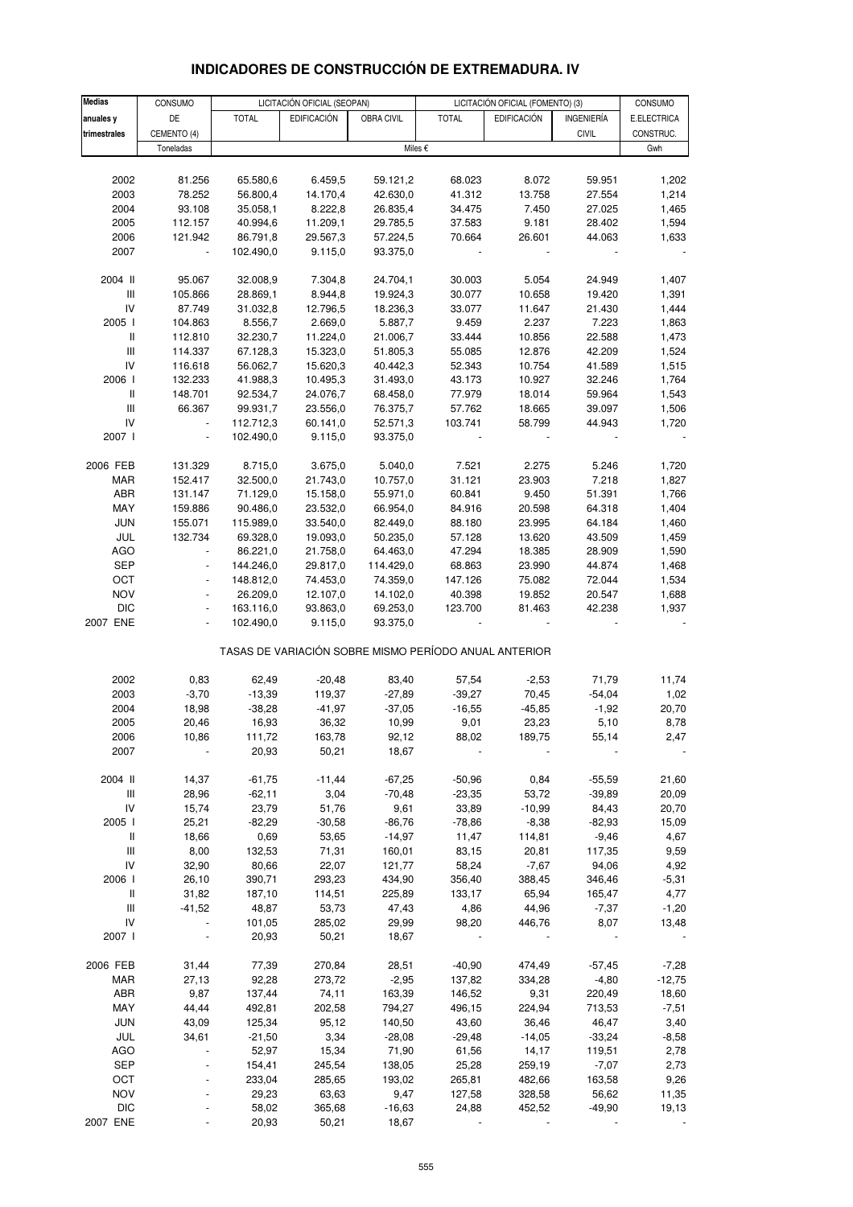# INDICADORES DE CONSTRUCCIÓN DE EXTREMADURA. IV

| Medias anuales y trimestrales | CONSUMO DE CEMENTO (4) | LICITACIÓN OFICIAL (SEOPAN) | | | LICITACIÓN OFICIAL (FOMENTO) (3) | | | CONSUMO E.ELECTRICA CONSTRUC. |
|---|---|---|---|---|---|---|---|---|
| | | TOTAL | EDIFICACIÓN | OBRA CIVIL | TOTAL | EDIFICACIÓN | INGENIERÍA CIVIL | |
| | Toneladas | Miles € | | | | | | Gwh |
| 2002 | 81.256 | 65.580,6 | 6.459,5 | 59.121,2 | 68.023 | 8.072 | 59.951 | 1,202 |
| 2003 | 78.252 | 56.800,4 | 14.170,4 | 42.630,0 | 41.312 | 13.758 | 27.554 | 1,214 |
| 2004 | 93.108 | 35.058,1 | 8.222,8 | 26.835,4 | 34.475 | 7.450 | 27.025 | 1,465 |
| 2005 | 112.157 | 40.994,6 | 11.209,1 | 29.785,5 | 37.583 | 9.181 | 28.402 | 1,594 |
| 2006 | 121.942 | 86.791,8 | 29.567,3 | 57.224,5 | 70.664 | 26.601 | 44.063 | 1,633 |
| 2007 | - | 102.490,0 | 9.115,0 | 93.375,0 | - | - | - | - |
| 2004 II | 95.067 | 32.008,9 | 7.304,8 | 24.704,1 | 30.003 | 5.054 | 24.949 | 1,407 |
| III | 105.866 | 28.869,1 | 8.944,8 | 19.924,3 | 30.077 | 10.658 | 19.420 | 1,391 |
| IV | 87.749 | 31.032,8 | 12.796,5 | 18.236,3 | 33.077 | 11.647 | 21.430 | 1,444 |
| 2005 I | 104.863 | 8.556,7 | 2.669,0 | 5.887,7 | 9.459 | 2.237 | 7.223 | 1,863 |
| II | 112.810 | 32.230,7 | 11.224,0 | 21.006,7 | 33.444 | 10.856 | 22.588 | 1,473 |
| III | 114.337 | 67.128,3 | 15.323,0 | 51.805,3 | 55.085 | 12.876 | 42.209 | 1,524 |
| IV | 116.618 | 56.062,7 | 15.620,3 | 40.442,3 | 52.343 | 10.754 | 41.589 | 1,515 |
| 2006 I | 132.233 | 41.988,3 | 10.495,3 | 31.493,0 | 43.173 | 10.927 | 32.246 | 1,764 |
| II | 148.701 | 92.534,7 | 24.076,7 | 68.458,0 | 77.979 | 18.014 | 59.964 | 1,543 |
| III | 66.367 | 99.931,7 | 23.556,0 | 76.375,7 | 57.762 | 18.665 | 39.097 | 1,506 |
| IV | - | 112.712,3 | 60.141,0 | 52.571,3 | 103.741 | 58.799 | 44.943 | 1,720 |
| 2007 I | - | 102.490,0 | 9.115,0 | 93.375,0 | - | - | - | - |
| 2006 FEB | 131.329 | 8.715,0 | 3.675,0 | 5.040,0 | 7.521 | 2.275 | 5.246 | 1,720 |
| MAR | 152.417 | 32.500,0 | 21.743,0 | 10.757,0 | 31.121 | 23.903 | 7.218 | 1,827 |
| ABR | 131.147 | 71.129,0 | 15.158,0 | 55.971,0 | 60.841 | 9.450 | 51.391 | 1,766 |
| MAY | 159.886 | 90.486,0 | 23.532,0 | 66.954,0 | 84.916 | 20.598 | 64.318 | 1,404 |
| JUN | 155.071 | 115.989,0 | 33.540,0 | 82.449,0 | 88.180 | 23.995 | 64.184 | 1,460 |
| JUL | 132.734 | 69.328,0 | 19.093,0 | 50.235,0 | 57.128 | 13.620 | 43.509 | 1,459 |
| AGO | - | 86.221,0 | 21.758,0 | 64.463,0 | 47.294 | 18.385 | 28.909 | 1,590 |
| SEP | - | 144.246,0 | 29.817,0 | 114.429,0 | 68.863 | 23.990 | 44.874 | 1,468 |
| OCT | - | 148.812,0 | 74.453,0 | 74.359,0 | 147.126 | 75.082 | 72.044 | 1,534 |
| NOV | - | 26.209,0 | 12.107,0 | 14.102,0 | 40.398 | 19.852 | 20.547 | 1,688 |
| DIC | - | 163.116,0 | 93.863,0 | 69.253,0 | 123.700 | 81.463 | 42.238 | 1,937 |
| 2007 ENE | - | 102.490,0 | 9.115,0 | 93.375,0 | - | - | - | - |
| **TASAS DE VARIACIÓN SOBRE MISMO PERÍODO ANUAL ANTERIOR** | | | | | | | | |
| 2002 | 0,83 | 62,49 | -20,48 | 83,40 | 57,54 | -2,53 | 71,79 | 11,74 |
| 2003 | -3,70 | -13,39 | 119,37 | -27,89 | -39,27 | 70,45 | -54,04 | 1,02 |
| 2004 | 18,98 | -38,28 | -41,97 | -37,05 | -16,55 | -45,85 | -1,92 | 20,70 |
| 2005 | 20,46 | 16,93 | 36,32 | 10,99 | 9,01 | 23,23 | 5,10 | 8,78 |
| 2006 | 10,86 | 111,72 | 163,78 | 92,12 | 88,02 | 189,75 | 55,14 | 2,47 |
| 2007 | - | 20,93 | 50,21 | 18,67 | - | - | - | - |
| 2004 II | 14,37 | -61,75 | -11,44 | -67,25 | -50,96 | 0,84 | -55,59 | 21,60 |
| III | 28,96 | -62,11 | 3,04 | -70,48 | -23,35 | 53,72 | -39,89 | 20,09 |
| IV | 15,74 | 23,79 | 51,76 | 9,61 | 33,89 | -10,99 | 84,43 | 20,70 |
| 2005 I | 25,21 | -82,29 | -30,58 | -86,76 | -78,86 | -8,38 | -82,93 | 15,09 |
| II | 18,66 | 0,69 | 53,65 | -14,97 | 11,47 | 114,81 | -9,46 | 4,67 |
| III | 8,00 | 132,53 | 71,31 | 160,01 | 83,15 | 20,81 | 117,35 | 9,59 |
| IV | 32,90 | 80,66 | 22,07 | 121,77 | 58,24 | -7,67 | 94,06 | 4,92 |
| 2006 I | 26,10 | 390,71 | 293,23 | 434,90 | 356,40 | 388,45 | 346,46 | -5,31 |
| II | 31,82 | 187,10 | 114,51 | 225,89 | 133,17 | 65,94 | 165,47 | 4,77 |
| III | -41,52 | 48,87 | 53,73 | 47,43 | 4,86 | 44,96 | -7,37 | -1,20 |
| IV | - | 101,05 | 285,02 | 29,99 | 98,20 | 446,76 | 8,07 | 13,48 |
| 2007 I | - | 20,93 | 50,21 | 18,67 | - | - | - | - |
| 2006 FEB | 31,44 | 77,39 | 270,84 | 28,51 | -40,90 | 474,49 | -57,45 | -7,28 |
| MAR | 27,13 | 92,28 | 273,72 | -2,95 | 137,82 | 334,28 | -4,80 | -12,75 |
| ABR | 9,87 | 137,44 | 74,11 | 163,39 | 146,52 | 9,31 | 220,49 | 18,60 |
| MAY | 44,44 | 492,81 | 202,58 | 794,27 | 496,15 | 224,94 | 713,53 | -7,51 |
| JUN | 43,09 | 125,34 | 95,12 | 140,50 | 43,60 | 36,46 | 46,47 | 3,40 |
| JUL | 34,61 | -21,50 | 3,34 | -28,08 | -29,48 | -14,05 | -33,24 | -8,58 |
| AGO | - | 52,97 | 15,34 | 71,90 | 61,56 | 14,17 | 119,51 | 2,78 |
| SEP | - | 154,41 | 245,54 | 138,05 | 25,28 | 259,19 | -7,07 | 2,73 |
| OCT | - | 233,04 | 285,65 | 193,02 | 265,81 | 482,66 | 163,58 | 9,26 |
| NOV | - | 29,23 | 63,63 | 9,47 | 127,58 | 328,58 | 56,62 | 11,35 |
| DIC | - | 58,02 | 365,68 | -16,63 | 24,88 | 452,52 | -49,90 | 19,13 |
| 2007 ENE | - | 20,93 | 50,21 | 18,67 | - | - | - | - |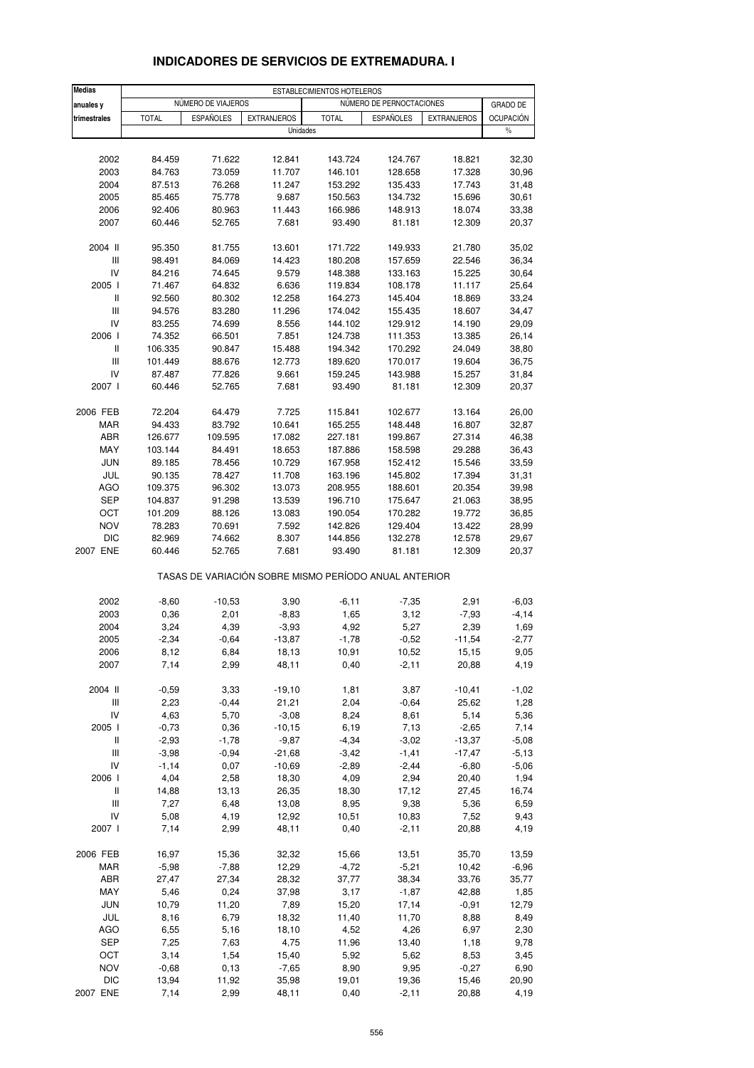# INDICADORES DE SERVICIOS DE EXTREMADURA. I

| Medias anuales y trimestrales | ESTABLECIMIENTOS HOTELEROS | | | | | | |
|---|---|---|---|---|---|---|---|
| | NÚMERO DE VIAJEROS | | | NÚMERO DE PERNOCTACIONES | | | GRADO DE OCUPACIÓN |
| | TOTAL | ESPAÑOLES | EXTRANJEROS | TOTAL | ESPAÑOLES | EXTRANJEROS | |
| | Unidades | | | | | | % |
| 2002 | 84.459 | 71.622 | 12.841 | 143.724 | 124.767 | 18.821 | 32,30 |
| 2003 | 84.763 | 73.059 | 11.707 | 146.101 | 128.658 | 17.328 | 30,96 |
| 2004 | 87.513 | 76.268 | 11.247 | 153.292 | 135.433 | 17.743 | 31,48 |
| 2005 | 85.465 | 75.778 | 9.687 | 150.563 | 134.732 | 15.696 | 30,61 |
| 2006 | 92.406 | 80.963 | 11.443 | 166.986 | 148.913 | 18.074 | 33,38 |
| 2007 | 60.446 | 52.765 | 7.681 | 93.490 | 81.181 | 12.309 | 20,37 |
| 2004 II | 95.350 | 81.755 | 13.601 | 171.722 | 149.933 | 21.780 | 35,02 |
| III | 98.491 | 84.069 | 14.423 | 180.208 | 157.659 | 22.546 | 36,34 |
| IV | 84.216 | 74.645 | 9.579 | 148.388 | 133.163 | 15.225 | 30,64 |
| 2005 I | 71.467 | 64.832 | 6.636 | 119.834 | 108.178 | 11.117 | 25,64 |
| II | 92.560 | 80.302 | 12.258 | 164.273 | 145.404 | 18.869 | 33,24 |
| III | 94.576 | 83.280 | 11.296 | 174.042 | 155.435 | 18.607 | 34,47 |
| IV | 83.255 | 74.699 | 8.556 | 144.102 | 129.912 | 14.190 | 29,09 |
| 2006 I | 74.352 | 66.501 | 7.851 | 124.738 | 111.353 | 13.385 | 26,14 |
| II | 106.335 | 90.847 | 15.488 | 194.342 | 170.292 | 24.049 | 38,80 |
| III | 101.449 | 88.676 | 12.773 | 189.620 | 170.017 | 19.604 | 36,75 |
| IV | 87.487 | 77.826 | 9.661 | 159.245 | 143.988 | 15.257 | 31,84 |
| 2007 I | 60.446 | 52.765 | 7.681 | 93.490 | 81.181 | 12.309 | 20,37 |
| 2006 FEB | 72.204 | 64.479 | 7.725 | 115.841 | 102.677 | 13.164 | 26,00 |
| MAR | 94.433 | 83.792 | 10.641 | 165.255 | 148.448 | 16.807 | 32,87 |
| ABR | 126.677 | 109.595 | 17.082 | 227.181 | 199.867 | 27.314 | 46,38 |
| MAY | 103.144 | 84.491 | 18.653 | 187.886 | 158.598 | 29.288 | 36,43 |
| JUN | 89.185 | 78.456 | 10.729 | 167.958 | 152.412 | 15.546 | 33,59 |
| JUL | 90.135 | 78.427 | 11.708 | 163.196 | 145.802 | 17.394 | 31,31 |
| AGO | 109.375 | 96.302 | 13.073 | 208.955 | 188.601 | 20.354 | 39,98 |
| SEP | 104.837 | 91.298 | 13.539 | 196.710 | 175.647 | 21.063 | 38,95 |
| OCT | 101.209 | 88.126 | 13.083 | 190.054 | 170.282 | 19.772 | 36,85 |
| NOV | 78.283 | 70.691 | 7.592 | 142.826 | 129.404 | 13.422 | 28,99 |
| DIC | 82.969 | 74.662 | 8.307 | 144.856 | 132.278 | 12.578 | 29,67 |
| 2007 ENE | 60.446 | 52.765 | 7.681 | 93.490 | 81.181 | 12.309 | 20,37 |
| | TASAS DE VARIACIÓN SOBRE MISMO PERÍODO ANUAL ANTERIOR | | | | | | |
| 2002 | -8,60 | -10,53 | 3,90 | -6,11 | -7,35 | 2,91 | -6,03 |
| 2003 | 0,36 | 2,01 | -8,83 | 1,65 | 3,12 | -7,93 | -4,14 |
| 2004 | 3,24 | 4,39 | -3,93 | 4,92 | 5,27 | 2,39 | 1,69 |
| 2005 | -2,34 | -0,64 | -13,87 | -1,78 | -0,52 | -11,54 | -2,77 |
| 2006 | 8,12 | 6,84 | 18,13 | 10,91 | 10,52 | 15,15 | 9,05 |
| 2007 | 7,14 | 2,99 | 48,11 | 0,40 | -2,11 | 20,88 | 4,19 |
| 2004 II | -0,59 | 3,33 | -19,10 | 1,81 | 3,87 | -10,41 | -1,02 |
| III | 2,23 | -0,44 | 21,21 | 2,04 | -0,64 | 25,62 | 1,28 |
| IV | 4,63 | 5,70 | -3,08 | 8,24 | 8,61 | 5,14 | 5,36 |
| 2005 I | -0,73 | 0,36 | -10,15 | 6,19 | 7,13 | -2,65 | 7,14 |
| II | -2,93 | -1,78 | -9,87 | -4,34 | -3,02 | -13,37 | -5,08 |
| III | -3,98 | -0,94 | -21,68 | -3,42 | -1,41 | -17,47 | -5,13 |
| IV | -1,14 | 0,07 | -10,69 | -2,89 | -2,44 | -6,80 | -5,06 |
| 2006 I | 4,04 | 2,58 | 18,30 | 4,09 | 2,94 | 20,40 | 1,94 |
| II | 14,88 | 13,13 | 26,35 | 18,30 | 17,12 | 27,45 | 16,74 |
| III | 7,27 | 6,48 | 13,08 | 8,95 | 9,38 | 5,36 | 6,59 |
| IV | 5,08 | 4,19 | 12,92 | 10,51 | 10,83 | 7,52 | 9,43 |
| 2007 I | 7,14 | 2,99 | 48,11 | 0,40 | -2,11 | 20,88 | 4,19 |
| 2006 FEB | 16,97 | 15,36 | 32,32 | 15,66 | 13,51 | 35,70 | 13,59 |
| MAR | -5,98 | -7,88 | 12,29 | -4,72 | -5,21 | 10,42 | -6,96 |
| ABR | 27,47 | 27,34 | 28,32 | 37,77 | 38,34 | 33,76 | 35,77 |
| MAY | 5,46 | 0,24 | 37,98 | 3,17 | -1,87 | 42,88 | 1,85 |
| JUN | 10,79 | 11,20 | 7,89 | 15,20 | 17,14 | -0,91 | 12,79 |
| JUL | 8,16 | 6,79 | 18,32 | 11,40 | 11,70 | 8,88 | 8,49 |
| AGO | 6,55 | 5,16 | 18,10 | 4,52 | 4,26 | 6,97 | 2,30 |
| SEP | 7,25 | 7,63 | 4,75 | 11,96 | 13,40 | 1,18 | 9,78 |
| OCT | 3,14 | 1,54 | 15,40 | 5,92 | 5,62 | 8,53 | 3,45 |
| NOV | -0,68 | 0,13 | -7,65 | 8,90 | 9,95 | -0,27 | 6,90 |
| DIC | 13,94 | 11,92 | 35,98 | 19,01 | 19,36 | 15,46 | 20,90 |
| 2007 ENE | 7,14 | 2,99 | 48,11 | 0,40 | -2,11 | 20,88 | 4,19 |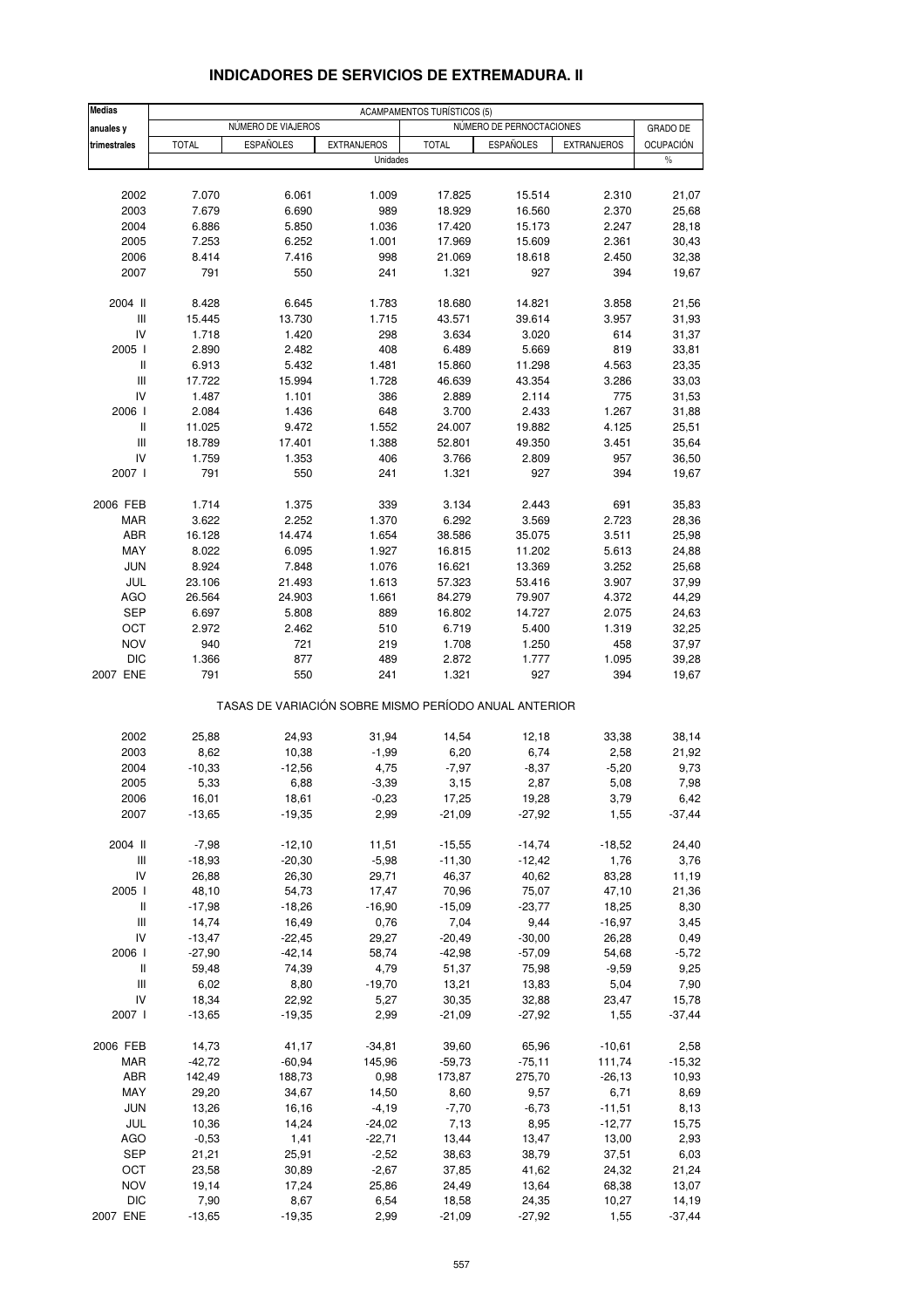# INDICADORES DE SERVICIOS DE EXTREMADURA. II

| Medias anuales y trimestrales | ACAMPAMENTOS TURÍSTICOS (5) | | | | | | |
|---|---|---|---|---|---|---|---|
| | NÚMERO DE VIAJEROS | | | NÚMERO DE PERNOCTACIONES | | | GRADO DE OCUPACIÓN |
| | TOTAL | ESPAÑOLES | EXTRANJEROS | TOTAL | ESPAÑOLES | EXTRANJEROS | |
| | Unidades | | | | | | % |
| 2002 | 7.070 | 6.061 | 1.009 | 17.825 | 15.514 | 2.310 | 21,07 |
| 2003 | 7.679 | 6.690 | 989 | 18.929 | 16.560 | 2.370 | 25,68 |
| 2004 | 6.886 | 5.850 | 1.036 | 17.420 | 15.173 | 2.247 | 28,18 |
| 2005 | 7.253 | 6.252 | 1.001 | 17.969 | 15.609 | 2.361 | 30,43 |
| 2006 | 8.414 | 7.416 | 998 | 21.069 | 18.618 | 2.450 | 32,38 |
| 2007 | 791 | 550 | 241 | 1.321 | 927 | 394 | 19,67 |
| 2004 II | 8.428 | 6.645 | 1.783 | 18.680 | 14.821 | 3.858 | 21,56 |
| III | 15.445 | 13.730 | 1.715 | 43.571 | 39.614 | 3.957 | 31,93 |
| IV | 1.718 | 1.420 | 298 | 3.634 | 3.020 | 614 | 31,37 |
| 2005 I | 2.890 | 2.482 | 408 | 6.489 | 5.669 | 819 | 33,81 |
| II | 6.913 | 5.432 | 1.481 | 15.860 | 11.298 | 4.563 | 23,35 |
| III | 17.722 | 15.994 | 1.728 | 46.639 | 43.354 | 3.286 | 33,03 |
| IV | 1.487 | 1.101 | 386 | 2.889 | 2.114 | 775 | 31,53 |
| 2006 I | 2.084 | 1.436 | 648 | 3.700 | 2.433 | 1.267 | 31,88 |
| II | 11.025 | 9.472 | 1.552 | 24.007 | 19.882 | 4.125 | 25,51 |
| III | 18.789 | 17.401 | 1.388 | 52.801 | 49.350 | 3.451 | 35,64 |
| IV | 1.759 | 1.353 | 406 | 3.766 | 2.809 | 957 | 36,50 |
| 2007 I | 791 | 550 | 241 | 1.321 | 927 | 394 | 19,67 |
| 2006 FEB | 1.714 | 1.375 | 339 | 3.134 | 2.443 | 691 | 35,83 |
| MAR | 3.622 | 2.252 | 1.370 | 6.292 | 3.569 | 2.723 | 28,36 |
| ABR | 16.128 | 14.474 | 1.654 | 38.586 | 35.075 | 3.511 | 25,98 |
| MAY | 8.022 | 6.095 | 1.927 | 16.815 | 11.202 | 5.613 | 24,88 |
| JUN | 8.924 | 7.848 | 1.076 | 16.621 | 13.369 | 3.252 | 25,68 |
| JUL | 23.106 | 21.493 | 1.613 | 57.323 | 53.416 | 3.907 | 37,99 |
| AGO | 26.564 | 24.903 | 1.661 | 84.279 | 79.907 | 4.372 | 44,29 |
| SEP | 6.697 | 5.808 | 889 | 16.802 | 14.727 | 2.075 | 24,63 |
| OCT | 2.972 | 2.462 | 510 | 6.719 | 5.400 | 1.319 | 32,25 |
| NOV | 940 | 721 | 219 | 1.708 | 1.250 | 458 | 37,97 |
| DIC | 1.366 | 877 | 489 | 2.872 | 1.777 | 1.095 | 39,28 |
| 2007 ENE | 791 | 550 | 241 | 1.321 | 927 | 394 | 19,67 |
| | TASAS DE VARIACIÓN SOBRE MISMO PERÍODO ANUAL ANTERIOR | | | | | | |
| 2002 | 25,88 | 24,93 | 31,94 | 14,54 | 12,18 | 33,38 | 38,14 |
| 2003 | 8,62 | 10,38 | -1,99 | 6,20 | 6,74 | 2,58 | 21,92 |
| 2004 | -10,33 | -12,56 | 4,75 | -7,97 | -8,37 | -5,20 | 9,73 |
| 2005 | 5,33 | 6,88 | -3,39 | 3,15 | 2,87 | 5,08 | 7,98 |
| 2006 | 16,01 | 18,61 | -0,23 | 17,25 | 19,28 | 3,79 | 6,42 |
| 2007 | -13,65 | -19,35 | 2,99 | -21,09 | -27,92 | 1,55 | -37,44 |
| 2004 II | -7,98 | -12,10 | 11,51 | -15,55 | -14,74 | -18,52 | 24,40 |
| III | -18,93 | -20,30 | -5,98 | -11,30 | -12,42 | 1,76 | 3,76 |
| IV | 26,88 | 26,30 | 29,71 | 46,37 | 40,62 | 83,28 | 11,19 |
| 2005 I | 48,10 | 54,73 | 17,47 | 70,96 | 75,07 | 47,10 | 21,36 |
| II | -17,98 | -18,26 | -16,90 | -15,09 | -23,77 | 18,25 | 8,30 |
| III | 14,74 | 16,49 | 0,76 | 7,04 | 9,44 | -16,97 | 3,45 |
| IV | -13,47 | -22,45 | 29,27 | -20,49 | -30,00 | 26,28 | 0,49 |
| 2006 I | -27,90 | -42,14 | 58,74 | -42,98 | -57,09 | 54,68 | -5,72 |
| II | 59,48 | 74,39 | 4,79 | 51,37 | 75,98 | -9,59 | 9,25 |
| III | 6,02 | 8,80 | -19,70 | 13,21 | 13,83 | 5,04 | 7,90 |
| IV | 18,34 | 22,92 | 5,27 | 30,35 | 32,88 | 23,47 | 15,78 |
| 2007 I | -13,65 | -19,35 | 2,99 | -21,09 | -27,92 | 1,55 | -37,44 |
| 2006 FEB | 14,73 | 41,17 | -34,81 | 39,60 | 65,96 | -10,61 | 2,58 |
| MAR | -42,72 | -60,94 | 145,96 | -59,73 | -75,11 | 111,74 | -15,32 |
| ABR | 142,49 | 188,73 | 0,98 | 173,87 | 275,70 | -26,13 | 10,93 |
| MAY | 29,20 | 34,67 | 14,50 | 8,60 | 9,57 | 6,71 | 8,69 |
| JUN | 13,26 | 16,16 | -4,19 | -7,70 | -6,73 | -11,51 | 8,13 |
| JUL | 10,36 | 14,24 | -24,02 | 7,13 | 8,95 | -12,77 | 15,75 |
| AGO | -0,53 | 1,41 | -22,71 | 13,44 | 13,47 | 13,00 | 2,93 |
| SEP | 21,21 | 25,91 | -2,52 | 38,63 | 38,79 | 37,51 | 6,03 |
| OCT | 23,58 | 30,89 | -2,67 | 37,85 | 41,62 | 24,32 | 21,24 |
| NOV | 19,14 | 17,24 | 25,86 | 24,49 | 13,64 | 68,38 | 13,07 |
| DIC | 7,90 | 8,67 | 6,54 | 18,58 | 24,35 | 10,27 | 14,19 |
| 2007 ENE | -13,65 | -19,35 | 2,99 | -21,09 | -27,92 | 1,55 | -37,44 |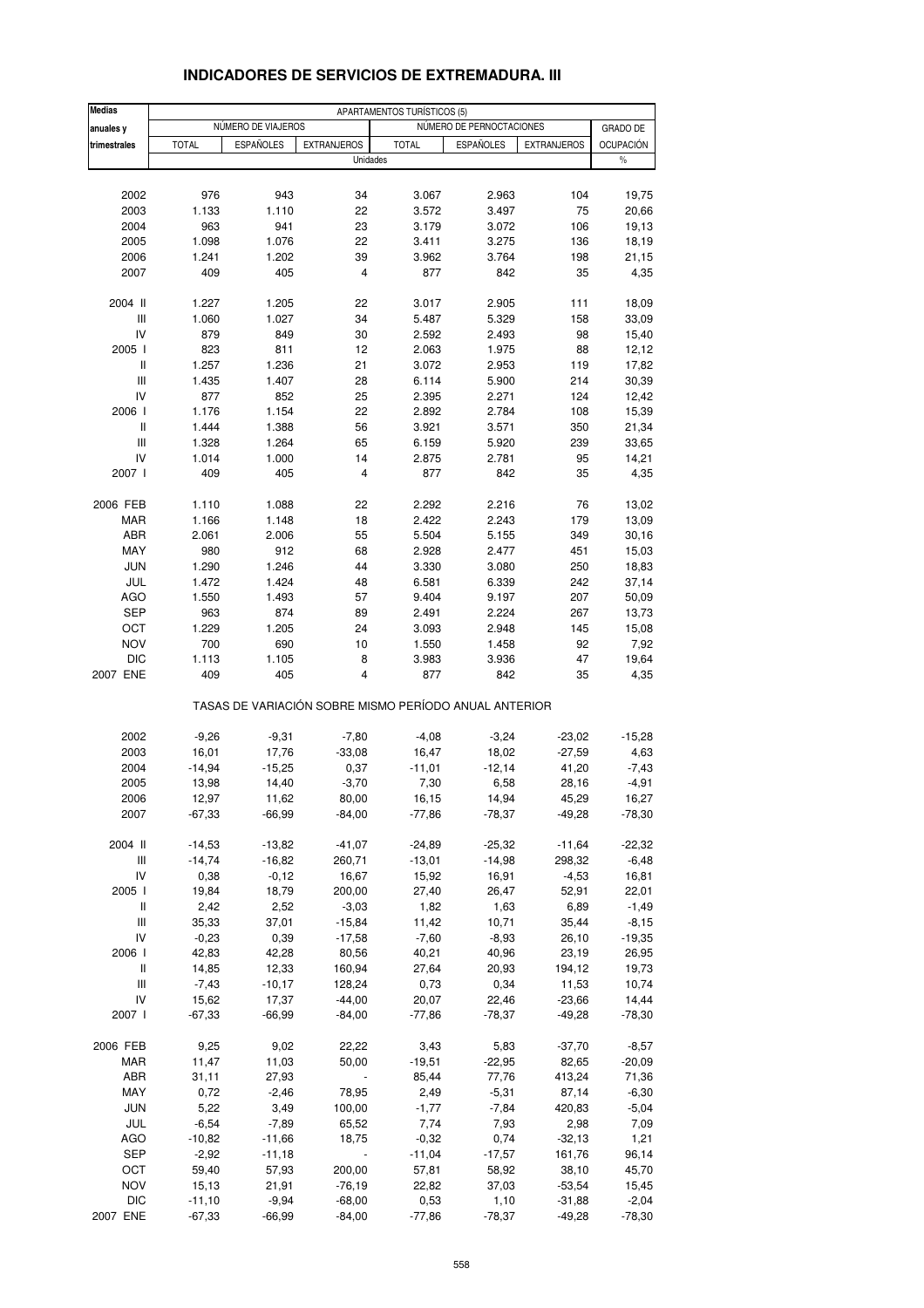# INDICADORES DE SERVICIOS DE EXTREMADURA. III

| Medias anuales y trimestrales | APARTAMENTOS TURÍSTICOS (5) | | | | | | |
|---|---|---|---|---|---|---|---|
| | NÚMERO DE VIAJEROS | | | NÚMERO DE PERNOCTACIONES | | | GRADO DE |
| | TOTAL | ESPAÑOLES | EXTRANJEROS | TOTAL | ESPAÑOLES | EXTRANJEROS | OCUPACIÓN |
| | Unidades | | | | | | % |
| 2002 | 976 | 943 | 34 | 3.067 | 2.963 | 104 | 19,75 |
| 2003 | 1.133 | 1.110 | 22 | 3.572 | 3.497 | 75 | 20,66 |
| 2004 | 963 | 941 | 23 | 3.179 | 3.072 | 106 | 19,13 |
| 2005 | 1.098 | 1.076 | 22 | 3.411 | 3.275 | 136 | 18,19 |
| 2006 | 1.241 | 1.202 | 39 | 3.962 | 3.764 | 198 | 21,15 |
| 2007 | 409 | 405 | 4 | 877 | 842 | 35 | 4,35 |
| 2004 II | 1.227 | 1.205 | 22 | 3.017 | 2.905 | 111 | 18,09 |
| III | 1.060 | 1.027 | 34 | 5.487 | 5.329 | 158 | 33,09 |
| IV | 879 | 849 | 30 | 2.592 | 2.493 | 98 | 15,40 |
| 2005 I | 823 | 811 | 12 | 2.063 | 1.975 | 88 | 12,12 |
| II | 1.257 | 1.236 | 21 | 3.072 | 2.953 | 119 | 17,82 |
| III | 1.435 | 1.407 | 28 | 6.114 | 5.900 | 214 | 30,39 |
| IV | 877 | 852 | 25 | 2.395 | 2.271 | 124 | 12,42 |
| 2006 I | 1.176 | 1.154 | 22 | 2.892 | 2.784 | 108 | 15,39 |
| II | 1.444 | 1.388 | 56 | 3.921 | 3.571 | 350 | 21,34 |
| III | 1.328 | 1.264 | 65 | 6.159 | 5.920 | 239 | 33,65 |
| IV | 1.014 | 1.000 | 14 | 2.875 | 2.781 | 95 | 14,21 |
| 2007 I | 409 | 405 | 4 | 877 | 842 | 35 | 4,35 |
| 2006 FEB | 1.110 | 1.088 | 22 | 2.292 | 2.216 | 76 | 13,02 |
| MAR | 1.166 | 1.148 | 18 | 2.422 | 2.243 | 179 | 13,09 |
| ABR | 2.061 | 2.006 | 55 | 5.504 | 5.155 | 349 | 30,16 |
| MAY | 980 | 912 | 68 | 2.928 | 2.477 | 451 | 15,03 |
| JUN | 1.290 | 1.246 | 44 | 3.330 | 3.080 | 250 | 18,83 |
| JUL | 1.472 | 1.424 | 48 | 6.581 | 6.339 | 242 | 37,14 |
| AGO | 1.550 | 1.493 | 57 | 9.404 | 9.197 | 207 | 50,09 |
| SEP | 963 | 874 | 89 | 2.491 | 2.224 | 267 | 13,73 |
| OCT | 1.229 | 1.205 | 24 | 3.093 | 2.948 | 145 | 15,08 |
| NOV | 700 | 690 | 10 | 1.550 | 1.458 | 92 | 7,92 |
| DIC | 1.113 | 1.105 | 8 | 3.983 | 3.936 | 47 | 19,64 |
| 2007 ENE | 409 | 405 | 4 | 877 | 842 | 35 | 4,35 |
| | TASAS DE VARIACIÓN SOBRE MISMO PERÍODO ANUAL ANTERIOR | | | | | | |
| 2002 | -9,26 | -9,31 | -7,80 | -4,08 | -3,24 | -23,02 | -15,28 |
| 2003 | 16,01 | 17,76 | -33,08 | 16,47 | 18,02 | -27,59 | 4,63 |
| 2004 | -14,94 | -15,25 | 0,37 | -11,01 | -12,14 | 41,20 | -7,43 |
| 2005 | 13,98 | 14,40 | -3,70 | 7,30 | 6,58 | 28,16 | -4,91 |
| 2006 | 12,97 | 11,62 | 80,00 | 16,15 | 14,94 | 45,29 | 16,27 |
| 2007 | -67,33 | -66,99 | -84,00 | -77,86 | -78,37 | -49,28 | -78,30 |
| 2004 II | -14,53 | -13,82 | -41,07 | -24,89 | -25,32 | -11,64 | -22,32 |
| III | -14,74 | -16,82 | 260,71 | -13,01 | -14,98 | 298,32 | -6,48 |
| IV | 0,38 | -0,12 | 16,67 | 15,92 | 16,91 | -4,53 | 16,81 |
| 2005 I | 19,84 | 18,79 | 200,00 | 27,40 | 26,47 | 52,91 | 22,01 |
| II | 2,42 | 2,52 | -3,03 | 1,82 | 1,63 | 6,89 | -1,49 |
| III | 35,33 | 37,01 | -15,84 | 11,42 | 10,71 | 35,44 | -8,15 |
| IV | -0,23 | 0,39 | -17,58 | -7,60 | -8,93 | 26,10 | -19,35 |
| 2006 I | 42,83 | 42,28 | 80,56 | 40,21 | 40,96 | 23,19 | 26,95 |
| II | 14,85 | 12,33 | 160,94 | 27,64 | 20,93 | 194,12 | 19,73 |
| III | -7,43 | -10,17 | 128,24 | 0,73 | 0,34 | 11,53 | 10,74 |
| IV | 15,62 | 17,37 | -44,00 | 20,07 | 22,46 | -23,66 | 14,44 |
| 2007 I | -67,33 | -66,99 | -84,00 | -77,86 | -78,37 | -49,28 | -78,30 |
| 2006 FEB | 9,25 | 9,02 | 22,22 | 3,43 | 5,83 | -37,70 | -8,57 |
| MAR | 11,47 | 11,03 | 50,00 | -19,51 | -22,95 | 82,65 | -20,09 |
| ABR | 31,11 | 27,93 | - | 85,44 | 77,76 | 413,24 | 71,36 |
| MAY | 0,72 | -2,46 | 78,95 | 2,49 | -5,31 | 87,14 | -6,30 |
| JUN | 5,22 | 3,49 | 100,00 | -1,77 | -7,84 | 420,83 | -5,04 |
| JUL | -6,54 | -7,89 | 65,52 | 7,74 | 7,93 | 2,98 | 7,09 |
| AGO | -10,82 | -11,66 | 18,75 | -0,32 | 0,74 | -32,13 | 1,21 |
| SEP | -2,92 | -11,18 | - | -11,04 | -17,57 | 161,76 | 96,14 |
| OCT | 59,40 | 57,93 | 200,00 | 57,81 | 58,92 | 38,10 | 45,70 |
| NOV | 15,13 | 21,91 | -76,19 | 22,82 | 37,03 | -53,54 | 15,45 |
| DIC | -11,10 | -9,94 | -68,00 | 0,53 | 1,10 | -31,88 | -2,04 |
| 2007 ENE | -67,33 | -66,99 | -84,00 | -77,86 | -78,37 | -49,28 | -78,30 |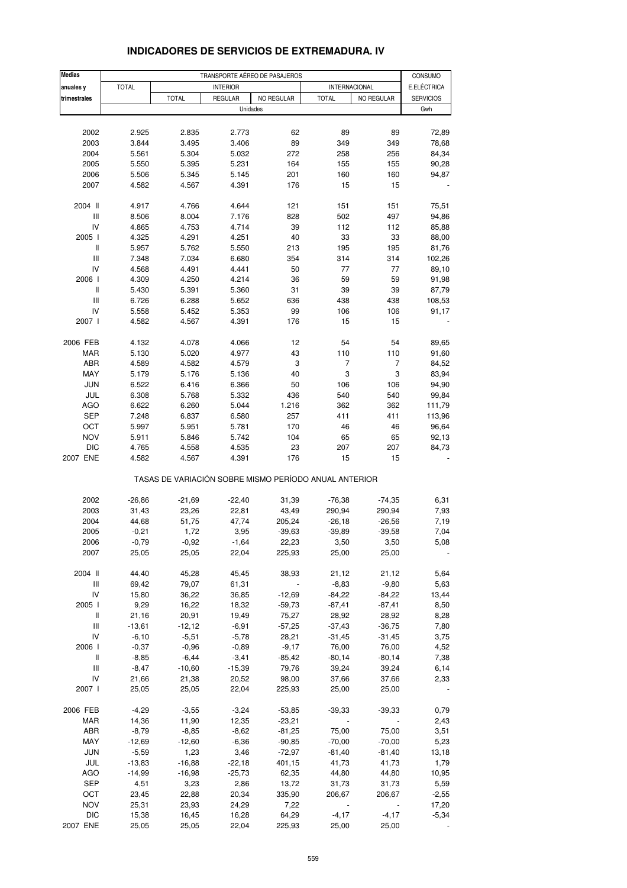## INDICADORES DE SERVICIOS DE EXTREMADURA. IV

| Medias anuales y trimestrales | TRANSPORTE AÉREO DE PASAJEROS | | | | | | CONSUMO E.ELÉCTRICA |
|---|---|---|---|---|---|---|---|
| | TOTAL | INTERIOR | | | INTERNACIONAL | | SERVICIOS |
| | | TOTAL | REGULAR | NO REGULAR | TOTAL | NO REGULAR | |
| | Unidades | | | | | | Gwh |
| 2002 | 2.925 | 2.835 | 2.773 | 62 | 89 | 89 | 72,89 |
| 2003 | 3.844 | 3.495 | 3.406 | 89 | 349 | 349 | 78,68 |
| 2004 | 5.561 | 5.304 | 5.032 | 272 | 258 | 256 | 84,34 |
| 2005 | 5.550 | 5.395 | 5.231 | 164 | 155 | 155 | 90,28 |
| 2006 | 5.506 | 5.345 | 5.145 | 201 | 160 | 160 | 94,87 |
| 2007 | 4.582 | 4.567 | 4.391 | 176 | 15 | 15 | - |
| 2004 II | 4.917 | 4.766 | 4.644 | 121 | 151 | 151 | 75,51 |
| III | 8.506 | 8.004 | 7.176 | 828 | 502 | 497 | 94,86 |
| IV | 4.865 | 4.753 | 4.714 | 39 | 112 | 112 | 85,88 |
| 2005 I | 4.325 | 4.291 | 4.251 | 40 | 33 | 33 | 88,00 |
| II | 5.957 | 5.762 | 5.550 | 213 | 195 | 195 | 81,76 |
| III | 7.348 | 7.034 | 6.680 | 354 | 314 | 314 | 102,26 |
| IV | 4.568 | 4.491 | 4.441 | 50 | 77 | 77 | 89,10 |
| 2006 I | 4.309 | 4.250 | 4.214 | 36 | 59 | 59 | 91,98 |
| II | 5.430 | 5.391 | 5.360 | 31 | 39 | 39 | 87,79 |
| III | 6.726 | 6.288 | 5.652 | 636 | 438 | 438 | 108,53 |
| IV | 5.558 | 5.452 | 5.353 | 99 | 106 | 106 | 91,17 |
| 2007 I | 4.582 | 4.567 | 4.391 | 176 | 15 | 15 | - |
| 2006 FEB | 4.132 | 4.078 | 4.066 | 12 | 54 | 54 | 89,65 |
| MAR | 5.130 | 5.020 | 4.977 | 43 | 110 | 110 | 91,60 |
| ABR | 4.589 | 4.582 | 4.579 | 3 | 7 | 7 | 84,52 |
| MAY | 5.179 | 5.176 | 5.136 | 40 | 3 | 3 | 83,94 |
| JUN | 6.522 | 6.416 | 6.366 | 50 | 106 | 106 | 94,90 |
| JUL | 6.308 | 5.768 | 5.332 | 436 | 540 | 540 | 99,84 |
| AGO | 6.622 | 6.260 | 5.044 | 1.216 | 362 | 362 | 111,79 |
| SEP | 7.248 | 6.837 | 6.580 | 257 | 411 | 411 | 113,96 |
| OCT | 5.997 | 5.951 | 5.781 | 170 | 46 | 46 | 96,64 |
| NOV | 5.911 | 5.846 | 5.742 | 104 | 65 | 65 | 92,13 |
| DIC | 4.765 | 4.558 | 4.535 | 23 | 207 | 207 | 84,73 |
| 2007 ENE | 4.582 | 4.567 | 4.391 | 176 | 15 | 15 | - |
| | TASAS DE VARIACIÓN SOBRE MISMO PERÍODO ANUAL ANTERIOR | | | | | | |
| 2002 | -26,86 | -21,69 | -22,40 | 31,39 | -76,38 | -74,35 | 6,31 |
| 2003 | 31,43 | 23,26 | 22,81 | 43,49 | 290,94 | 290,94 | 7,93 |
| 2004 | 44,68 | 51,75 | 47,74 | 205,24 | -26,18 | -26,56 | 7,19 |
| 2005 | -0,21 | 1,72 | 3,95 | -39,63 | -39,89 | -39,58 | 7,04 |
| 2006 | -0,79 | -0,92 | -1,64 | 22,23 | 3,50 | 3,50 | 5,08 |
| 2007 | 25,05 | 25,05 | 22,04 | 225,93 | 25,00 | 25,00 | - |
| 2004 II | 44,40 | 45,28 | 45,45 | 38,93 | 21,12 | 21,12 | 5,64 |
| III | 69,42 | 79,07 | 61,31 | - | -8,83 | -9,80 | 5,63 |
| IV | 15,80 | 36,22 | 36,85 | -12,69 | -84,22 | -84,22 | 13,44 |
| 2005 I | 9,29 | 16,22 | 18,32 | -59,73 | -87,41 | -87,41 | 8,50 |
| II | 21,16 | 20,91 | 19,49 | 75,27 | 28,92 | 28,92 | 8,28 |
| III | -13,61 | -12,12 | -6,91 | -57,25 | -37,43 | -36,75 | 7,80 |
| IV | -6,10 | -5,51 | -5,78 | 28,21 | -31,45 | -31,45 | 3,75 |
| 2006 I | -0,37 | -0,96 | -0,89 | -9,17 | 76,00 | 76,00 | 4,52 |
| II | -8,85 | -6,44 | -3,41 | -85,42 | -80,14 | -80,14 | 7,38 |
| III | -8,47 | -10,60 | -15,39 | 79,76 | 39,24 | 39,24 | 6,14 |
| IV | 21,66 | 21,38 | 20,52 | 98,00 | 37,66 | 37,66 | 2,33 |
| 2007 I | 25,05 | 25,05 | 22,04 | 225,93 | 25,00 | 25,00 | - |
| 2006 FEB | -4,29 | -3,55 | -3,24 | -53,85 | -39,33 | -39,33 | 0,79 |
| MAR | 14,36 | 11,90 | 12,35 | -23,21 | - | - | 2,43 |
| ABR | -8,79 | -8,85 | -8,62 | -81,25 | 75,00 | 75,00 | 3,51 |
| MAY | -12,69 | -12,60 | -6,36 | -90,85 | -70,00 | -70,00 | 5,23 |
| JUN | -5,59 | 1,23 | 3,46 | -72,97 | -81,40 | -81,40 | 13,18 |
| JUL | -13,83 | -16,88 | -22,18 | 401,15 | 41,73 | 41,73 | 1,79 |
| AGO | -14,99 | -16,98 | -25,73 | 62,35 | 44,80 | 44,80 | 10,95 |
| SEP | 4,51 | 3,23 | 2,86 | 13,72 | 31,73 | 31,73 | 5,59 |
| OCT | 23,45 | 22,88 | 20,34 | 335,90 | 206,67 | 206,67 | -2,55 |
| NOV | 25,31 | 23,93 | 24,29 | 7,22 | - | - | 17,20 |
| DIC | 15,38 | 16,45 | 16,28 | 64,29 | -4,17 | -4,17 | -5,34 |
| 2007 ENE | 25,05 | 25,05 | 22,04 | 225,93 | 25,00 | 25,00 | - |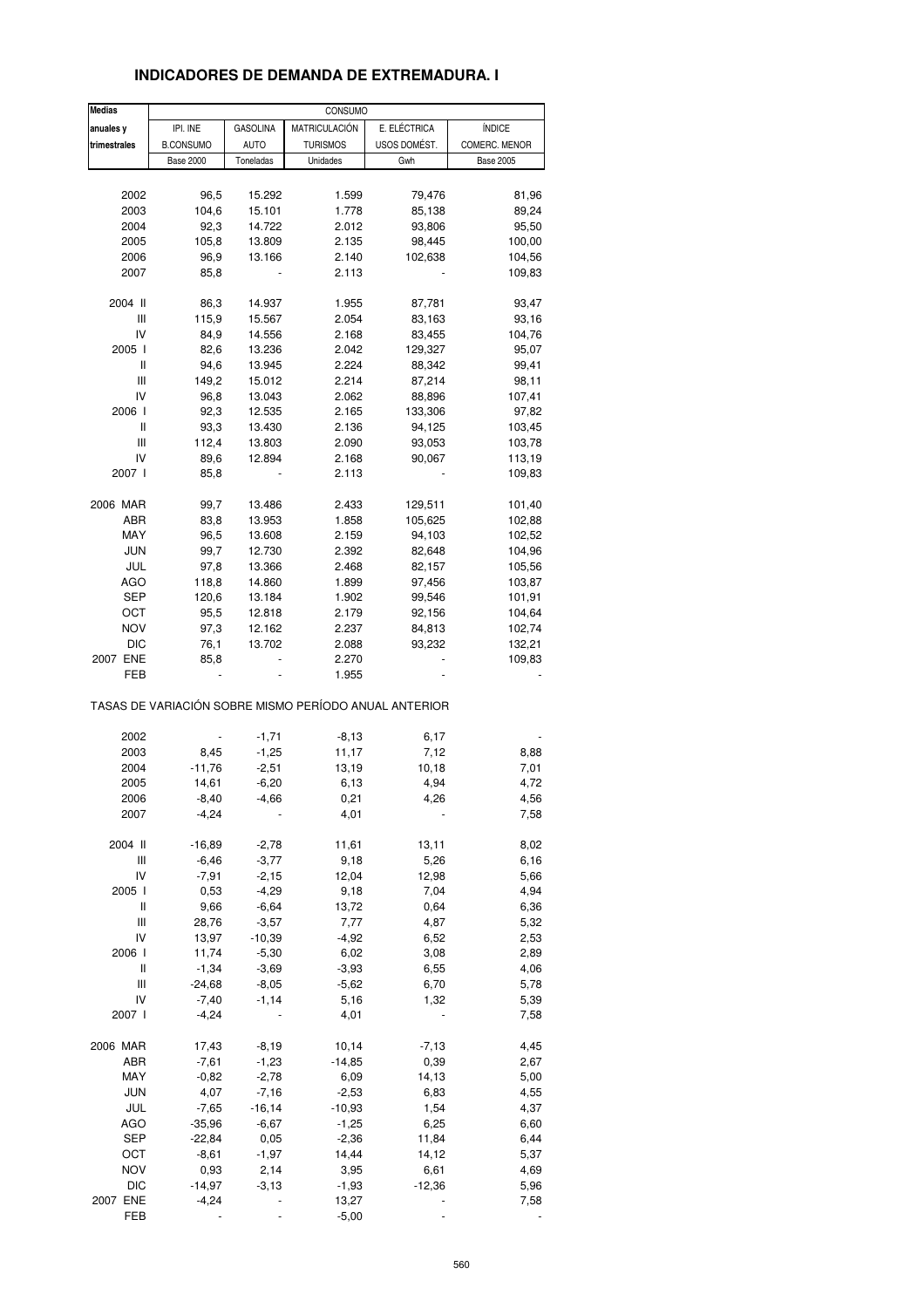## INDICADORES DE DEMANDA DE EXTREMADURA. I

| Medias anuales y trimestrales | CONSUMO | | | | |
|---|---|---|---|---|---|
| | IPI. INE B.CONSUMO | GASOLINA AUTO | MATRICULACIÓN TURISMOS | E. ELÉCTRICA USOS DOMÉST. | ÍNDICE COMERC. MENOR |
| | Base 2000 | Toneladas | Unidades | Gwh | Base 2005 |
| 2002 | 96,5 | 15.292 | 1.599 | 79,476 | 81,96 |
| 2003 | 104,6 | 15.101 | 1.778 | 85,138 | 89,24 |
| 2004 | 92,3 | 14.722 | 2.012 | 93,806 | 95,50 |
| 2005 | 105,8 | 13.809 | 2.135 | 98,445 | 100,00 |
| 2006 | 96,9 | 13.166 | 2.140 | 102,638 | 104,56 |
| 2007 | 85,8 | - | 2.113 | - | 109,83 |
| 2004 II | 86,3 | 14.937 | 1.955 | 87,781 | 93,47 |
| III | 115,9 | 15.567 | 2.054 | 83,163 | 93,16 |
| IV | 84,9 | 14.556 | 2.168 | 83,455 | 104,76 |
| 2005 I | 82,6 | 13.236 | 2.042 | 129,327 | 95,07 |
| II | 94,6 | 13.945 | 2.224 | 88,342 | 99,41 |
| III | 149,2 | 15.012 | 2.214 | 87,214 | 98,11 |
| IV | 96,8 | 13.043 | 2.062 | 88,896 | 107,41 |
| 2006 I | 92,3 | 12.535 | 2.165 | 133,306 | 97,82 |
| II | 93,3 | 13.430 | 2.136 | 94,125 | 103,45 |
| III | 112,4 | 13.803 | 2.090 | 93,053 | 103,78 |
| IV | 89,6 | 12.894 | 2.168 | 90,067 | 113,19 |
| 2007 I | 85,8 | - | 2.113 | - | 109,83 |
| 2006 MAR | 99,7 | 13.486 | 2.433 | 129,511 | 101,40 |
| ABR | 83,8 | 13.953 | 1.858 | 105,625 | 102,88 |
| MAY | 96,5 | 13.608 | 2.159 | 94,103 | 102,52 |
| JUN | 99,7 | 12.730 | 2.392 | 82,648 | 104,96 |
| JUL | 97,8 | 13.366 | 2.468 | 82,157 | 105,56 |
| AGO | 118,8 | 14.860 | 1.899 | 97,456 | 103,87 |
| SEP | 120,6 | 13.184 | 1.902 | 99,546 | 101,91 |
| OCT | 95,5 | 12.818 | 2.179 | 92,156 | 104,64 |
| NOV | 97,3 | 12.162 | 2.237 | 84,813 | 102,74 |
| DIC | 76,1 | 13.702 | 2.088 | 93,232 | 132,21 |
| 2007 ENE | 85,8 | - | 2.270 | - | 109,83 |
| FEB | - | - | 1.955 | - | - |

TASAS DE VARIACIÓN SOBRE MISMO PERÍODO ANUAL ANTERIOR

| | IPI. INE B.CONSUMO | GASOLINA AUTO | MATRICULACIÓN TURISMOS | E. ELÉCTRICA USOS DOMÉST. | ÍNDICE COMERC. MENOR |
|---|---|---|---|---|---|
| 2002 | - | -1,71 | -8,13 | 6,17 | - |
| 2003 | 8,45 | -1,25 | 11,17 | 7,12 | 8,88 |
| 2004 | -11,76 | -2,51 | 13,19 | 10,18 | 7,01 |
| 2005 | 14,61 | -6,20 | 6,13 | 4,94 | 4,72 |
| 2006 | -8,40 | -4,66 | 0,21 | 4,26 | 4,56 |
| 2007 | -4,24 | - | 4,01 | - | 7,58 |
| 2004 II | -16,89 | -2,78 | 11,61 | 13,11 | 8,02 |
| III | -6,46 | -3,77 | 9,18 | 5,26 | 6,16 |
| IV | -7,91 | -2,15 | 12,04 | 12,98 | 5,66 |
| 2005 I | 0,53 | -4,29 | 9,18 | 7,04 | 4,94 |
| II | 9,66 | -6,64 | 13,72 | 0,64 | 6,36 |
| III | 28,76 | -3,57 | 7,77 | 4,87 | 5,32 |
| IV | 13,97 | -10,39 | -4,92 | 6,52 | 2,53 |
| 2006 I | 11,74 | -5,30 | 6,02 | 3,08 | 2,89 |
| II | -1,34 | -3,69 | -3,93 | 6,55 | 4,06 |
| III | -24,68 | -8,05 | -5,62 | 6,70 | 5,78 |
| IV | -7,40 | -1,14 | 5,16 | 1,32 | 5,39 |
| 2007 I | -4,24 | - | 4,01 | - | 7,58 |
| 2006 MAR | 17,43 | -8,19 | 10,14 | -7,13 | 4,45 |
| ABR | -7,61 | -1,23 | -14,85 | 0,39 | 2,67 |
| MAY | -0,82 | -2,78 | 6,09 | 14,13 | 5,00 |
| JUN | 4,07 | -7,16 | -2,53 | 6,83 | 4,55 |
| JUL | -7,65 | -16,14 | -10,93 | 1,54 | 4,37 |
| AGO | -35,96 | -6,67 | -1,25 | 6,25 | 6,60 |
| SEP | -22,84 | 0,05 | -2,36 | 11,84 | 6,44 |
| OCT | -8,61 | -1,97 | 14,44 | 14,12 | 5,37 |
| NOV | 0,93 | 2,14 | 3,95 | 6,61 | 4,69 |
| DIC | -14,97 | -3,13 | -1,93 | -12,36 | 5,96 |
| 2007 ENE | -4,24 | - | 13,27 | - | 7,58 |
| FEB | - | - | -5,00 | - | - |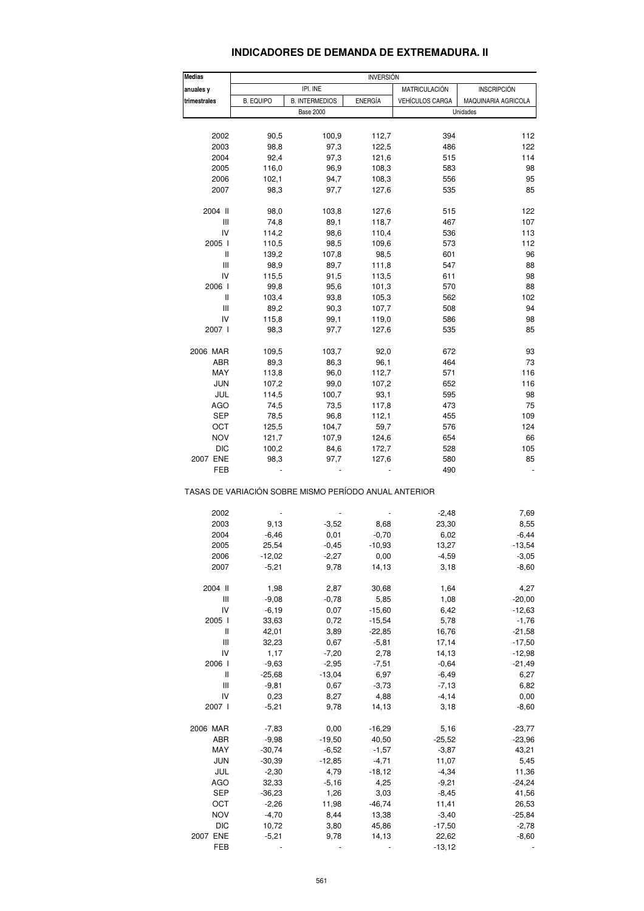# INDICADORES DE DEMANDA DE EXTREMADURA. II

| Medias anuales y trimestrales | INVERSIÓN | | | | |
|---|---|---|---|---|---|
| | IPI. INE | | | MATRICULACIÓN | INSCRIPCIÓN |
| | B. EQUIPO | B. INTERMEDIOS | ENERGÍA | VEHÍCULOS CARGA | MAQUINARIA AGRICOLA |
| | Base 2000 | | | Unidades | |
| 2002 | 90,5 | 100,9 | 112,7 | 394 | 112 |
| 2003 | 98,8 | 97,3 | 122,5 | 486 | 122 |
| 2004 | 92,4 | 97,3 | 121,6 | 515 | 114 |
| 2005 | 116,0 | 96,9 | 108,3 | 583 | 98 |
| 2006 | 102,1 | 94,7 | 108,3 | 556 | 95 |
| 2007 | 98,3 | 97,7 | 127,6 | 535 | 85 |
| 2004 II | 98,0 | 103,8 | 127,6 | 515 | 122 |
| III | 74,8 | 89,1 | 118,7 | 467 | 107 |
| IV | 114,2 | 98,6 | 110,4 | 536 | 113 |
| 2005 I | 110,5 | 98,5 | 109,6 | 573 | 112 |
| II | 139,2 | 107,8 | 98,5 | 601 | 96 |
| III | 98,9 | 89,7 | 111,8 | 547 | 88 |
| IV | 115,5 | 91,5 | 113,5 | 611 | 98 |
| 2006 I | 99,8 | 95,6 | 101,3 | 570 | 88 |
| II | 103,4 | 93,8 | 105,3 | 562 | 102 |
| III | 89,2 | 90,3 | 107,7 | 508 | 94 |
| IV | 115,8 | 99,1 | 119,0 | 586 | 98 |
| 2007 I | 98,3 | 97,7 | 127,6 | 535 | 85 |
| 2006 MAR | 109,5 | 103,7 | 92,0 | 672 | 93 |
| ABR | 89,3 | 86,3 | 96,1 | 464 | 73 |
| MAY | 113,8 | 96,0 | 112,7 | 571 | 116 |
| JUN | 107,2 | 99,0 | 107,2 | 652 | 116 |
| JUL | 114,5 | 100,7 | 93,1 | 595 | 98 |
| AGO | 74,5 | 73,5 | 117,8 | 473 | 75 |
| SEP | 78,5 | 96,8 | 112,1 | 455 | 109 |
| OCT | 125,5 | 104,7 | 59,7 | 576 | 124 |
| NOV | 121,7 | 107,9 | 124,6 | 654 | 66 |
| DIC | 100,2 | 84,6 | 172,7 | 528 | 105 |
| 2007 ENE | 98,3 | 97,7 | 127,6 | 580 | 85 |
| FEB | - | - | - | 490 | - |

TASAS DE VARIACIÓN SOBRE MISMO PERÍODO ANUAL ANTERIOR

| Medias anuales y trimestrales | B. EQUIPO | B. INTERMEDIOS | ENERGÍA | VEHÍCULOS CARGA | MAQUINARIA AGRICOLA |
|---|---|---|---|---|---|
| 2002 | - | - | - | -2,48 | 7,69 |
| 2003 | 9,13 | -3,52 | 8,68 | 23,30 | 8,55 |
| 2004 | -6,46 | 0,01 | -0,70 | 6,02 | -6,44 |
| 2005 | 25,54 | -0,45 | -10,93 | 13,27 | -13,54 |
| 2006 | -12,02 | -2,27 | 0,00 | -4,59 | -3,05 |
| 2007 | -5,21 | 9,78 | 14,13 | 3,18 | -8,60 |
| 2004 II | 1,98 | 2,87 | 30,68 | 1,64 | 4,27 |
| III | -9,08 | -0,78 | 5,85 | 1,08 | -20,00 |
| IV | -6,19 | 0,07 | -15,60 | 6,42 | -12,63 |
| 2005 I | 33,63 | 0,72 | -15,54 | 5,78 | -1,76 |
| II | 42,01 | 3,89 | -22,85 | 16,76 | -21,58 |
| III | 32,23 | 0,67 | -5,81 | 17,14 | -17,50 |
| IV | 1,17 | -7,20 | 2,78 | 14,13 | -12,98 |
| 2006 I | -9,63 | -2,95 | -7,51 | -0,64 | -21,49 |
| II | -25,68 | -13,04 | 6,97 | -6,49 | 6,27 |
| III | -9,81 | 0,67 | -3,73 | -7,13 | 6,82 |
| IV | 0,23 | 8,27 | 4,88 | -4,14 | 0,00 |
| 2007 I | -5,21 | 9,78 | 14,13 | 3,18 | -8,60 |
| 2006 MAR | -7,83 | 0,00 | -16,29 | 5,16 | -23,77 |
| ABR | -9,98 | -19,50 | 40,50 | -25,52 | -23,96 |
| MAY | -30,74 | -6,52 | -1,57 | -3,87 | 43,21 |
| JUN | -30,39 | -12,85 | -4,71 | 11,07 | 5,45 |
| JUL | -2,30 | 4,79 | -18,12 | -4,34 | 11,36 |
| AGO | 32,33 | -5,16 | 4,25 | -9,21 | -24,24 |
| SEP | -36,23 | 1,26 | 3,03 | -8,45 | 41,56 |
| OCT | -2,26 | 11,98 | -46,74 | 11,41 | 26,53 |
| NOV | -4,70 | 8,44 | 13,38 | -3,40 | -25,84 |
| DIC | 10,72 | 3,80 | 45,86 | -17,50 | -2,78 |
| 2007 ENE | -5,21 | 9,78 | 14,13 | 22,62 | -8,60 |
| FEB | - | - | - | -13,12 | - |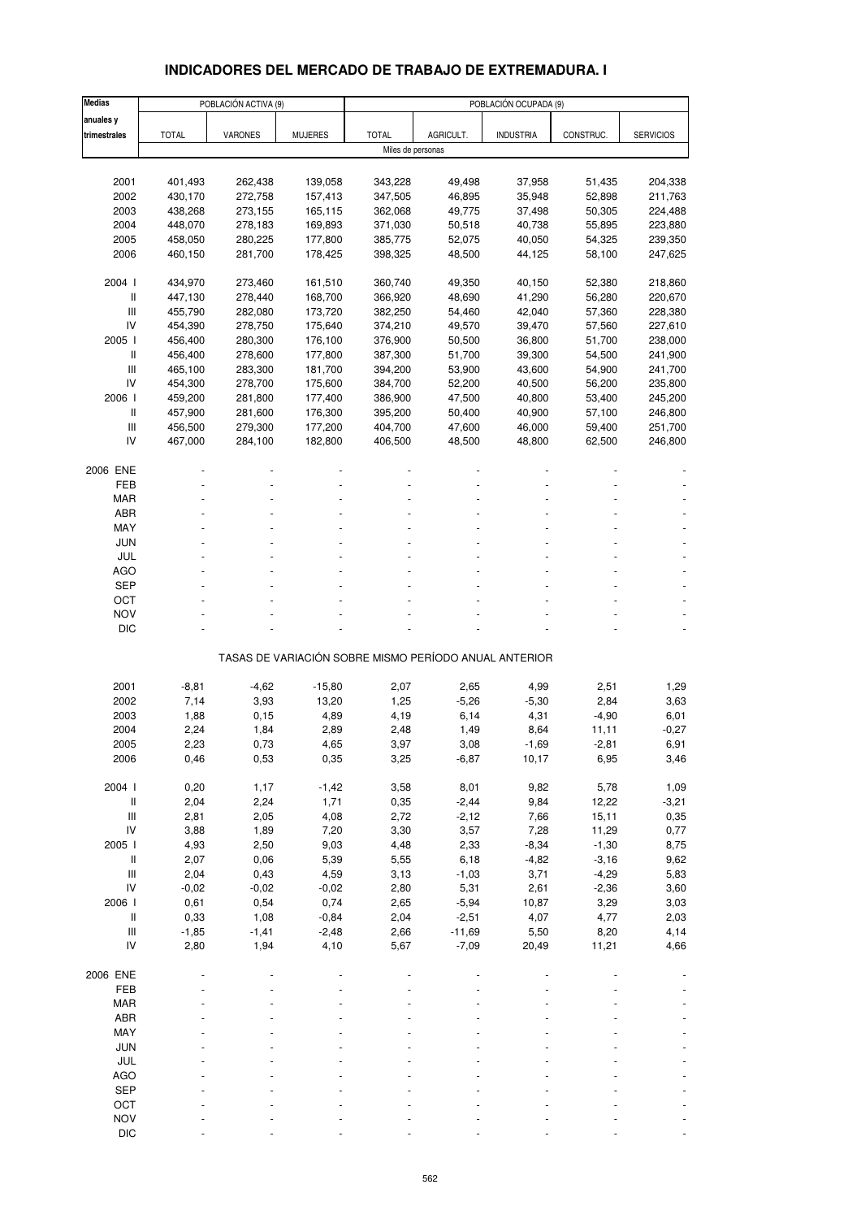# INDICADORES DEL MERCADO DE TRABAJO DE EXTREMADURA. I

| Medias anuales y trimestrales | POBLACIÓN ACTIVA (9) | | | POBLACIÓN OCUPADA (9) | | | | |
|---|---|---|---|---|---|---|---|---|
| | TOTAL | VARONES | MUJERES | TOTAL | AGRICULT. | INDUSTRIA | CONSTRUC. | SERVICIOS |
| | Miles de personas | | | | | | | |
| 2001 | 401,493 | 262,438 | 139,058 | 343,228 | 49,498 | 37,958 | 51,435 | 204,338 |
| 2002 | 430,170 | 272,758 | 157,413 | 347,505 | 46,895 | 35,948 | 52,898 | 211,763 |
| 2003 | 438,268 | 273,155 | 165,115 | 362,068 | 49,775 | 37,498 | 50,305 | 224,488 |
| 2004 | 448,070 | 278,183 | 169,893 | 371,030 | 50,518 | 40,738 | 55,895 | 223,880 |
| 2005 | 458,050 | 280,225 | 177,800 | 385,775 | 52,075 | 40,050 | 54,325 | 239,350 |
| 2006 | 460,150 | 281,700 | 178,425 | 398,325 | 48,500 | 44,125 | 58,100 | 247,625 |
| 2004 I | 434,970 | 273,460 | 161,510 | 360,740 | 49,350 | 40,150 | 52,380 | 218,860 |
| II | 447,130 | 278,440 | 168,700 | 366,920 | 48,690 | 41,290 | 56,280 | 220,670 |
| III | 455,790 | 282,080 | 173,720 | 382,250 | 54,460 | 42,040 | 57,360 | 228,380 |
| IV | 454,390 | 278,750 | 175,640 | 374,210 | 49,570 | 39,470 | 57,560 | 227,610 |
| 2005 I | 456,400 | 280,300 | 176,100 | 376,900 | 50,500 | 36,800 | 51,700 | 238,000 |
| II | 456,400 | 278,600 | 177,800 | 387,300 | 51,700 | 39,300 | 54,500 | 241,900 |
| III | 465,100 | 283,300 | 181,700 | 394,200 | 53,900 | 43,600 | 54,900 | 241,700 |
| IV | 454,300 | 278,700 | 175,600 | 384,700 | 52,200 | 40,500 | 56,200 | 235,800 |
| 2006 I | 459,200 | 281,800 | 177,400 | 386,900 | 47,500 | 40,800 | 53,400 | 245,200 |
| II | 457,900 | 281,600 | 176,300 | 395,200 | 50,400 | 40,900 | 57,100 | 246,800 |
| III | 456,500 | 279,300 | 177,200 | 404,700 | 47,600 | 46,000 | 59,400 | 251,700 |
| IV | 467,000 | 284,100 | 182,800 | 406,500 | 48,500 | 48,800 | 62,500 | 246,800 |
| 2006 ENE | - | - | - | - | - | - | - | - |
| FEB | - | - | - | - | - | - | - | - |
| MAR | - | - | - | - | - | - | - | - |
| ABR | - | - | - | - | - | - | - | - |
| MAY | - | - | - | - | - | - | - | - |
| JUN | - | - | - | - | - | - | - | - |
| JUL | - | - | - | - | - | - | - | - |
| AGO | - | - | - | - | - | - | - | - |
| SEP | - | - | - | - | - | - | - | - |
| OCT | - | - | - | - | - | - | - | - |
| NOV | - | - | - | - | - | - | - | - |
| DIC | - | - | - | - | - | - | - | - |
| | TASAS DE VARIACIÓN SOBRE MISMO PERÍODO ANUAL ANTERIOR | | | | | | | |
| 2001 | -8,81 | -4,62 | -15,80 | 2,07 | 2,65 | 4,99 | 2,51 | 1,29 |
| 2002 | 7,14 | 3,93 | 13,20 | 1,25 | -5,26 | -5,30 | 2,84 | 3,63 |
| 2003 | 1,88 | 0,15 | 4,89 | 4,19 | 6,14 | 4,31 | -4,90 | 6,01 |
| 2004 | 2,24 | 1,84 | 2,89 | 2,48 | 1,49 | 8,64 | 11,11 | -0,27 |
| 2005 | 2,23 | 0,73 | 4,65 | 3,97 | 3,08 | -1,69 | -2,81 | 6,91 |
| 2006 | 0,46 | 0,53 | 0,35 | 3,25 | -6,87 | 10,17 | 6,95 | 3,46 |
| 2004 I | 0,20 | 1,17 | -1,42 | 3,58 | 8,01 | 9,82 | 5,78 | 1,09 |
| II | 2,04 | 2,24 | 1,71 | 0,35 | -2,44 | 9,84 | 12,22 | -3,21 |
| III | 2,81 | 2,05 | 4,08 | 2,72 | -2,12 | 7,66 | 15,11 | 0,35 |
| IV | 3,88 | 1,89 | 7,20 | 3,30 | 3,57 | 7,28 | 11,29 | 0,77 |
| 2005 I | 4,93 | 2,50 | 9,03 | 4,48 | 2,33 | -8,34 | -1,30 | 8,75 |
| II | 2,07 | 0,06 | 5,39 | 5,55 | 6,18 | -4,82 | -3,16 | 9,62 |
| III | 2,04 | 0,43 | 4,59 | 3,13 | -1,03 | 3,71 | -4,29 | 5,83 |
| IV | -0,02 | -0,02 | -0,02 | 2,80 | 5,31 | 2,61 | -2,36 | 3,60 |
| 2006 I | 0,61 | 0,54 | 0,74 | 2,65 | -5,94 | 10,87 | 3,29 | 3,03 |
| II | 0,33 | 1,08 | -0,84 | 2,04 | -2,51 | 4,07 | 4,77 | 2,03 |
| III | -1,85 | -1,41 | -2,48 | 2,66 | -11,69 | 5,50 | 8,20 | 4,14 |
| IV | 2,80 | 1,94 | 4,10 | 5,67 | -7,09 | 20,49 | 11,21 | 4,66 |
| 2006 ENE | - | - | - | - | - | - | - | - |
| FEB | - | - | - | - | - | - | - | - |
| MAR | - | - | - | - | - | - | - | - |
| ABR | - | - | - | - | - | - | - | - |
| MAY | - | - | - | - | - | - | - | - |
| JUN | - | - | - | - | - | - | - | - |
| JUL | - | - | - | - | - | - | - | - |
| AGO | - | - | - | - | - | - | - | - |
| SEP | - | - | - | - | - | - | - | - |
| OCT | - | - | - | - | - | - | - | - |
| NOV | - | - | - | - | - | - | - | - |
| DIC | - | - | - | - | - | - | - | - |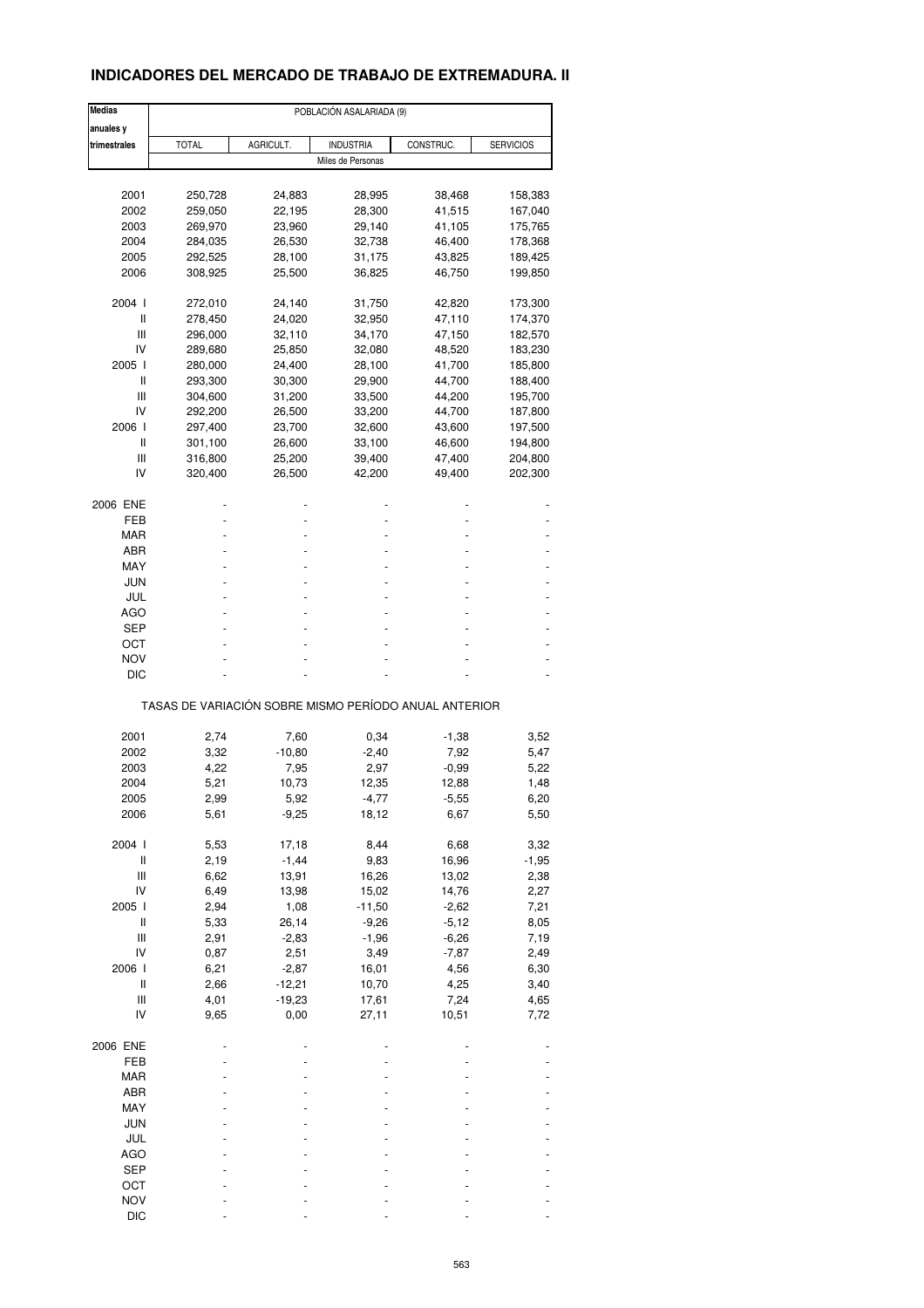## INDICADORES DEL MERCADO DE TRABAJO DE EXTREMADURA. II

| Medias anuales y trimestrales | POBLACIÓN ASALARIADA (9) | | | | |
|---|---|---|---|---|---|
| | TOTAL | AGRICULT. | INDUSTRIA | CONSTRUC. | SERVICIOS |
| | Miles de Personas | | | | |
| 2001 | 250,728 | 24,883 | 28,995 | 38,468 | 158,383 |
| 2002 | 259,050 | 22,195 | 28,300 | 41,515 | 167,040 |
| 2003 | 269,970 | 23,960 | 29,140 | 41,105 | 175,765 |
| 2004 | 284,035 | 26,530 | 32,738 | 46,400 | 178,368 |
| 2005 | 292,525 | 28,100 | 31,175 | 43,825 | 189,425 |
| 2006 | 308,925 | 25,500 | 36,825 | 46,750 | 199,850 |
| 2004 I | 272,010 | 24,140 | 31,750 | 42,820 | 173,300 |
| II | 278,450 | 24,020 | 32,950 | 47,110 | 174,370 |
| III | 296,000 | 32,110 | 34,170 | 47,150 | 182,570 |
| IV | 289,680 | 25,850 | 32,080 | 48,520 | 183,230 |
| 2005 I | 280,000 | 24,400 | 28,100 | 41,700 | 185,800 |
| II | 293,300 | 30,300 | 29,900 | 44,700 | 188,400 |
| III | 304,600 | 31,200 | 33,500 | 44,200 | 195,700 |
| IV | 292,200 | 26,500 | 33,200 | 44,700 | 187,800 |
| 2006 I | 297,400 | 23,700 | 32,600 | 43,600 | 197,500 |
| II | 301,100 | 26,600 | 33,100 | 46,600 | 194,800 |
| III | 316,800 | 25,200 | 39,400 | 47,400 | 204,800 |
| IV | 320,400 | 26,500 | 42,200 | 49,400 | 202,300 |
| 2006 ENE | - | - | - | - | - |
| FEB | - | - | - | - | - |
| MAR | - | - | - | - | - |
| ABR | - | - | - | - | - |
| MAY | - | - | - | - | - |
| JUN | - | - | - | - | - |
| JUL | - | - | - | - | - |
| AGO | - | - | - | - | - |
| SEP | - | - | - | - | - |
| OCT | - | - | - | - | - |
| NOV | - | - | - | - | - |
| DIC | - | - | - | - | - |
| | TASAS DE VARIACIÓN SOBRE MISMO PERÍODO ANUAL ANTERIOR | | | | |
| 2001 | 2,74 | 7,60 | 0,34 | -1,38 | 3,52 |
| 2002 | 3,32 | -10,80 | -2,40 | 7,92 | 5,47 |
| 2003 | 4,22 | 7,95 | 2,97 | -0,99 | 5,22 |
| 2004 | 5,21 | 10,73 | 12,35 | 12,88 | 1,48 |
| 2005 | 2,99 | 5,92 | -4,77 | -5,55 | 6,20 |
| 2006 | 5,61 | -9,25 | 18,12 | 6,67 | 5,50 |
| 2004 I | 5,53 | 17,18 | 8,44 | 6,68 | 3,32 |
| II | 2,19 | -1,44 | 9,83 | 16,96 | -1,95 |
| III | 6,62 | 13,91 | 16,26 | 13,02 | 2,38 |
| IV | 6,49 | 13,98 | 15,02 | 14,76 | 2,27 |
| 2005 I | 2,94 | 1,08 | -11,50 | -2,62 | 7,21 |
| II | 5,33 | 26,14 | -9,26 | -5,12 | 8,05 |
| III | 2,91 | -2,83 | -1,96 | -6,26 | 7,19 |
| IV | 0,87 | 2,51 | 3,49 | -7,87 | 2,49 |
| 2006 I | 6,21 | -2,87 | 16,01 | 4,56 | 6,30 |
| II | 2,66 | -12,21 | 10,70 | 4,25 | 3,40 |
| III | 4,01 | -19,23 | 17,61 | 7,24 | 4,65 |
| IV | 9,65 | 0,00 | 27,11 | 10,51 | 7,72 |
| 2006 ENE | - | - | - | - | - |
| FEB | - | - | - | - | - |
| MAR | - | - | - | - | - |
| ABR | - | - | - | - | - |
| MAY | - | - | - | - | - |
| JUN | - | - | - | - | - |
| JUL | - | - | - | - | - |
| AGO | - | - | - | - | - |
| SEP | - | - | - | - | - |
| OCT | - | - | - | - | - |
| NOV | - | - | - | - | - |
| DIC | - | - | - | - | - |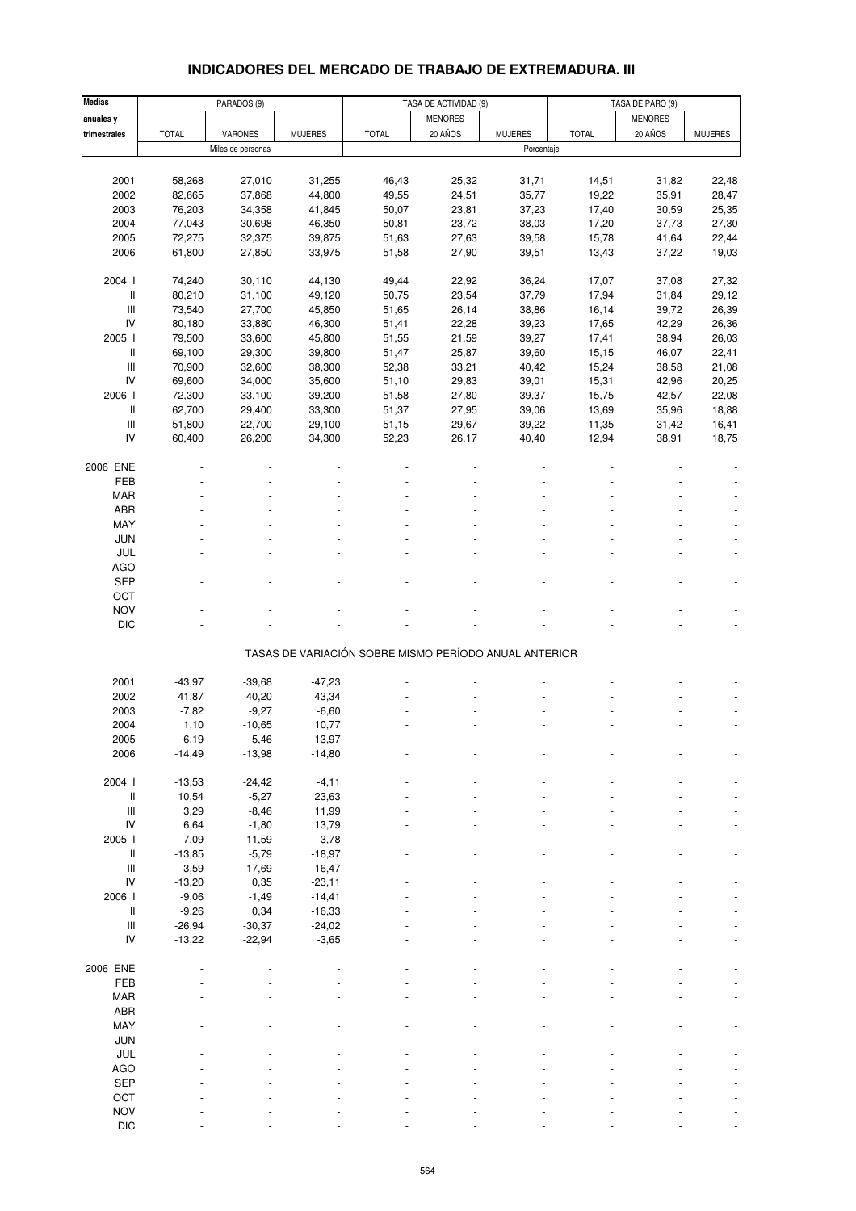# INDICADORES DEL MERCADO DE TRABAJO DE EXTREMADURA. III

| Medias anuales y trimestrales | PARADOS (9) | | | TASA DE ACTIVIDAD (9) | | | TASA DE PARO (9) | | |
|---|---|---|---|---|---|---|---|---|---|
| | TOTAL | VARONES | MUJERES | TOTAL | MENORES 20 AÑOS | MUJERES | TOTAL | MENORES 20 AÑOS | MUJERES |
| | Miles de personas | | | Porcentaje | | | | | |
| 2001 | 58,268 | 27,010 | 31,255 | 46,43 | 25,32 | 31,71 | 14,51 | 31,82 | 22,48 |
| 2002 | 82,665 | 37,868 | 44,800 | 49,55 | 24,51 | 35,77 | 19,22 | 35,91 | 28,47 |
| 2003 | 76,203 | 34,358 | 41,845 | 50,07 | 23,81 | 37,23 | 17,40 | 30,59 | 25,35 |
| 2004 | 77,043 | 30,698 | 46,350 | 50,81 | 23,72 | 38,03 | 17,20 | 37,73 | 27,30 |
| 2005 | 72,275 | 32,375 | 39,875 | 51,63 | 27,63 | 39,58 | 15,78 | 41,64 | 22,44 |
| 2006 | 61,800 | 27,850 | 33,975 | 51,58 | 27,90 | 39,51 | 13,43 | 37,22 | 19,03 |
| 2004 I | 74,240 | 30,110 | 44,130 | 49,44 | 22,92 | 36,24 | 17,07 | 37,08 | 27,32 |
| II | 80,210 | 31,100 | 49,120 | 50,75 | 23,54 | 37,79 | 17,94 | 31,84 | 29,12 |
| III | 73,540 | 27,700 | 45,850 | 51,65 | 26,14 | 38,86 | 16,14 | 39,72 | 26,39 |
| IV | 80,180 | 33,880 | 46,300 | 51,41 | 22,28 | 39,23 | 17,65 | 42,29 | 26,36 |
| 2005 I | 79,500 | 33,600 | 45,800 | 51,55 | 21,59 | 39,27 | 17,41 | 38,94 | 26,03 |
| II | 69,100 | 29,300 | 39,800 | 51,47 | 25,87 | 39,60 | 15,15 | 46,07 | 22,41 |
| III | 70,900 | 32,600 | 38,300 | 52,38 | 33,21 | 40,42 | 15,24 | 38,58 | 21,08 |
| IV | 69,600 | 34,000 | 35,600 | 51,10 | 29,83 | 39,01 | 15,31 | 42,96 | 20,25 |
| 2006 I | 72,300 | 33,100 | 39,200 | 51,58 | 27,80 | 39,37 | 15,75 | 42,57 | 22,08 |
| II | 62,700 | 29,400 | 33,300 | 51,37 | 27,95 | 39,06 | 13,69 | 35,96 | 18,88 |
| III | 51,800 | 22,700 | 29,100 | 51,15 | 29,67 | 39,22 | 11,35 | 31,42 | 16,41 |
| IV | 60,400 | 26,200 | 34,300 | 52,23 | 26,17 | 40,40 | 12,94 | 38,91 | 18,75 |
| 2006 ENE | - | - | - | - | - | - | - | - | - |
| FEB | - | - | - | - | - | - | - | - | - |
| MAR | - | - | - | - | - | - | - | - | - |
| ABR | - | - | - | - | - | - | - | - | - |
| MAY | - | - | - | - | - | - | - | - | - |
| JUN | - | - | - | - | - | - | - | - | - |
| JUL | - | - | - | - | - | - | - | - | - |
| AGO | - | - | - | - | - | - | - | - | - |
| SEP | - | - | - | - | - | - | - | - | - |
| OCT | - | - | - | - | - | - | - | - | - |
| NOV | - | - | - | - | - | - | - | - | - |
| DIC | - | - | - | - | - | - | - | - | - |
| TASAS DE VARIACIÓN SOBRE MISMO PERÍODO ANUAL ANTERIOR | | | | | | | | | |
| 2001 | -43,97 | -39,68 | -47,23 | - | - | - | - | - | - |
| 2002 | 41,87 | 40,20 | 43,34 | - | - | - | - | - | - |
| 2003 | -7,82 | -9,27 | -6,60 | - | - | - | - | - | - |
| 2004 | 1,10 | -10,65 | 10,77 | - | - | - | - | - | - |
| 2005 | -6,19 | 5,46 | -13,97 | - | - | - | - | - | - |
| 2006 | -14,49 | -13,98 | -14,80 | - | - | - | - | - | - |
| 2004 I | -13,53 | -24,42 | -4,11 | - | - | - | - | - | - |
| II | 10,54 | -5,27 | 23,63 | - | - | - | - | - | - |
| III | 3,29 | -8,46 | 11,99 | - | - | - | - | - | - |
| IV | 6,64 | -1,80 | 13,79 | - | - | - | - | - | - |
| 2005 I | 7,09 | 11,59 | 3,78 | - | - | - | - | - | - |
| II | -13,85 | -5,79 | -18,97 | - | - | - | - | - | - |
| III | -3,59 | 17,69 | -16,47 | - | - | - | - | - | - |
| IV | -13,20 | 0,35 | -23,11 | - | - | - | - | - | - |
| 2006 I | -9,06 | -1,49 | -14,41 | - | - | - | - | - | - |
| II | -9,26 | 0,34 | -16,33 | - | - | - | - | - | - |
| III | -26,94 | -30,37 | -24,02 | - | - | - | - | - | - |
| IV | -13,22 | -22,94 | -3,65 | - | - | - | - | - | - |
| 2006 ENE | - | - | - | - | - | - | - | - | - |
| FEB | - | - | - | - | - | - | - | - | - |
| MAR | - | - | - | - | - | - | - | - | - |
| ABR | - | - | - | - | - | - | - | - | - |
| MAY | - | - | - | - | - | - | - | - | - |
| JUN | - | - | - | - | - | - | - | - | - |
| JUL | - | - | - | - | - | - | - | - | - |
| AGO | - | - | - | - | - | - | - | - | - |
| SEP | - | - | - | - | - | - | - | - | - |
| OCT | - | - | - | - | - | - | - | - | - |
| NOV | - | - | - | - | - | - | - | - | - |
| DIC | - | - | - | - | - | - | - | - | - |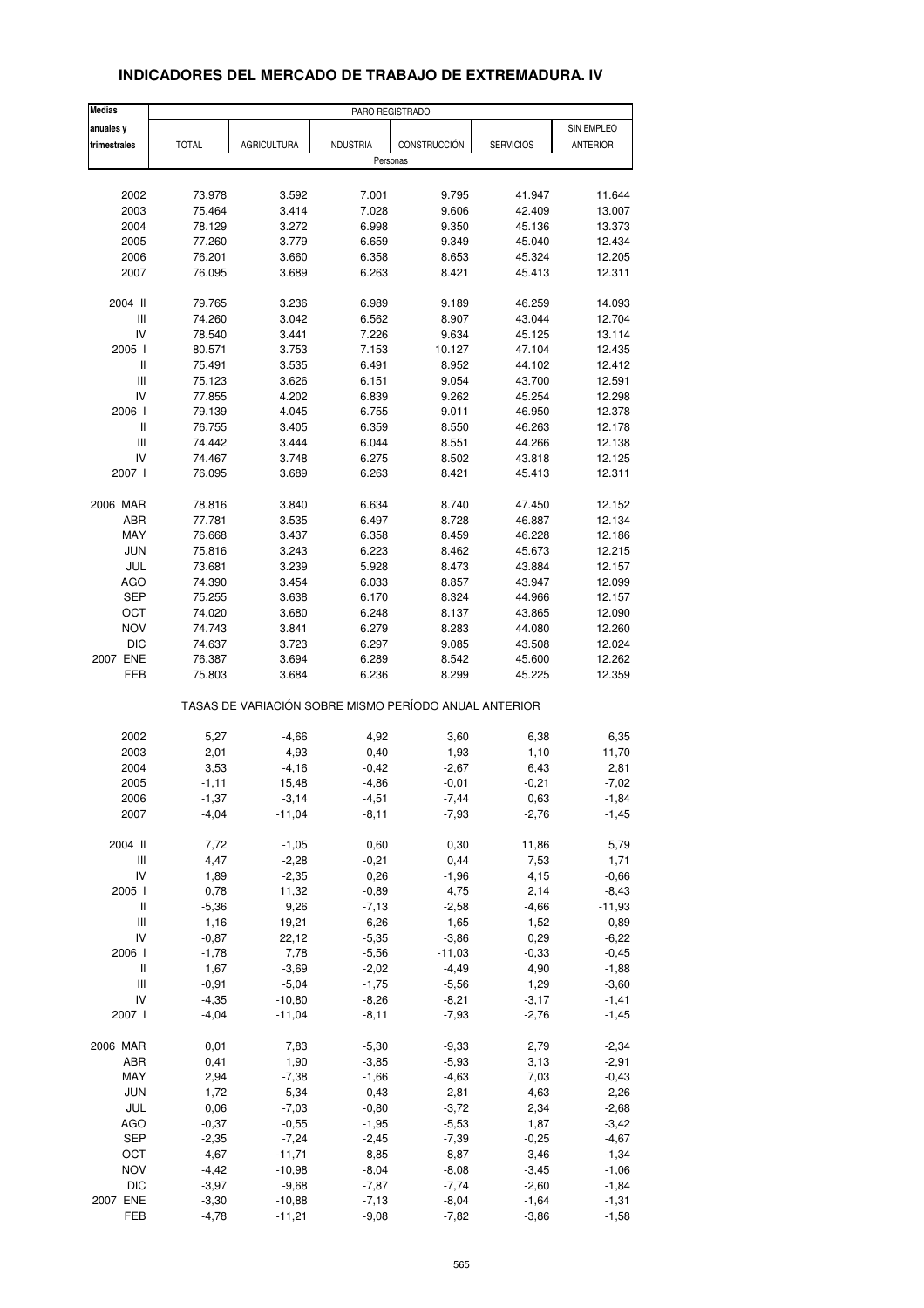# INDICADORES DEL MERCADO DE TRABAJO DE EXTREMADURA. IV

| Medias anuales y trimestrales | PARO REGISTRADO | | | | | |
|---|---|---|---|---|---|---|
| | TOTAL | AGRICULTURA | INDUSTRIA | CONSTRUCCIÓN | SERVICIOS | SIN EMPLEO ANTERIOR |
| | Personas | | | | | |
| 2002 | 73.978 | 3.592 | 7.001 | 9.795 | 41.947 | 11.644 |
| 2003 | 75.464 | 3.414 | 7.028 | 9.606 | 42.409 | 13.007 |
| 2004 | 78.129 | 3.272 | 6.998 | 9.350 | 45.136 | 13.373 |
| 2005 | 77.260 | 3.779 | 6.659 | 9.349 | 45.040 | 12.434 |
| 2006 | 76.201 | 3.660 | 6.358 | 8.653 | 45.324 | 12.205 |
| 2007 | 76.095 | 3.689 | 6.263 | 8.421 | 45.413 | 12.311 |
| 2004 II | 79.765 | 3.236 | 6.989 | 9.189 | 46.259 | 14.093 |
| III | 74.260 | 3.042 | 6.562 | 8.907 | 43.044 | 12.704 |
| IV | 78.540 | 3.441 | 7.226 | 9.634 | 45.125 | 13.114 |
| 2005 I | 80.571 | 3.753 | 7.153 | 10.127 | 47.104 | 12.435 |
| II | 75.491 | 3.535 | 6.491 | 8.952 | 44.102 | 12.412 |
| III | 75.123 | 3.626 | 6.151 | 9.054 | 43.700 | 12.591 |
| IV | 77.855 | 4.202 | 6.839 | 9.262 | 45.254 | 12.298 |
| 2006 I | 79.139 | 4.045 | 6.755 | 9.011 | 46.950 | 12.378 |
| II | 76.755 | 3.405 | 6.359 | 8.550 | 46.263 | 12.178 |
| III | 74.442 | 3.444 | 6.044 | 8.551 | 44.266 | 12.138 |
| IV | 74.467 | 3.748 | 6.275 | 8.502 | 43.818 | 12.125 |
| 2007 I | 76.095 | 3.689 | 6.263 | 8.421 | 45.413 | 12.311 |
| 2006 MAR | 78.816 | 3.840 | 6.634 | 8.740 | 47.450 | 12.152 |
| ABR | 77.781 | 3.535 | 6.497 | 8.728 | 46.887 | 12.134 |
| MAY | 76.668 | 3.437 | 6.358 | 8.459 | 46.228 | 12.186 |
| JUN | 75.816 | 3.243 | 6.223 | 8.462 | 45.673 | 12.215 |
| JUL | 73.681 | 3.239 | 5.928 | 8.473 | 43.884 | 12.157 |
| AGO | 74.390 | 3.454 | 6.033 | 8.857 | 43.947 | 12.099 |
| SEP | 75.255 | 3.638 | 6.170 | 8.324 | 44.966 | 12.157 |
| OCT | 74.020 | 3.680 | 6.248 | 8.137 | 43.865 | 12.090 |
| NOV | 74.743 | 3.841 | 6.279 | 8.283 | 44.080 | 12.260 |
| DIC | 74.637 | 3.723 | 6.297 | 9.085 | 43.508 | 12.024 |
| 2007 ENE | 76.387 | 3.694 | 6.289 | 8.542 | 45.600 | 12.262 |
| FEB | 75.803 | 3.684 | 6.236 | 8.299 | 45.225 | 12.359 |
| | TASAS DE VARIACIÓN SOBRE MISMO PERÍODO ANUAL ANTERIOR | | | | | |
| 2002 | 5,27 | -4,66 | 4,92 | 3,60 | 6,38 | 6,35 |
| 2003 | 2,01 | -4,93 | 0,40 | -1,93 | 1,10 | 11,70 |
| 2004 | 3,53 | -4,16 | -0,42 | -2,67 | 6,43 | 2,81 |
| 2005 | -1,11 | 15,48 | -4,86 | -0,01 | -0,21 | -7,02 |
| 2006 | -1,37 | -3,14 | -4,51 | -7,44 | 0,63 | -1,84 |
| 2007 | -4,04 | -11,04 | -8,11 | -7,93 | -2,76 | -1,45 |
| 2004 II | 7,72 | -1,05 | 0,60 | 0,30 | 11,86 | 5,79 |
| III | 4,47 | -2,28 | -0,21 | 0,44 | 7,53 | 1,71 |
| IV | 1,89 | -2,35 | 0,26 | -1,96 | 4,15 | -0,66 |
| 2005 I | 0,78 | 11,32 | -0,89 | 4,75 | 2,14 | -8,43 |
| II | -5,36 | 9,26 | -7,13 | -2,58 | -4,66 | -11,93 |
| III | 1,16 | 19,21 | -6,26 | 1,65 | 1,52 | -0,89 |
| IV | -0,87 | 22,12 | -5,35 | -3,86 | 0,29 | -6,22 |
| 2006 I | -1,78 | 7,78 | -5,56 | -11,03 | -0,33 | -0,45 |
| II | 1,67 | -3,69 | -2,02 | -4,49 | 4,90 | -1,88 |
| III | -0,91 | -5,04 | -1,75 | -5,56 | 1,29 | -3,60 |
| IV | -4,35 | -10,80 | -8,26 | -8,21 | -3,17 | -1,41 |
| 2007 I | -4,04 | -11,04 | -8,11 | -7,93 | -2,76 | -1,45 |
| 2006 MAR | 0,01 | 7,83 | -5,30 | -9,33 | 2,79 | -2,34 |
| ABR | 0,41 | 1,90 | -3,85 | -5,93 | 3,13 | -2,91 |
| MAY | 2,94 | -7,38 | -1,66 | -4,63 | 7,03 | -0,43 |
| JUN | 1,72 | -5,34 | -0,43 | -2,81 | 4,63 | -2,26 |
| JUL | 0,06 | -7,03 | -0,80 | -3,72 | 2,34 | -2,68 |
| AGO | -0,37 | -0,55 | -1,95 | -5,53 | 1,87 | -3,42 |
| SEP | -2,35 | -7,24 | -2,45 | -7,39 | -0,25 | -4,67 |
| OCT | -4,67 | -11,71 | -8,85 | -8,87 | -3,46 | -1,34 |
| NOV | -4,42 | -10,98 | -8,04 | -8,08 | -3,45 | -1,06 |
| DIC | -3,97 | -9,68 | -7,87 | -7,74 | -2,60 | -1,84 |
| 2007 ENE | -3,30 | -10,88 | -7,13 | -8,04 | -1,64 | -1,31 |
| FEB | -4,78 | -11,21 | -9,08 | -7,82 | -3,86 | -1,58 |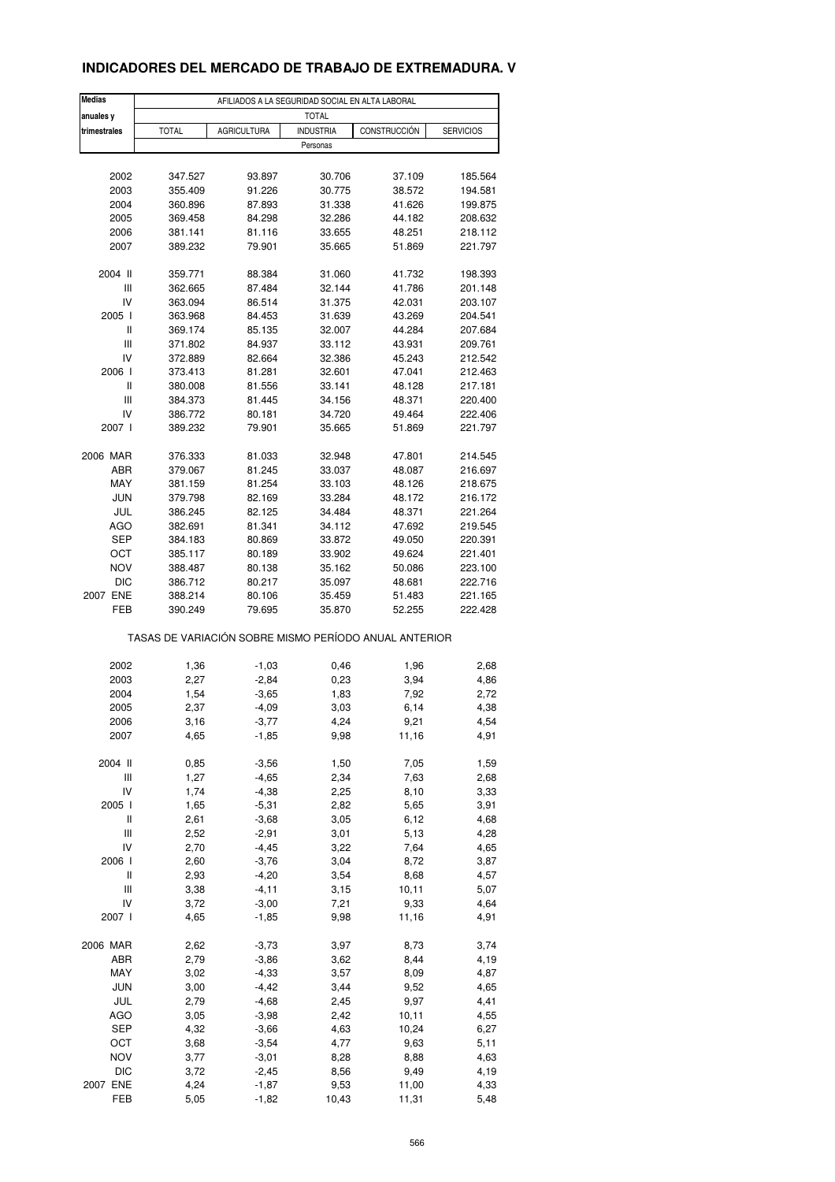## INDICADORES DEL MERCADO DE TRABAJO DE EXTREMADURA. V

| Medias anuales y trimestrales | AFILIADOS A LA SEGURIDAD SOCIAL EN ALTA LABORAL | | | | |
|---|---|---|---|---|---|
| | TOTAL | | | | |
| | TOTAL | AGRICULTURA | INDUSTRIA | CONSTRUCCIÓN | SERVICIOS |
| | Personas | | | | |
| 2002 | 347.527 | 93.897 | 30.706 | 37.109 | 185.564 |
| 2003 | 355.409 | 91.226 | 30.775 | 38.572 | 194.581 |
| 2004 | 360.896 | 87.893 | 31.338 | 41.626 | 199.875 |
| 2005 | 369.458 | 84.298 | 32.286 | 44.182 | 208.632 |
| 2006 | 381.141 | 81.116 | 33.655 | 48.251 | 218.112 |
| 2007 | 389.232 | 79.901 | 35.665 | 51.869 | 221.797 |
| 2004 II | 359.771 | 88.384 | 31.060 | 41.732 | 198.393 |
| III | 362.665 | 87.484 | 32.144 | 41.786 | 201.148 |
| IV | 363.094 | 86.514 | 31.375 | 42.031 | 203.107 |
| 2005 I | 363.968 | 84.453 | 31.639 | 43.269 | 204.541 |
| II | 369.174 | 85.135 | 32.007 | 44.284 | 207.684 |
| III | 371.802 | 84.937 | 33.112 | 43.931 | 209.761 |
| IV | 372.889 | 82.664 | 32.386 | 45.243 | 212.542 |
| 2006 I | 373.413 | 81.281 | 32.601 | 47.041 | 212.463 |
| II | 380.008 | 81.556 | 33.141 | 48.128 | 217.181 |
| III | 384.373 | 81.445 | 34.156 | 48.371 | 220.400 |
| IV | 386.772 | 80.181 | 34.720 | 49.464 | 222.406 |
| 2007 I | 389.232 | 79.901 | 35.665 | 51.869 | 221.797 |
| 2006 MAR | 376.333 | 81.033 | 32.948 | 47.801 | 214.545 |
| ABR | 379.067 | 81.245 | 33.037 | 48.087 | 216.697 |
| MAY | 381.159 | 81.254 | 33.103 | 48.126 | 218.675 |
| JUN | 379.798 | 82.169 | 33.284 | 48.172 | 216.172 |
| JUL | 386.245 | 82.125 | 34.484 | 48.371 | 221.264 |
| AGO | 382.691 | 81.341 | 34.112 | 47.692 | 219.545 |
| SEP | 384.183 | 80.869 | 33.872 | 49.050 | 220.391 |
| OCT | 385.117 | 80.189 | 33.902 | 49.624 | 221.401 |
| NOV | 388.487 | 80.138 | 35.162 | 50.086 | 223.100 |
| DIC | 386.712 | 80.217 | 35.097 | 48.681 | 222.716 |
| 2007 ENE | 388.214 | 80.106 | 35.459 | 51.483 | 221.165 |
| FEB | 390.249 | 79.695 | 35.870 | 52.255 | 222.428 |
| | TASAS DE VARIACIÓN SOBRE MISMO PERÍODO ANUAL ANTERIOR | | | | |
| 2002 | 1,36 | -1,03 | 0,46 | 1,96 | 2,68 |
| 2003 | 2,27 | -2,84 | 0,23 | 3,94 | 4,86 |
| 2004 | 1,54 | -3,65 | 1,83 | 7,92 | 2,72 |
| 2005 | 2,37 | -4,09 | 3,03 | 6,14 | 4,38 |
| 2006 | 3,16 | -3,77 | 4,24 | 9,21 | 4,54 |
| 2007 | 4,65 | -1,85 | 9,98 | 11,16 | 4,91 |
| 2004 II | 0,85 | -3,56 | 1,50 | 7,05 | 1,59 |
| III | 1,27 | -4,65 | 2,34 | 7,63 | 2,68 |
| IV | 1,74 | -4,38 | 2,25 | 8,10 | 3,33 |
| 2005 I | 1,65 | -5,31 | 2,82 | 5,65 | 3,91 |
| II | 2,61 | -3,68 | 3,05 | 6,12 | 4,68 |
| III | 2,52 | -2,91 | 3,01 | 5,13 | 4,28 |
| IV | 2,70 | -4,45 | 3,22 | 7,64 | 4,65 |
| 2006 I | 2,60 | -3,76 | 3,04 | 8,72 | 3,87 |
| II | 2,93 | -4,20 | 3,54 | 8,68 | 4,57 |
| III | 3,38 | -4,11 | 3,15 | 10,11 | 5,07 |
| IV | 3,72 | -3,00 | 7,21 | 9,33 | 4,64 |
| 2007 I | 4,65 | -1,85 | 9,98 | 11,16 | 4,91 |
| 2006 MAR | 2,62 | -3,73 | 3,97 | 8,73 | 3,74 |
| ABR | 2,79 | -3,86 | 3,62 | 8,44 | 4,19 |
| MAY | 3,02 | -4,33 | 3,57 | 8,09 | 4,87 |
| JUN | 3,00 | -4,42 | 3,44 | 9,52 | 4,65 |
| JUL | 2,79 | -4,68 | 2,45 | 9,97 | 4,41 |
| AGO | 3,05 | -3,98 | 2,42 | 10,11 | 4,55 |
| SEP | 4,32 | -3,66 | 4,63 | 10,24 | 6,27 |
| OCT | 3,68 | -3,54 | 4,77 | 9,63 | 5,11 |
| NOV | 3,77 | -3,01 | 8,28 | 8,88 | 4,63 |
| DIC | 3,72 | -2,45 | 8,56 | 9,49 | 4,19 |
| 2007 ENE | 4,24 | -1,87 | 9,53 | 11,00 | 4,33 |
| FEB | 5,05 | -1,82 | 10,43 | 11,31 | 5,48 |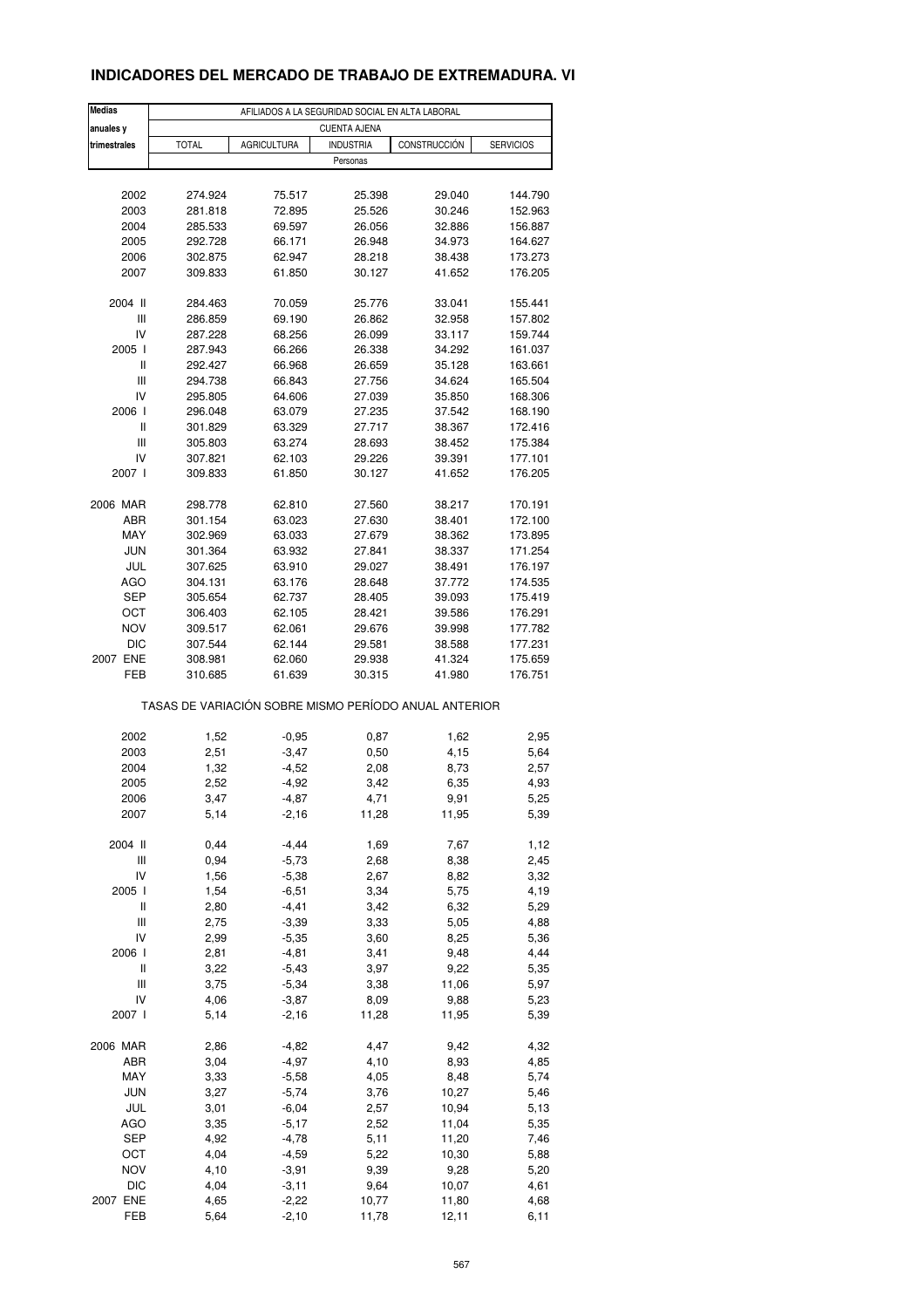## INDICADORES DEL MERCADO DE TRABAJO DE EXTREMADURA. VI

| Medias anuales y trimestrales | AFILIADOS A LA SEGURIDAD SOCIAL EN ALTA LABORAL | | | | |
|---|---|---|---|---|---|
| | CUENTA AJENA | | | | |
| | TOTAL | AGRICULTURA | INDUSTRIA | CONSTRUCCIÓN | SERVICIOS |
| | Personas | | | | |
| 2002 | 274.924 | 75.517 | 25.398 | 29.040 | 144.790 |
| 2003 | 281.818 | 72.895 | 25.526 | 30.246 | 152.963 |
| 2004 | 285.533 | 69.597 | 26.056 | 32.886 | 156.887 |
| 2005 | 292.728 | 66.171 | 26.948 | 34.973 | 164.627 |
| 2006 | 302.875 | 62.947 | 28.218 | 38.438 | 173.273 |
| 2007 | 309.833 | 61.850 | 30.127 | 41.652 | 176.205 |
| 2004 II | 284.463 | 70.059 | 25.776 | 33.041 | 155.441 |
| III | 286.859 | 69.190 | 26.862 | 32.958 | 157.802 |
| IV | 287.228 | 68.256 | 26.099 | 33.117 | 159.744 |
| 2005 I | 287.943 | 66.266 | 26.338 | 34.292 | 161.037 |
| II | 292.427 | 66.968 | 26.659 | 35.128 | 163.661 |
| III | 294.738 | 66.843 | 27.756 | 34.624 | 165.504 |
| IV | 295.805 | 64.606 | 27.039 | 35.850 | 168.306 |
| 2006 I | 296.048 | 63.079 | 27.235 | 37.542 | 168.190 |
| II | 301.829 | 63.329 | 27.717 | 38.367 | 172.416 |
| III | 305.803 | 63.274 | 28.693 | 38.452 | 175.384 |
| IV | 307.821 | 62.103 | 29.226 | 39.391 | 177.101 |
| 2007 I | 309.833 | 61.850 | 30.127 | 41.652 | 176.205 |
| 2006 MAR | 298.778 | 62.810 | 27.560 | 38.217 | 170.191 |
| ABR | 301.154 | 63.023 | 27.630 | 38.401 | 172.100 |
| MAY | 302.969 | 63.033 | 27.679 | 38.362 | 173.895 |
| JUN | 301.364 | 63.932 | 27.841 | 38.337 | 171.254 |
| JUL | 307.625 | 63.910 | 29.027 | 38.491 | 176.197 |
| AGO | 304.131 | 63.176 | 28.648 | 37.772 | 174.535 |
| SEP | 305.654 | 62.737 | 28.405 | 39.093 | 175.419 |
| OCT | 306.403 | 62.105 | 28.421 | 39.586 | 176.291 |
| NOV | 309.517 | 62.061 | 29.676 | 39.998 | 177.782 |
| DIC | 307.544 | 62.144 | 29.581 | 38.588 | 177.231 |
| 2007 ENE | 308.981 | 62.060 | 29.938 | 41.324 | 175.659 |
| FEB | 310.685 | 61.639 | 30.315 | 41.980 | 176.751 |
| | TASAS DE VARIACIÓN SOBRE MISMO PERÍODO ANUAL ANTERIOR | | | | |
| 2002 | 1,52 | -0,95 | 0,87 | 1,62 | 2,95 |
| 2003 | 2,51 | -3,47 | 0,50 | 4,15 | 5,64 |
| 2004 | 1,32 | -4,52 | 2,08 | 8,73 | 2,57 |
| 2005 | 2,52 | -4,92 | 3,42 | 6,35 | 4,93 |
| 2006 | 3,47 | -4,87 | 4,71 | 9,91 | 5,25 |
| 2007 | 5,14 | -2,16 | 11,28 | 11,95 | 5,39 |
| 2004 II | 0,44 | -4,44 | 1,69 | 7,67 | 1,12 |
| III | 0,94 | -5,73 | 2,68 | 8,38 | 2,45 |
| IV | 1,56 | -5,38 | 2,67 | 8,82 | 3,32 |
| 2005 I | 1,54 | -6,51 | 3,34 | 5,75 | 4,19 |
| II | 2,80 | -4,41 | 3,42 | 6,32 | 5,29 |
| III | 2,75 | -3,39 | 3,33 | 5,05 | 4,88 |
| IV | 2,99 | -5,35 | 3,60 | 8,25 | 5,36 |
| 2006 I | 2,81 | -4,81 | 3,41 | 9,48 | 4,44 |
| II | 3,22 | -5,43 | 3,97 | 9,22 | 5,35 |
| III | 3,75 | -5,34 | 3,38 | 11,06 | 5,97 |
| IV | 4,06 | -3,87 | 8,09 | 9,88 | 5,23 |
| 2007 I | 5,14 | -2,16 | 11,28 | 11,95 | 5,39 |
| 2006 MAR | 2,86 | -4,82 | 4,47 | 9,42 | 4,32 |
| ABR | 3,04 | -4,97 | 4,10 | 8,93 | 4,85 |
| MAY | 3,33 | -5,58 | 4,05 | 8,48 | 5,74 |
| JUN | 3,27 | -5,74 | 3,76 | 10,27 | 5,46 |
| JUL | 3,01 | -6,04 | 2,57 | 10,94 | 5,13 |
| AGO | 3,35 | -5,17 | 2,52 | 11,04 | 5,35 |
| SEP | 4,92 | -4,78 | 5,11 | 11,20 | 7,46 |
| OCT | 4,04 | -4,59 | 5,22 | 10,30 | 5,88 |
| NOV | 4,10 | -3,91 | 9,39 | 9,28 | 5,20 |
| DIC | 4,04 | -3,11 | 9,64 | 10,07 | 4,61 |
| 2007 ENE | 4,65 | -2,22 | 10,77 | 11,80 | 4,68 |
| FEB | 5,64 | -2,10 | 11,78 | 12,11 | 6,11 |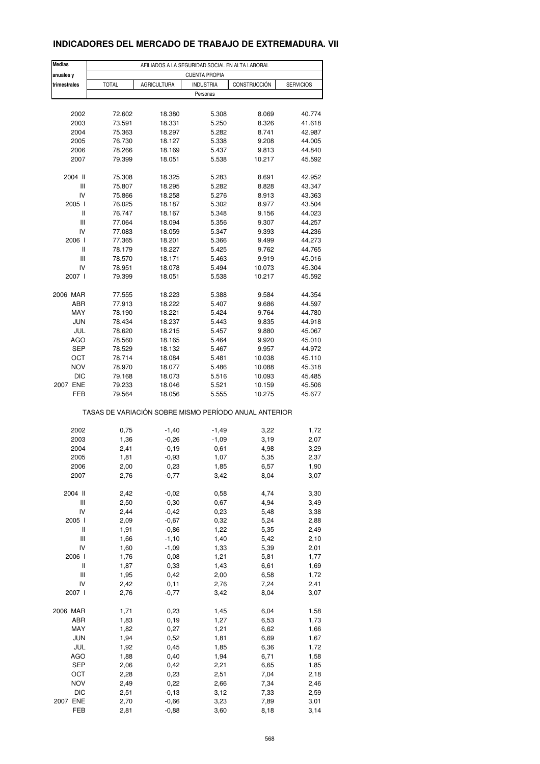## INDICADORES DEL MERCADO DE TRABAJO DE EXTREMADURA. VII

| Medias anuales y trimestrales | AFILIADOS A LA SEGURIDAD SOCIAL EN ALTA LABORAL | | | | |
|---|---|---|---|---|---|
| | CUENTA PROPIA | | | | |
| | TOTAL | AGRICULTURA | INDUSTRIA | CONSTRUCCIÓN | SERVICIOS |
| | Personas | | | | |
| 2002 | 72.602 | 18.380 | 5.308 | 8.069 | 40.774 |
| 2003 | 73.591 | 18.331 | 5.250 | 8.326 | 41.618 |
| 2004 | 75.363 | 18.297 | 5.282 | 8.741 | 42.987 |
| 2005 | 76.730 | 18.127 | 5.338 | 9.208 | 44.005 |
| 2006 | 78.266 | 18.169 | 5.437 | 9.813 | 44.840 |
| 2007 | 79.399 | 18.051 | 5.538 | 10.217 | 45.592 |
| 2004 II | 75.308 | 18.325 | 5.283 | 8.691 | 42.952 |
| III | 75.807 | 18.295 | 5.282 | 8.828 | 43.347 |
| IV | 75.866 | 18.258 | 5.276 | 8.913 | 43.363 |
| 2005 I | 76.025 | 18.187 | 5.302 | 8.977 | 43.504 |
| II | 76.747 | 18.167 | 5.348 | 9.156 | 44.023 |
| III | 77.064 | 18.094 | 5.356 | 9.307 | 44.257 |
| IV | 77.083 | 18.059 | 5.347 | 9.393 | 44.236 |
| 2006 I | 77.365 | 18.201 | 5.366 | 9.499 | 44.273 |
| II | 78.179 | 18.227 | 5.425 | 9.762 | 44.765 |
| III | 78.570 | 18.171 | 5.463 | 9.919 | 45.016 |
| IV | 78.951 | 18.078 | 5.494 | 10.073 | 45.304 |
| 2007 I | 79.399 | 18.051 | 5.538 | 10.217 | 45.592 |
| 2006 MAR | 77.555 | 18.223 | 5.388 | 9.584 | 44.354 |
| ABR | 77.913 | 18.222 | 5.407 | 9.686 | 44.597 |
| MAY | 78.190 | 18.221 | 5.424 | 9.764 | 44.780 |
| JUN | 78.434 | 18.237 | 5.443 | 9.835 | 44.918 |
| JUL | 78.620 | 18.215 | 5.457 | 9.880 | 45.067 |
| AGO | 78.560 | 18.165 | 5.464 | 9.920 | 45.010 |
| SEP | 78.529 | 18.132 | 5.467 | 9.957 | 44.972 |
| OCT | 78.714 | 18.084 | 5.481 | 10.038 | 45.110 |
| NOV | 78.970 | 18.077 | 5.486 | 10.088 | 45.318 |
| DIC | 79.168 | 18.073 | 5.516 | 10.093 | 45.485 |
| 2007 ENE | 79.233 | 18.046 | 5.521 | 10.159 | 45.506 |
| FEB | 79.564 | 18.056 | 5.555 | 10.275 | 45.677 |
| | TASAS DE VARIACIÓN SOBRE MISMO PERÍODO ANUAL ANTERIOR | | | | |
| 2002 | 0,75 | -1,40 | -1,49 | 3,22 | 1,72 |
| 2003 | 1,36 | -0,26 | -1,09 | 3,19 | 2,07 |
| 2004 | 2,41 | -0,19 | 0,61 | 4,98 | 3,29 |
| 2005 | 1,81 | -0,93 | 1,07 | 5,35 | 2,37 |
| 2006 | 2,00 | 0,23 | 1,85 | 6,57 | 1,90 |
| 2007 | 2,76 | -0,77 | 3,42 | 8,04 | 3,07 |
| 2004 II | 2,42 | -0,02 | 0,58 | 4,74 | 3,30 |
| III | 2,50 | -0,30 | 0,67 | 4,94 | 3,49 |
| IV | 2,44 | -0,42 | 0,23 | 5,48 | 3,38 |
| 2005 I | 2,09 | -0,67 | 0,32 | 5,24 | 2,88 |
| II | 1,91 | -0,86 | 1,22 | 5,35 | 2,49 |
| III | 1,66 | -1,10 | 1,40 | 5,42 | 2,10 |
| IV | 1,60 | -1,09 | 1,33 | 5,39 | 2,01 |
| 2006 I | 1,76 | 0,08 | 1,21 | 5,81 | 1,77 |
| II | 1,87 | 0,33 | 1,43 | 6,61 | 1,69 |
| III | 1,95 | 0,42 | 2,00 | 6,58 | 1,72 |
| IV | 2,42 | 0,11 | 2,76 | 7,24 | 2,41 |
| 2007 I | 2,76 | -0,77 | 3,42 | 8,04 | 3,07 |
| 2006 MAR | 1,71 | 0,23 | 1,45 | 6,04 | 1,58 |
| ABR | 1,83 | 0,19 | 1,27 | 6,53 | 1,73 |
| MAY | 1,82 | 0,27 | 1,21 | 6,62 | 1,66 |
| JUN | 1,94 | 0,52 | 1,81 | 6,69 | 1,67 |
| JUL | 1,92 | 0,45 | 1,85 | 6,36 | 1,72 |
| AGO | 1,88 | 0,40 | 1,94 | 6,71 | 1,58 |
| SEP | 2,06 | 0,42 | 2,21 | 6,65 | 1,85 |
| OCT | 2,28 | 0,23 | 2,51 | 7,04 | 2,18 |
| NOV | 2,49 | 0,22 | 2,66 | 7,34 | 2,46 |
| DIC | 2,51 | -0,13 | 3,12 | 7,33 | 2,59 |
| 2007 ENE | 2,70 | -0,66 | 3,23 | 7,89 | 3,01 |
| FEB | 2,81 | -0,88 | 3,60 | 8,18 | 3,14 |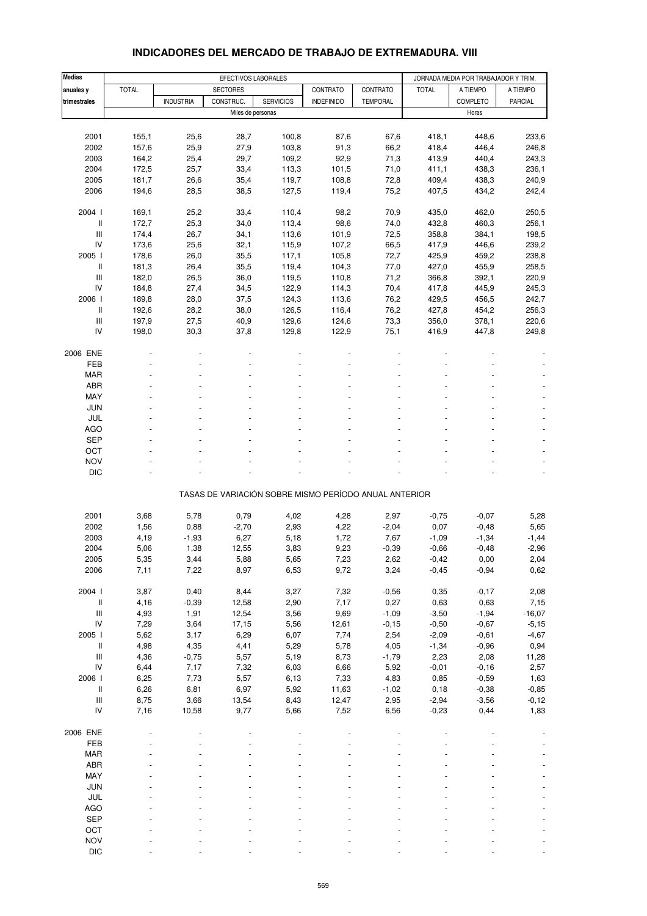# INDICADORES DEL MERCADO DE TRABAJO DE EXTREMADURA. VIII

| Medias anuales y trimestrales | EFECTIVOS LABORALES | | | | | | JORNADA MEDIA POR TRABAJADOR Y TRIM. | | |
|---|---|---|---|---|---|---|---|---|---|
| | TOTAL | SECTORES | | | CONTRATO | CONTRATO | TOTAL | A TIEMPO | A TIEMPO |
| | | INDUSTRIA | CONSTRUC. | SERVICIOS | INDEFINIDO | TEMPORAL | | COMPLETO | PARCIAL |
| | Miles de personas | | | | | | Horas | | |
| 2001 | 155,1 | 25,6 | 28,7 | 100,8 | 87,6 | 67,6 | 418,1 | 448,6 | 233,6 |
| 2002 | 157,6 | 25,9 | 27,9 | 103,8 | 91,3 | 66,2 | 418,4 | 446,4 | 246,8 |
| 2003 | 164,2 | 25,4 | 29,7 | 109,2 | 92,9 | 71,3 | 413,9 | 440,4 | 243,3 |
| 2004 | 172,5 | 25,7 | 33,4 | 113,3 | 101,5 | 71,0 | 411,1 | 438,3 | 236,1 |
| 2005 | 181,7 | 26,6 | 35,4 | 119,7 | 108,8 | 72,8 | 409,4 | 438,3 | 240,9 |
| 2006 | 194,6 | 28,5 | 38,5 | 127,5 | 119,4 | 75,2 | 407,5 | 434,2 | 242,4 |
| 2004 I | 169,1 | 25,2 | 33,4 | 110,4 | 98,2 | 70,9 | 435,0 | 462,0 | 250,5 |
| II | 172,7 | 25,3 | 34,0 | 113,4 | 98,6 | 74,0 | 432,8 | 460,3 | 256,1 |
| III | 174,4 | 26,7 | 34,1 | 113,6 | 101,9 | 72,5 | 358,8 | 384,1 | 198,5 |
| IV | 173,6 | 25,6 | 32,1 | 115,9 | 107,2 | 66,5 | 417,9 | 446,6 | 239,2 |
| 2005 I | 178,6 | 26,0 | 35,5 | 117,1 | 105,8 | 72,7 | 425,9 | 459,2 | 238,8 |
| II | 181,3 | 26,4 | 35,5 | 119,4 | 104,3 | 77,0 | 427,0 | 455,9 | 258,5 |
| III | 182,0 | 26,5 | 36,0 | 119,5 | 110,8 | 71,2 | 366,8 | 392,1 | 220,9 |
| IV | 184,8 | 27,4 | 34,5 | 122,9 | 114,3 | 70,4 | 417,8 | 445,9 | 245,3 |
| 2006 I | 189,8 | 28,0 | 37,5 | 124,3 | 113,6 | 76,2 | 429,5 | 456,5 | 242,7 |
| II | 192,6 | 28,2 | 38,0 | 126,5 | 116,4 | 76,2 | 427,8 | 454,2 | 256,3 |
| III | 197,9 | 27,5 | 40,9 | 129,6 | 124,6 | 73,3 | 356,0 | 378,1 | 220,6 |
| IV | 198,0 | 30,3 | 37,8 | 129,8 | 122,9 | 75,1 | 416,9 | 447,8 | 249,8 |
| 2006 ENE | - | - | - | - | - | - | - | - | - |
| FEB | - | - | - | - | - | - | - | - | - |
| MAR | - | - | - | - | - | - | - | - | - |
| ABR | - | - | - | - | - | - | - | - | - |
| MAY | - | - | - | - | - | - | - | - | - |
| JUN | - | - | - | - | - | - | - | - | - |
| JUL | - | - | - | - | - | - | - | - | - |
| AGO | - | - | - | - | - | - | - | - | - |
| SEP | - | - | - | - | - | - | - | - | - |
| OCT | - | - | - | - | - | - | - | - | - |
| NOV | - | - | - | - | - | - | - | - | - |
| DIC | - | - | - | - | - | - | - | - | - |

TASAS DE VARIACIÓN SOBRE MISMO PERÍODO ANUAL ANTERIOR

| | TOTAL | INDUSTRIA | CONSTRUC. | SERVICIOS | CONTRATO INDEFINIDO | CONTRATO TEMPORAL | TOTAL | A TIEMPO COMPLETO | A TIEMPO PARCIAL |
|---|---|---|---|---|---|---|---|---|---|
| 2001 | 3,68 | 5,78 | 0,79 | 4,02 | 4,28 | 2,97 | -0,75 | -0,07 | 5,28 |
| 2002 | 1,56 | 0,88 | -2,70 | 2,93 | 4,22 | -2,04 | 0,07 | -0,48 | 5,65 |
| 2003 | 4,19 | -1,93 | 6,27 | 5,18 | 1,72 | 7,67 | -1,09 | -1,34 | -1,44 |
| 2004 | 5,06 | 1,38 | 12,55 | 3,83 | 9,23 | -0,39 | -0,66 | -0,48 | -2,96 |
| 2005 | 5,35 | 3,44 | 5,88 | 5,65 | 7,23 | 2,62 | -0,42 | 0,00 | 2,04 |
| 2006 | 7,11 | 7,22 | 8,97 | 6,53 | 9,72 | 3,24 | -0,45 | -0,94 | 0,62 |
| 2004 I | 3,87 | 0,40 | 8,44 | 3,27 | 7,32 | -0,56 | 0,35 | -0,17 | 2,08 |
| II | 4,16 | -0,39 | 12,58 | 2,90 | 7,17 | 0,27 | 0,63 | 0,63 | 7,15 |
| III | 4,93 | 1,91 | 12,54 | 3,56 | 9,69 | -1,09 | -3,50 | -1,94 | -16,07 |
| IV | 7,29 | 3,64 | 17,15 | 5,56 | 12,61 | -0,15 | -0,50 | -0,67 | -5,15 |
| 2005 I | 5,62 | 3,17 | 6,29 | 6,07 | 7,74 | 2,54 | -2,09 | -0,61 | -4,67 |
| II | 4,98 | 4,35 | 4,41 | 5,29 | 5,78 | 4,05 | -1,34 | -0,96 | 0,94 |
| III | 4,36 | -0,75 | 5,57 | 5,19 | 8,73 | -1,79 | 2,23 | 2,08 | 11,28 |
| IV | 6,44 | 7,17 | 7,32 | 6,03 | 6,66 | 5,92 | -0,01 | -0,16 | 2,57 |
| 2006 I | 6,25 | 7,73 | 5,57 | 6,13 | 7,33 | 4,83 | 0,85 | -0,59 | 1,63 |
| II | 6,26 | 6,81 | 6,97 | 5,92 | 11,63 | -1,02 | 0,18 | -0,38 | -0,85 |
| III | 8,75 | 3,66 | 13,54 | 8,43 | 12,47 | 2,95 | -2,94 | -3,56 | -0,12 |
| IV | 7,16 | 10,58 | 9,77 | 5,66 | 7,52 | 6,56 | -0,23 | 0,44 | 1,83 |
| 2006 ENE | - | - | - | - | - | - | - | - | - |
| FEB | - | - | - | - | - | - | - | - | - |
| MAR | - | - | - | - | - | - | - | - | - |
| ABR | - | - | - | - | - | - | - | - | - |
| MAY | - | - | - | - | - | - | - | - | - |
| JUN | - | - | - | - | - | - | - | - | - |
| JUL | - | - | - | - | - | - | - | - | - |
| AGO | - | - | - | - | - | - | - | - | - |
| SEP | - | - | - | - | - | - | - | - | - |
| OCT | - | - | - | - | - | - | - | - | - |
| NOV | - | - | - | - | - | - | - | - | - |
| DIC | - | - | - | - | - | - | - | - | - |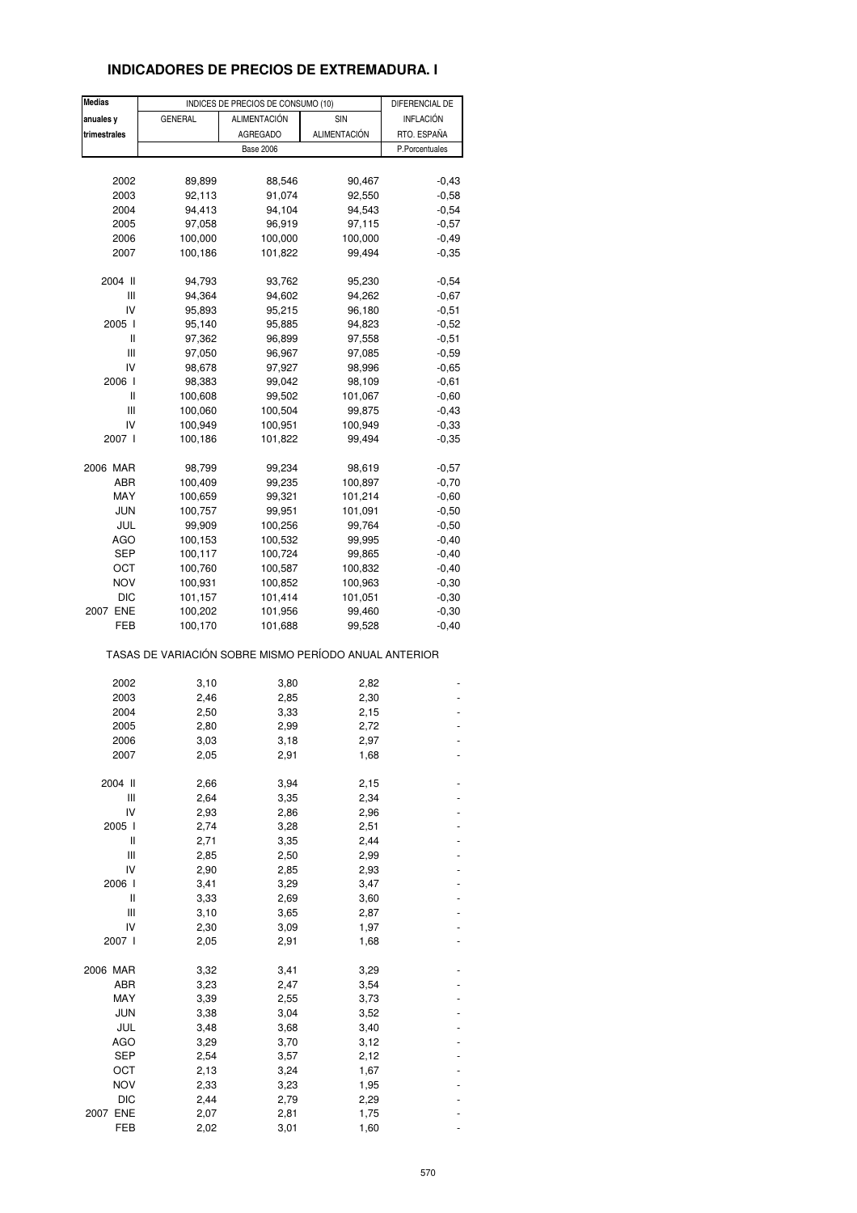# INDICADORES DE PRECIOS DE EXTREMADURA. I

| Medias anuales y trimestrales | INDICES DE PRECIOS DE CONSUMO (10) | | | DIFERENCIAL DE |
|---|---|---|---|---|
| | GENERAL | ALIMENTACIÓN AGREGADO | SIN ALIMENTACIÓN | INFLACIÓN RTO. ESPAÑA |
| | Base 2006 | | | P.Porcentuales |
| 2002 | 89,899 | 88,546 | 90,467 | -0,43 |
| 2003 | 92,113 | 91,074 | 92,550 | -0,58 |
| 2004 | 94,413 | 94,104 | 94,543 | -0,54 |
| 2005 | 97,058 | 96,919 | 97,115 | -0,57 |
| 2006 | 100,000 | 100,000 | 100,000 | -0,49 |
| 2007 | 100,186 | 101,822 | 99,494 | -0,35 |
| 2004 II | 94,793 | 93,762 | 95,230 | -0,54 |
| III | 94,364 | 94,602 | 94,262 | -0,67 |
| IV | 95,893 | 95,215 | 96,180 | -0,51 |
| 2005 I | 95,140 | 95,885 | 94,823 | -0,52 |
| II | 97,362 | 96,899 | 97,558 | -0,51 |
| III | 97,050 | 96,967 | 97,085 | -0,59 |
| IV | 98,678 | 97,927 | 98,996 | -0,65 |
| 2006 I | 98,383 | 99,042 | 98,109 | -0,61 |
| II | 100,608 | 99,502 | 101,067 | -0,60 |
| III | 100,060 | 100,504 | 99,875 | -0,43 |
| IV | 100,949 | 100,951 | 100,949 | -0,33 |
| 2007 I | 100,186 | 101,822 | 99,494 | -0,35 |
| 2006 MAR | 98,799 | 99,234 | 98,619 | -0,57 |
| ABR | 100,409 | 99,235 | 100,897 | -0,70 |
| MAY | 100,659 | 99,321 | 101,214 | -0,60 |
| JUN | 100,757 | 99,951 | 101,091 | -0,50 |
| JUL | 99,909 | 100,256 | 99,764 | -0,50 |
| AGO | 100,153 | 100,532 | 99,995 | -0,40 |
| SEP | 100,117 | 100,724 | 99,865 | -0,40 |
| OCT | 100,760 | 100,587 | 100,832 | -0,40 |
| NOV | 100,931 | 100,852 | 100,963 | -0,30 |
| DIC | 101,157 | 101,414 | 101,051 | -0,30 |
| 2007 ENE | 100,202 | 101,956 | 99,460 | -0,30 |
| FEB | 100,170 | 101,688 | 99,528 | -0,40 |
| TASAS DE VARIACIÓN SOBRE MISMO PERÍODO ANUAL ANTERIOR | | | | |
| 2002 | 3,10 | 3,80 | 2,82 | - |
| 2003 | 2,46 | 2,85 | 2,30 | - |
| 2004 | 2,50 | 3,33 | 2,15 | - |
| 2005 | 2,80 | 2,99 | 2,72 | - |
| 2006 | 3,03 | 3,18 | 2,97 | - |
| 2007 | 2,05 | 2,91 | 1,68 | - |
| 2004 II | 2,66 | 3,94 | 2,15 | - |
| III | 2,64 | 3,35 | 2,34 | - |
| IV | 2,93 | 2,86 | 2,96 | - |
| 2005 I | 2,74 | 3,28 | 2,51 | - |
| II | 2,71 | 3,35 | 2,44 | - |
| III | 2,85 | 2,50 | 2,99 | - |
| IV | 2,90 | 2,85 | 2,93 | - |
| 2006 I | 3,41 | 3,29 | 3,47 | - |
| II | 3,33 | 2,69 | 3,60 | - |
| III | 3,10 | 3,65 | 2,87 | - |
| IV | 2,30 | 3,09 | 1,97 | - |
| 2007 I | 2,05 | 2,91 | 1,68 | - |
| 2006 MAR | 3,32 | 3,41 | 3,29 | - |
| ABR | 3,23 | 2,47 | 3,54 | - |
| MAY | 3,39 | 2,55 | 3,73 | - |
| JUN | 3,38 | 3,04 | 3,52 | - |
| JUL | 3,48 | 3,68 | 3,40 | - |
| AGO | 3,29 | 3,70 | 3,12 | - |
| SEP | 2,54 | 3,57 | 2,12 | - |
| OCT | 2,13 | 3,24 | 1,67 | - |
| NOV | 2,33 | 3,23 | 1,95 | - |
| DIC | 2,44 | 2,79 | 2,29 | - |
| 2007 ENE | 2,07 | 2,81 | 1,75 | - |
| FEB | 2,02 | 3,01 | 1,60 | - |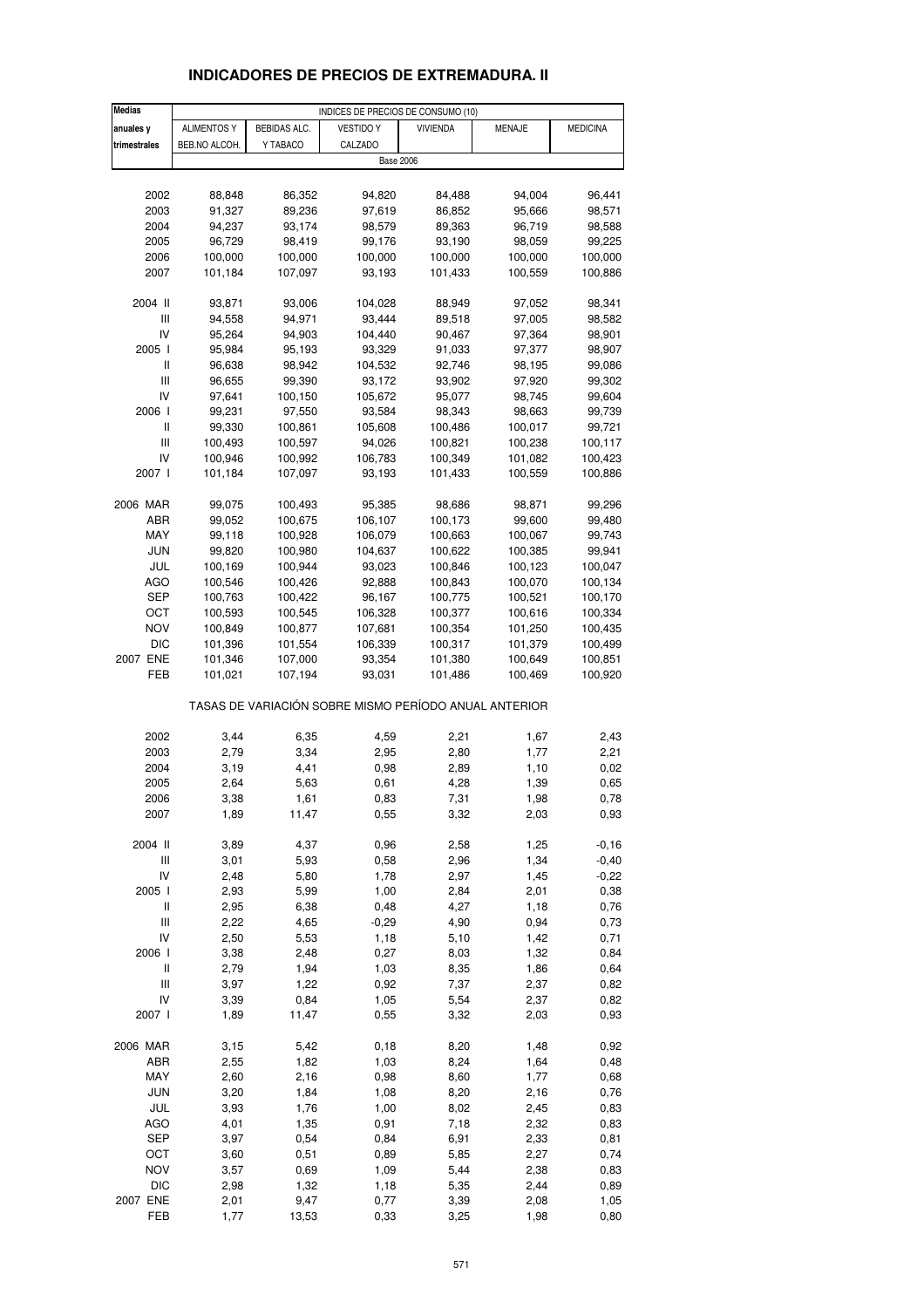## INDICADORES DE PRECIOS DE EXTREMADURA. II

| Medias anuales y trimestrales | INDICES DE PRECIOS DE CONSUMO (10) | | | | | |
|---|---|---|---|---|---|---|
| | ALIMENTOS Y BEB.NO ALCOH. | BEBIDAS ALC. Y TABACO | VESTIDO Y CALZADO | VIVIENDA | MENAJE | MEDICINA |
| | Base 2006 | | | | | |
| 2002 | 88,848 | 86,352 | 94,820 | 84,488 | 94,004 | 96,441 |
| 2003 | 91,327 | 89,236 | 97,619 | 86,852 | 95,666 | 98,571 |
| 2004 | 94,237 | 93,174 | 98,579 | 89,363 | 96,719 | 98,588 |
| 2005 | 96,729 | 98,419 | 99,176 | 93,190 | 98,059 | 99,225 |
| 2006 | 100,000 | 100,000 | 100,000 | 100,000 | 100,000 | 100,000 |
| 2007 | 101,184 | 107,097 | 93,193 | 101,433 | 100,559 | 100,886 |
| 2004 II | 93,871 | 93,006 | 104,028 | 88,949 | 97,052 | 98,341 |
| III | 94,558 | 94,971 | 93,444 | 89,518 | 97,005 | 98,582 |
| IV | 95,264 | 94,903 | 104,440 | 90,467 | 97,364 | 98,901 |
| 2005 I | 95,984 | 95,193 | 93,329 | 91,033 | 97,377 | 98,907 |
| II | 96,638 | 98,942 | 104,532 | 92,746 | 98,195 | 99,086 |
| III | 96,655 | 99,390 | 93,172 | 93,902 | 97,920 | 99,302 |
| IV | 97,641 | 100,150 | 105,672 | 95,077 | 98,745 | 99,604 |
| 2006 I | 99,231 | 97,550 | 93,584 | 98,343 | 98,663 | 99,739 |
| II | 99,330 | 100,861 | 105,608 | 100,486 | 100,017 | 99,721 |
| III | 100,493 | 100,597 | 94,026 | 100,821 | 100,238 | 100,117 |
| IV | 100,946 | 100,992 | 106,783 | 100,349 | 101,082 | 100,423 |
| 2007 I | 101,184 | 107,097 | 93,193 | 101,433 | 100,559 | 100,886 |
| 2006 MAR | 99,075 | 100,493 | 95,385 | 98,686 | 98,871 | 99,296 |
| ABR | 99,052 | 100,675 | 106,107 | 100,173 | 99,600 | 99,480 |
| MAY | 99,118 | 100,928 | 106,079 | 100,663 | 100,067 | 99,743 |
| JUN | 99,820 | 100,980 | 104,637 | 100,622 | 100,385 | 99,941 |
| JUL | 100,169 | 100,944 | 93,023 | 100,846 | 100,123 | 100,047 |
| AGO | 100,546 | 100,426 | 92,888 | 100,843 | 100,070 | 100,134 |
| SEP | 100,763 | 100,422 | 96,167 | 100,775 | 100,521 | 100,170 |
| OCT | 100,593 | 100,545 | 106,328 | 100,377 | 100,616 | 100,334 |
| NOV | 100,849 | 100,877 | 107,681 | 100,354 | 101,250 | 100,435 |
| DIC | 101,396 | 101,554 | 106,339 | 100,317 | 101,379 | 100,499 |
| 2007 ENE | 101,346 | 107,000 | 93,354 | 101,380 | 100,649 | 100,851 |
| FEB | 101,021 | 107,194 | 93,031 | 101,486 | 100,469 | 100,920 |
| | TASAS DE VARIACIÓN SOBRE MISMO PERÍODO ANUAL ANTERIOR | | | | | |
| 2002 | 3,44 | 6,35 | 4,59 | 2,21 | 1,67 | 2,43 |
| 2003 | 2,79 | 3,34 | 2,95 | 2,80 | 1,77 | 2,21 |
| 2004 | 3,19 | 4,41 | 0,98 | 2,89 | 1,10 | 0,02 |
| 2005 | 2,64 | 5,63 | 0,61 | 4,28 | 1,39 | 0,65 |
| 2006 | 3,38 | 1,61 | 0,83 | 7,31 | 1,98 | 0,78 |
| 2007 | 1,89 | 11,47 | 0,55 | 3,32 | 2,03 | 0,93 |
| 2004 II | 3,89 | 4,37 | 0,96 | 2,58 | 1,25 | -0,16 |
| III | 3,01 | 5,93 | 0,58 | 2,96 | 1,34 | -0,40 |
| IV | 2,48 | 5,80 | 1,78 | 2,97 | 1,45 | -0,22 |
| 2005 I | 2,93 | 5,99 | 1,00 | 2,84 | 2,01 | 0,38 |
| II | 2,95 | 6,38 | 0,48 | 4,27 | 1,18 | 0,76 |
| III | 2,22 | 4,65 | -0,29 | 4,90 | 0,94 | 0,73 |
| IV | 2,50 | 5,53 | 1,18 | 5,10 | 1,42 | 0,71 |
| 2006 I | 3,38 | 2,48 | 0,27 | 8,03 | 1,32 | 0,84 |
| II | 2,79 | 1,94 | 1,03 | 8,35 | 1,86 | 0,64 |
| III | 3,97 | 1,22 | 0,92 | 7,37 | 2,37 | 0,82 |
| IV | 3,39 | 0,84 | 1,05 | 5,54 | 2,37 | 0,82 |
| 2007 I | 1,89 | 11,47 | 0,55 | 3,32 | 2,03 | 0,93 |
| 2006 MAR | 3,15 | 5,42 | 0,18 | 8,20 | 1,48 | 0,92 |
| ABR | 2,55 | 1,82 | 1,03 | 8,24 | 1,64 | 0,48 |
| MAY | 2,60 | 2,16 | 0,98 | 8,60 | 1,77 | 0,68 |
| JUN | 3,20 | 1,84 | 1,08 | 8,20 | 2,16 | 0,76 |
| JUL | 3,93 | 1,76 | 1,00 | 8,02 | 2,45 | 0,83 |
| AGO | 4,01 | 1,35 | 0,91 | 7,18 | 2,32 | 0,83 |
| SEP | 3,97 | 0,54 | 0,84 | 6,91 | 2,33 | 0,81 |
| OCT | 3,60 | 0,51 | 0,89 | 5,85 | 2,27 | 0,74 |
| NOV | 3,57 | 0,69 | 1,09 | 5,44 | 2,38 | 0,83 |
| DIC | 2,98 | 1,32 | 1,18 | 5,35 | 2,44 | 0,89 |
| 2007 ENE | 2,01 | 9,47 | 0,77 | 3,39 | 2,08 | 1,05 |
| FEB | 1,77 | 13,53 | 0,33 | 3,25 | 1,98 | 0,80 |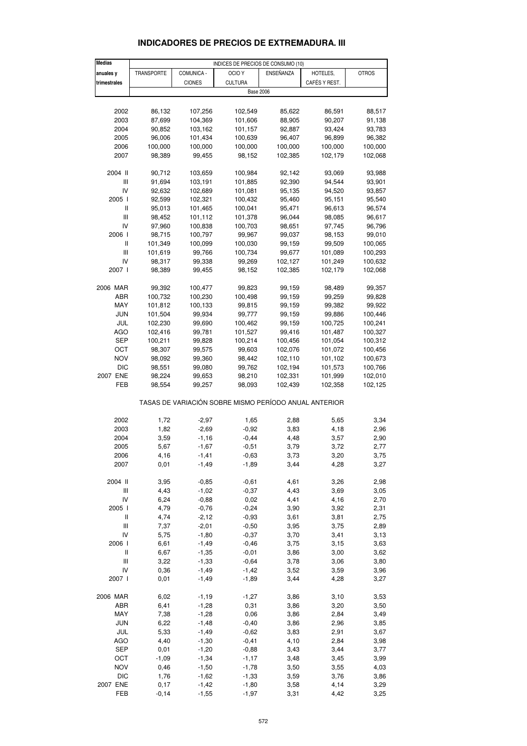# INDICADORES DE PRECIOS DE EXTREMADURA. III

| Medias anuales y trimestrales | INDICES DE PRECIOS DE CONSUMO (10) | | | | | |
|---|---|---|---|---|---|---|
| | TRANSPORTE | COMUNICA - CIONES | OCIO Y CULTURA | ENSEÑANZA | HOTELES, CAFÉS Y REST. | OTROS |
| | Base 2006 | | | | | |
| 2002 | 86,132 | 107,256 | 102,549 | 85,622 | 86,591 | 88,517 |
| 2003 | 87,699 | 104,369 | 101,606 | 88,905 | 90,207 | 91,138 |
| 2004 | 90,852 | 103,162 | 101,157 | 92,887 | 93,424 | 93,783 |
| 2005 | 96,006 | 101,434 | 100,639 | 96,407 | 96,899 | 96,382 |
| 2006 | 100,000 | 100,000 | 100,000 | 100,000 | 100,000 | 100,000 |
| 2007 | 98,389 | 99,455 | 98,152 | 102,385 | 102,179 | 102,068 |
| 2004 II | 90,712 | 103,659 | 100,984 | 92,142 | 93,069 | 93,988 |
| III | 91,694 | 103,191 | 101,885 | 92,390 | 94,544 | 93,901 |
| IV | 92,632 | 102,689 | 101,081 | 95,135 | 94,520 | 93,857 |
| 2005 I | 92,599 | 102,321 | 100,432 | 95,460 | 95,151 | 95,540 |
| II | 95,013 | 101,465 | 100,041 | 95,471 | 96,613 | 96,574 |
| III | 98,452 | 101,112 | 101,378 | 96,044 | 98,085 | 96,617 |
| IV | 97,960 | 100,838 | 100,703 | 98,651 | 97,745 | 96,796 |
| 2006 I | 98,715 | 100,797 | 99,967 | 99,037 | 98,153 | 99,010 |
| II | 101,349 | 100,099 | 100,030 | 99,159 | 99,509 | 100,065 |
| III | 101,619 | 99,766 | 100,734 | 99,677 | 101,089 | 100,293 |
| IV | 98,317 | 99,338 | 99,269 | 102,127 | 101,249 | 100,632 |
| 2007 I | 98,389 | 99,455 | 98,152 | 102,385 | 102,179 | 102,068 |
| 2006 MAR | 99,392 | 100,477 | 99,823 | 99,159 | 98,489 | 99,357 |
| ABR | 100,732 | 100,230 | 100,498 | 99,159 | 99,259 | 99,828 |
| MAY | 101,812 | 100,133 | 99,815 | 99,159 | 99,382 | 99,922 |
| JUN | 101,504 | 99,934 | 99,777 | 99,159 | 99,886 | 100,446 |
| JUL | 102,230 | 99,690 | 100,462 | 99,159 | 100,725 | 100,241 |
| AGO | 102,416 | 99,781 | 101,527 | 99,416 | 101,487 | 100,327 |
| SEP | 100,211 | 99,828 | 100,214 | 100,456 | 101,054 | 100,312 |
| OCT | 98,307 | 99,575 | 99,603 | 102,076 | 101,072 | 100,456 |
| NOV | 98,092 | 99,360 | 98,442 | 102,110 | 101,102 | 100,673 |
| DIC | 98,551 | 99,080 | 99,762 | 102,194 | 101,573 | 100,766 |
| 2007 ENE | 98,224 | 99,653 | 98,210 | 102,331 | 101,999 | 102,010 |
| FEB | 98,554 | 99,257 | 98,093 | 102,439 | 102,358 | 102,125 |
| | TASAS DE VARIACIÓN SOBRE MISMO PERÍODO ANUAL ANTERIOR | | | | | |
| 2002 | 1,72 | -2,97 | 1,65 | 2,88 | 5,65 | 3,34 |
| 2003 | 1,82 | -2,69 | -0,92 | 3,83 | 4,18 | 2,96 |
| 2004 | 3,59 | -1,16 | -0,44 | 4,48 | 3,57 | 2,90 |
| 2005 | 5,67 | -1,67 | -0,51 | 3,79 | 3,72 | 2,77 |
| 2006 | 4,16 | -1,41 | -0,63 | 3,73 | 3,20 | 3,75 |
| 2007 | 0,01 | -1,49 | -1,89 | 3,44 | 4,28 | 3,27 |
| 2004 II | 3,95 | -0,85 | -0,61 | 4,61 | 3,26 | 2,98 |
| III | 4,43 | -1,02 | -0,37 | 4,43 | 3,69 | 3,05 |
| IV | 6,24 | -0,88 | 0,02 | 4,41 | 4,16 | 2,70 |
| 2005 I | 4,79 | -0,76 | -0,24 | 3,90 | 3,92 | 2,31 |
| II | 4,74 | -2,12 | -0,93 | 3,61 | 3,81 | 2,75 |
| III | 7,37 | -2,01 | -0,50 | 3,95 | 3,75 | 2,89 |
| IV | 5,75 | -1,80 | -0,37 | 3,70 | 3,41 | 3,13 |
| 2006 I | 6,61 | -1,49 | -0,46 | 3,75 | 3,15 | 3,63 |
| II | 6,67 | -1,35 | -0,01 | 3,86 | 3,00 | 3,62 |
| III | 3,22 | -1,33 | -0,64 | 3,78 | 3,06 | 3,80 |
| IV | 0,36 | -1,49 | -1,42 | 3,52 | 3,59 | 3,96 |
| 2007 I | 0,01 | -1,49 | -1,89 | 3,44 | 4,28 | 3,27 |
| 2006 MAR | 6,02 | -1,19 | -1,27 | 3,86 | 3,10 | 3,53 |
| ABR | 6,41 | -1,28 | 0,31 | 3,86 | 3,20 | 3,50 |
| MAY | 7,38 | -1,28 | 0,06 | 3,86 | 2,84 | 3,49 |
| JUN | 6,22 | -1,48 | -0,40 | 3,86 | 2,96 | 3,85 |
| JUL | 5,33 | -1,49 | -0,62 | 3,83 | 2,91 | 3,67 |
| AGO | 4,40 | -1,30 | -0,41 | 4,10 | 2,84 | 3,98 |
| SEP | 0,01 | -1,20 | -0,88 | 3,43 | 3,44 | 3,77 |
| OCT | -1,09 | -1,34 | -1,17 | 3,48 | 3,45 | 3,99 |
| NOV | 0,46 | -1,50 | -1,78 | 3,50 | 3,55 | 4,03 |
| DIC | 1,76 | -1,62 | -1,33 | 3,59 | 3,76 | 3,86 |
| 2007 ENE | 0,17 | -1,42 | -1,80 | 3,58 | 4,14 | 3,29 |
| FEB | -0,14 | -1,55 | -1,97 | 3,31 | 4,42 | 3,25 |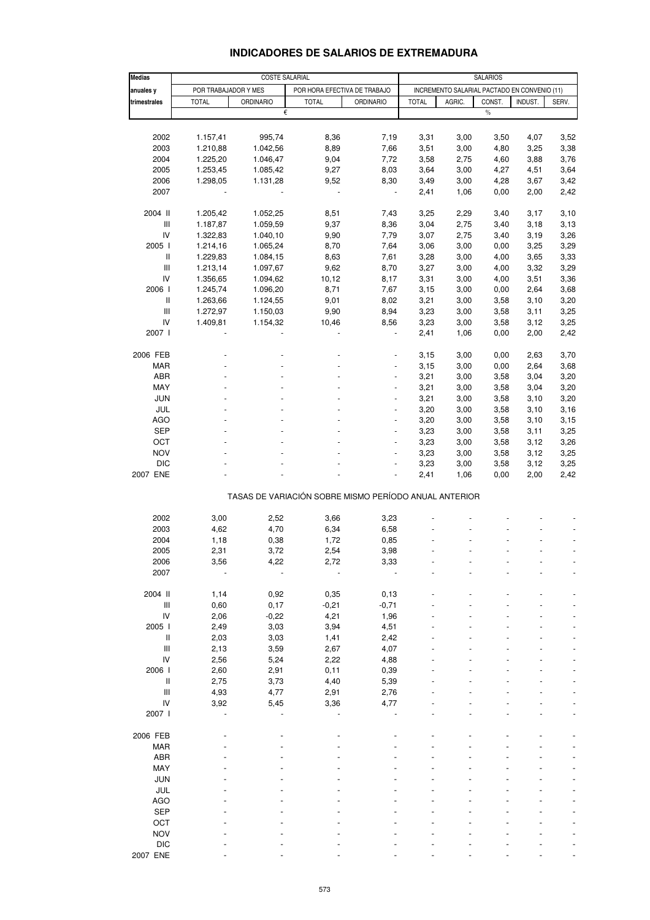# INDICADORES DE SALARIOS DE EXTREMADURA

| Medias anuales y trimestrales | COSTE SALARIAL | | | | SALARIOS | | | | |
|---|---|---|---|---|---|---|---|---|---|
| | POR TRABAJADOR Y MES | | POR HORA EFECTIVA DE TRABAJO | | INCREMENTO SALARIAL PACTADO EN CONVENIO (11) | | | | |
| | TOTAL | ORDINARIO | TOTAL | ORDINARIO | TOTAL | AGRIC. | CONST. | INDUST. | SERV. |
| | € | | | | % | | | | |
| 2002 | 1.157,41 | 995,74 | 8,36 | 7,19 | 3,31 | 3,00 | 3,50 | 4,07 | 3,52 |
| 2003 | 1.210,88 | 1.042,56 | 8,89 | 7,66 | 3,51 | 3,00 | 4,80 | 3,25 | 3,38 |
| 2004 | 1.225,20 | 1.046,47 | 9,04 | 7,72 | 3,58 | 2,75 | 4,60 | 3,88 | 3,76 |
| 2005 | 1.253,45 | 1.085,42 | 9,27 | 8,03 | 3,64 | 3,00 | 4,27 | 4,51 | 3,64 |
| 2006 | 1.298,05 | 1.131,28 | 9,52 | 8,30 | 3,49 | 3,00 | 4,28 | 3,67 | 3,42 |
| 2007 | - | - | - | - | 2,41 | 1,06 | 0,00 | 2,00 | 2,42 |
| 2004 II | 1.205,42 | 1.052,25 | 8,51 | 7,43 | 3,25 | 2,29 | 3,40 | 3,17 | 3,10 |
| III | 1.187,87 | 1.059,59 | 9,37 | 8,36 | 3,04 | 2,75 | 3,40 | 3,18 | 3,13 |
| IV | 1.322,83 | 1.040,10 | 9,90 | 7,79 | 3,07 | 2,75 | 3,40 | 3,19 | 3,26 |
| 2005 I | 1.214,16 | 1.065,24 | 8,70 | 7,64 | 3,06 | 3,00 | 0,00 | 3,25 | 3,29 |
| II | 1.229,83 | 1.084,15 | 8,63 | 7,61 | 3,28 | 3,00 | 4,00 | 3,65 | 3,33 |
| III | 1.213,14 | 1.097,67 | 9,62 | 8,70 | 3,27 | 3,00 | 4,00 | 3,32 | 3,29 |
| IV | 1.356,65 | 1.094,62 | 10,12 | 8,17 | 3,31 | 3,00 | 4,00 | 3,51 | 3,36 |
| 2006 I | 1.245,74 | 1.096,20 | 8,71 | 7,67 | 3,15 | 3,00 | 0,00 | 2,64 | 3,68 |
| II | 1.263,66 | 1.124,55 | 9,01 | 8,02 | 3,21 | 3,00 | 3,58 | 3,10 | 3,20 |
| III | 1.272,97 | 1.150,03 | 9,90 | 8,94 | 3,23 | 3,00 | 3,58 | 3,11 | 3,25 |
| IV | 1.409,81 | 1.154,32 | 10,46 | 8,56 | 3,23 | 3,00 | 3,58 | 3,12 | 3,25 |
| 2007 I | - | - | - | - | 2,41 | 1,06 | 0,00 | 2,00 | 2,42 |
| 2006 FEB | - | - | - | - | 3,15 | 3,00 | 0,00 | 2,63 | 3,70 |
| MAR | - | - | - | - | 3,15 | 3,00 | 0,00 | 2,64 | 3,68 |
| ABR | - | - | - | - | 3,21 | 3,00 | 3,58 | 3,04 | 3,20 |
| MAY | - | - | - | - | 3,21 | 3,00 | 3,58 | 3,04 | 3,20 |
| JUN | - | - | - | - | 3,21 | 3,00 | 3,58 | 3,10 | 3,20 |
| JUL | - | - | - | - | 3,20 | 3,00 | 3,58 | 3,10 | 3,16 |
| AGO | - | - | - | - | 3,20 | 3,00 | 3,58 | 3,10 | 3,15 |
| SEP | - | - | - | - | 3,23 | 3,00 | 3,58 | 3,11 | 3,25 |
| OCT | - | - | - | - | 3,23 | 3,00 | 3,58 | 3,12 | 3,26 |
| NOV | - | - | - | - | 3,23 | 3,00 | 3,58 | 3,12 | 3,25 |
| DIC | - | - | - | - | 3,23 | 3,00 | 3,58 | 3,12 | 3,25 |
| 2007 ENE | - | - | - | - | 2,41 | 1,06 | 0,00 | 2,00 | 2,42 |
| | TASAS DE VARIACIÓN SOBRE MISMO PERÍODO ANUAL ANTERIOR | | | | | | | | |
| 2002 | 3,00 | 2,52 | 3,66 | 3,23 | - | - | - | - | - |
| 2003 | 4,62 | 4,70 | 6,34 | 6,58 | - | - | - | - | - |
| 2004 | 1,18 | 0,38 | 1,72 | 0,85 | - | - | - | - | - |
| 2005 | 2,31 | 3,72 | 2,54 | 3,98 | - | - | - | - | - |
| 2006 | 3,56 | 4,22 | 2,72 | 3,33 | - | - | - | - | - |
| 2007 | - | - | - | - | - | - | - | - | - |
| 2004 II | 1,14 | 0,92 | 0,35 | 0,13 | - | - | - | - | - |
| III | 0,60 | 0,17 | -0,21 | -0,71 | - | - | - | - | - |
| IV | 2,06 | -0,22 | 4,21 | 1,96 | - | - | - | - | - |
| 2005 I | 2,49 | 3,03 | 3,94 | 4,51 | - | - | - | - | - |
| II | 2,03 | 3,03 | 1,41 | 2,42 | - | - | - | - | - |
| III | 2,13 | 3,59 | 2,67 | 4,07 | - | - | - | - | - |
| IV | 2,56 | 5,24 | 2,22 | 4,88 | - | - | - | - | - |
| 2006 I | 2,60 | 2,91 | 0,11 | 0,39 | - | - | - | - | - |
| II | 2,75 | 3,73 | 4,40 | 5,39 | - | - | - | - | - |
| III | 4,93 | 4,77 | 2,91 | 2,76 | - | - | - | - | - |
| IV | 3,92 | 5,45 | 3,36 | 4,77 | - | - | - | - | - |
| 2007 I | - | - | - | - | - | - | - | - | - |
| 2006 FEB | - | - | - | - | - | - | - | - | - |
| MAR | - | - | - | - | - | - | - | - | - |
| ABR | - | - | - | - | - | - | - | - | - |
| MAY | - | - | - | - | - | - | - | - | - |
| JUN | - | - | - | - | - | - | - | - | - |
| JUL | - | - | - | - | - | - | - | - | - |
| AGO | - | - | - | - | - | - | - | - | - |
| SEP | - | - | - | - | - | - | - | - | - |
| OCT | - | - | - | - | - | - | - | - | - |
| NOV | - | - | - | - | - | - | - | - | - |
| DIC | - | - | - | - | - | - | - | - | - |
| 2007 ENE | - | - | - | - | - | - | - | - | - |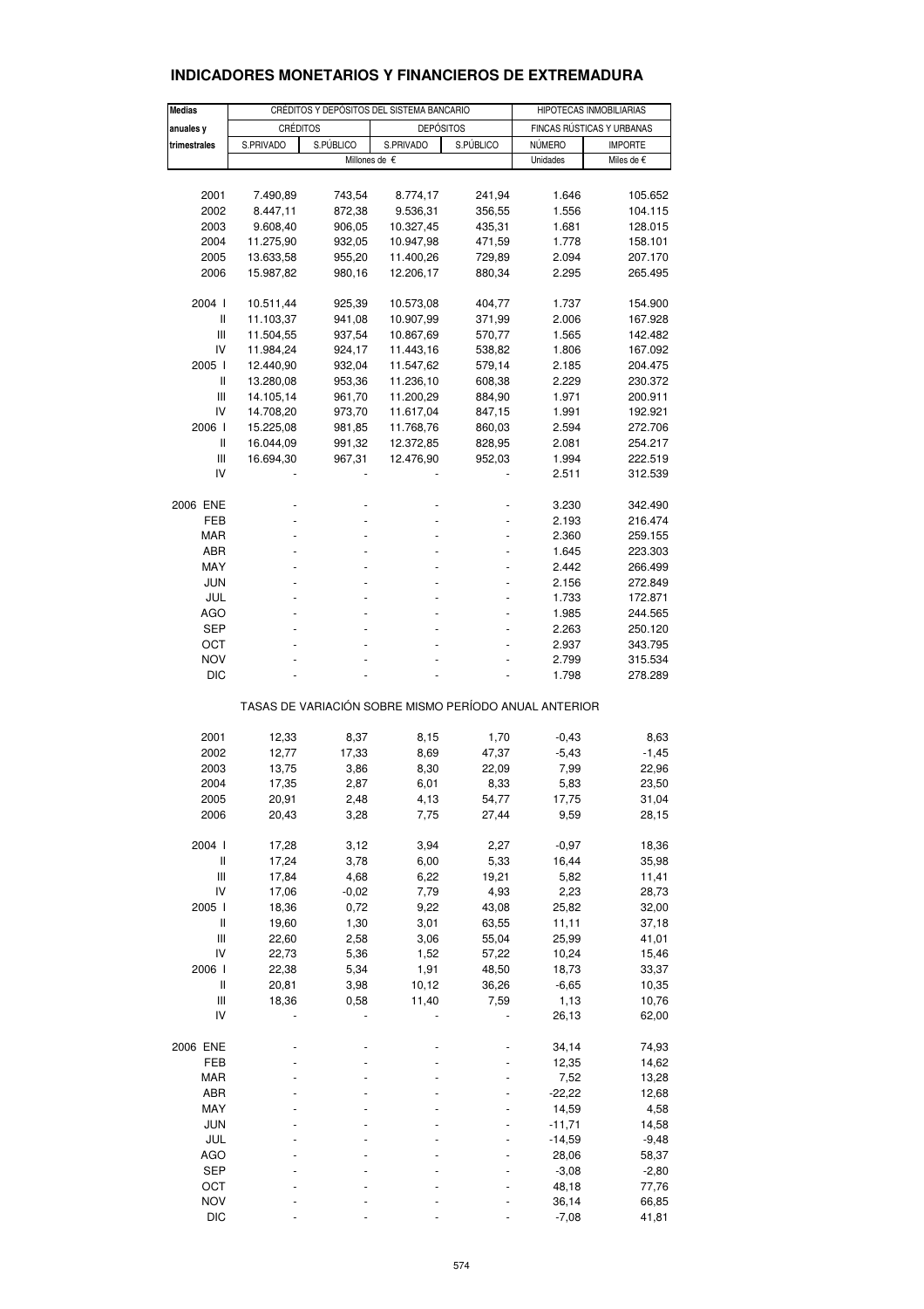## INDICADORES MONETARIOS Y FINANCIEROS DE EXTREMADURA

| Medias anuales y trimestrales | CRÉDITOS Y DEPÓSITOS DEL SISTEMA BANCARIO | | | | HIPOTECAS INMOBILIARIAS | |
|---|---|---|---|---|---|---|
| | CRÉDITOS | | DEPÓSITOS | | FINCAS RÚSTICAS Y URBANAS | |
| | S.PRIVADO | S.PÚBLICO | S.PRIVADO | S.PÚBLICO | NÚMERO | IMPORTE |
| | Millones de € | | | | Unidades | Miles de € |
| 2001 | 7.490,89 | 743,54 | 8.774,17 | 241,94 | 1.646 | 105.652 |
| 2002 | 8.447,11 | 872,38 | 9.536,31 | 356,55 | 1.556 | 104.115 |
| 2003 | 9.608,40 | 906,05 | 10.327,45 | 435,31 | 1.681 | 128.015 |
| 2004 | 11.275,90 | 932,05 | 10.947,98 | 471,59 | 1.778 | 158.101 |
| 2005 | 13.633,58 | 955,20 | 11.400,26 | 729,89 | 2.094 | 207.170 |
| 2006 | 15.987,82 | 980,16 | 12.206,17 | 880,34 | 2.295 | 265.495 |
| 2004 I | 10.511,44 | 925,39 | 10.573,08 | 404,77 | 1.737 | 154.900 |
| II | 11.103,37 | 941,08 | 10.907,99 | 371,99 | 2.006 | 167.928 |
| III | 11.504,55 | 937,54 | 10.867,69 | 570,77 | 1.565 | 142.482 |
| IV | 11.984,24 | 924,17 | 11.443,16 | 538,82 | 1.806 | 167.092 |
| 2005 I | 12.440,90 | 932,04 | 11.547,62 | 579,14 | 2.185 | 204.475 |
| II | 13.280,08 | 953,36 | 11.236,10 | 608,38 | 2.229 | 230.372 |
| III | 14.105,14 | 961,70 | 11.200,29 | 884,90 | 1.971 | 200.911 |
| IV | 14.708,20 | 973,70 | 11.617,04 | 847,15 | 1.991 | 192.921 |
| 2006 I | 15.225,08 | 981,85 | 11.768,76 | 860,03 | 2.594 | 272.706 |
| II | 16.044,09 | 991,32 | 12.372,85 | 828,95 | 2.081 | 254.217 |
| III | 16.694,30 | 967,31 | 12.476,90 | 952,03 | 1.994 | 222.519 |
| IV | - | - | - | - | 2.511 | 312.539 |
| 2006 ENE | - | - | - | - | 3.230 | 342.490 |
| FEB | - | - | - | - | 2.193 | 216.474 |
| MAR | - | - | - | - | 2.360 | 259.155 |
| ABR | - | - | - | - | 1.645 | 223.303 |
| MAY | - | - | - | - | 2.442 | 266.499 |
| JUN | - | - | - | - | 2.156 | 272.849 |
| JUL | - | - | - | - | 1.733 | 172.871 |
| AGO | - | - | - | - | 1.985 | 244.565 |
| SEP | - | - | - | - | 2.263 | 250.120 |
| OCT | - | - | - | - | 2.937 | 343.795 |
| NOV | - | - | - | - | 2.799 | 315.534 |
| DIC | - | - | - | - | 1.798 | 278.289 |
| TASAS DE VARIACIÓN SOBRE MISMO PERÍODO ANUAL ANTERIOR | | | | | | |
| 2001 | 12,33 | 8,37 | 8,15 | 1,70 | -0,43 | 8,63 |
| 2002 | 12,77 | 17,33 | 8,69 | 47,37 | -5,43 | -1,45 |
| 2003 | 13,75 | 3,86 | 8,30 | 22,09 | 7,99 | 22,96 |
| 2004 | 17,35 | 2,87 | 6,01 | 8,33 | 5,83 | 23,50 |
| 2005 | 20,91 | 2,48 | 4,13 | 54,77 | 17,75 | 31,04 |
| 2006 | 20,43 | 3,28 | 7,75 | 27,44 | 9,59 | 28,15 |
| 2004 I | 17,28 | 3,12 | 3,94 | 2,27 | -0,97 | 18,36 |
| II | 17,24 | 3,78 | 6,00 | 5,33 | 16,44 | 35,98 |
| III | 17,84 | 4,68 | 6,22 | 19,21 | 5,82 | 11,41 |
| IV | 17,06 | -0,02 | 7,79 | 4,93 | 2,23 | 28,73 |
| 2005 I | 18,36 | 0,72 | 9,22 | 43,08 | 25,82 | 32,00 |
| II | 19,60 | 1,30 | 3,01 | 63,55 | 11,11 | 37,18 |
| III | 22,60 | 2,58 | 3,06 | 55,04 | 25,99 | 41,01 |
| IV | 22,73 | 5,36 | 1,52 | 57,22 | 10,24 | 15,46 |
| 2006 I | 22,38 | 5,34 | 1,91 | 48,50 | 18,73 | 33,37 |
| II | 20,81 | 3,98 | 10,12 | 36,26 | -6,65 | 10,35 |
| III | 18,36 | 0,58 | 11,40 | 7,59 | 1,13 | 10,76 |
| IV | - | - | - | - | 26,13 | 62,00 |
| 2006 ENE | - | - | - | - | 34,14 | 74,93 |
| FEB | - | - | - | - | 12,35 | 14,62 |
| MAR | - | - | - | - | 7,52 | 13,28 |
| ABR | - | - | - | - | -22,22 | 12,68 |
| MAY | - | - | - | - | 14,59 | 4,58 |
| JUN | - | - | - | - | -11,71 | 14,58 |
| JUL | - | - | - | - | -14,59 | -9,48 |
| AGO | - | - | - | - | 28,06 | 58,37 |
| SEP | - | - | - | - | -3,08 | -2,80 |
| OCT | - | - | - | - | 48,18 | 77,76 |
| NOV | - | - | - | - | 36,14 | 66,85 |
| DIC | - | - | - | - | -7,08 | 41,81 |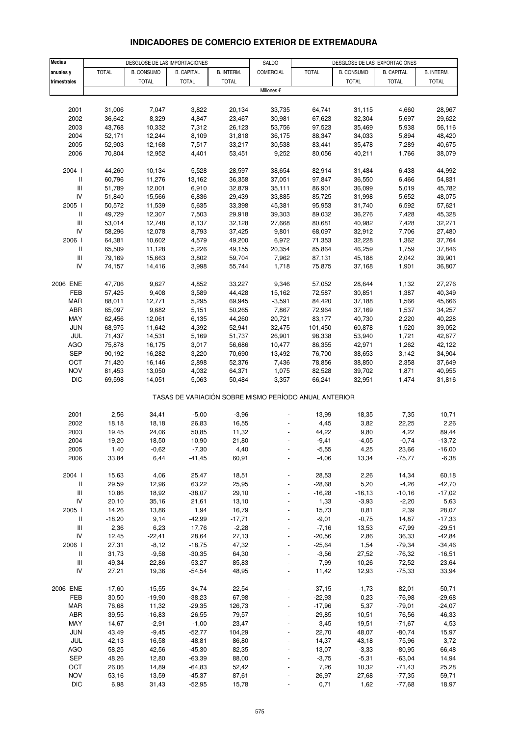# INDICADORES DE COMERCIO EXTERIOR DE EXTREMADURA

| Medias anuales y trimestrales | DESGLOSE DE LAS IMPORTACIONES | | | | SALDO | DESGLOSE DE LAS EXPORTACIONES | | | |
|---|---|---|---|---|---|---|---|---|---|
| | TOTAL | B. CONSUMO TOTAL | B. CAPITAL TOTAL | B. INTERM. TOTAL | COMERCIAL | TOTAL | B. CONSUMO TOTAL | B. CAPITAL TOTAL | B. INTERM. TOTAL |
| | | | | | Millones € | | | | |
| 2001 | 31,006 | 7,047 | 3,822 | 20,134 | 33,735 | 64,741 | 31,115 | 4,660 | 28,967 |
| 2002 | 36,642 | 8,329 | 4,847 | 23,467 | 30,981 | 67,623 | 32,304 | 5,697 | 29,622 |
| 2003 | 43,768 | 10,332 | 7,312 | 26,123 | 53,756 | 97,523 | 35,469 | 5,938 | 56,116 |
| 2004 | 52,171 | 12,244 | 8,109 | 31,818 | 36,175 | 88,347 | 34,033 | 5,894 | 48,420 |
| 2005 | 52,903 | 12,168 | 7,517 | 33,217 | 30,538 | 83,441 | 35,478 | 7,289 | 40,675 |
| 2006 | 70,804 | 12,952 | 4,401 | 53,451 | 9,252 | 80,056 | 40,211 | 1,766 | 38,079 |
| 2004 I | 44,260 | 10,134 | 5,528 | 28,597 | 38,654 | 82,914 | 31,484 | 6,438 | 44,992 |
| II | 60,796 | 11,276 | 13,162 | 36,358 | 37,051 | 97,847 | 36,550 | 6,466 | 54,831 |
| III | 51,789 | 12,001 | 6,910 | 32,879 | 35,111 | 86,901 | 36,099 | 5,019 | 45,782 |
| IV | 51,840 | 15,566 | 6,836 | 29,439 | 33,885 | 85,725 | 31,998 | 5,652 | 48,075 |
| 2005 I | 50,572 | 11,539 | 5,635 | 33,398 | 45,381 | 95,953 | 31,740 | 6,592 | 57,621 |
| II | 49,729 | 12,307 | 7,503 | 29,918 | 39,303 | 89,032 | 36,276 | 7,428 | 45,328 |
| III | 53,014 | 12,748 | 8,137 | 32,128 | 27,668 | 80,681 | 40,982 | 7,428 | 32,271 |
| IV | 58,296 | 12,078 | 8,793 | 37,425 | 9,801 | 68,097 | 32,912 | 7,706 | 27,480 |
| 2006 I | 64,381 | 10,602 | 4,579 | 49,200 | 6,972 | 71,353 | 32,228 | 1,362 | 37,764 |
| II | 65,509 | 11,128 | 5,226 | 49,155 | 20,354 | 85,864 | 46,259 | 1,759 | 37,846 |
| III | 79,169 | 15,663 | 3,802 | 59,704 | 7,962 | 87,131 | 45,188 | 2,042 | 39,901 |
| IV | 74,157 | 14,416 | 3,998 | 55,744 | 1,718 | 75,875 | 37,168 | 1,901 | 36,807 |
| 2006 ENE | 47,706 | 9,627 | 4,852 | 33,227 | 9,346 | 57,052 | 28,644 | 1,132 | 27,276 |
| FEB | 57,425 | 9,408 | 3,589 | 44,428 | 15,162 | 72,587 | 30,851 | 1,387 | 40,349 |
| MAR | 88,011 | 12,771 | 5,295 | 69,945 | -3,591 | 84,420 | 37,188 | 1,566 | 45,666 |
| ABR | 65,097 | 9,682 | 5,151 | 50,265 | 7,867 | 72,964 | 37,169 | 1,537 | 34,257 |
| MAY | 62,456 | 12,061 | 6,135 | 44,260 | 20,721 | 83,177 | 40,730 | 2,220 | 40,228 |
| JUN | 68,975 | 11,642 | 4,392 | 52,941 | 32,475 | 101,450 | 60,878 | 1,520 | 39,052 |
| JUL | 71,437 | 14,531 | 5,169 | 51,737 | 26,901 | 98,338 | 53,940 | 1,721 | 42,677 |
| AGO | 75,878 | 16,175 | 3,017 | 56,686 | 10,477 | 86,355 | 42,971 | 1,262 | 42,122 |
| SEP | 90,192 | 16,282 | 3,220 | 70,690 | -13,492 | 76,700 | 38,653 | 3,142 | 34,904 |
| OCT | 71,420 | 16,146 | 2,898 | 52,376 | 7,436 | 78,856 | 38,850 | 2,358 | 37,649 |
| NOV | 81,453 | 13,050 | 4,032 | 64,371 | 1,075 | 82,528 | 39,702 | 1,871 | 40,955 |
| DIC | 69,598 | 14,051 | 5,063 | 50,484 | -3,357 | 66,241 | 32,951 | 1,474 | 31,816 |
| | | | | | TASAS DE VARIACIÓN SOBRE MISMO PERÍODO ANUAL ANTERIOR | | | | |
| 2001 | 2,56 | 34,41 | -5,00 | -3,96 | - | 13,99 | 18,35 | 7,35 | 10,71 |
| 2002 | 18,18 | 18,18 | 26,83 | 16,55 | - | 4,45 | 3,82 | 22,25 | 2,26 |
| 2003 | 19,45 | 24,06 | 50,85 | 11,32 | - | 44,22 | 9,80 | 4,22 | 89,44 |
| 2004 | 19,20 | 18,50 | 10,90 | 21,80 | - | -9,41 | -4,05 | -0,74 | -13,72 |
| 2005 | 1,40 | -0,62 | -7,30 | 4,40 | - | -5,55 | 4,25 | 23,66 | -16,00 |
| 2006 | 33,84 | 6,44 | -41,45 | 60,91 | - | -4,06 | 13,34 | -75,77 | -6,38 |
| 2004 I | 15,63 | 4,06 | 25,47 | 18,51 | - | 28,53 | 2,26 | 14,34 | 60,18 |
| II | 29,59 | 12,96 | 63,22 | 25,95 | - | -28,68 | 5,20 | -4,26 | -42,70 |
| III | 10,86 | 18,92 | -38,07 | 29,10 | - | -16,28 | -16,13 | -10,16 | -17,02 |
| IV | 20,10 | 35,16 | 21,61 | 13,10 | - | 1,33 | -3,93 | -2,20 | 5,63 |
| 2005 I | 14,26 | 13,86 | 1,94 | 16,79 | - | 15,73 | 0,81 | 2,39 | 28,07 |
| II | -18,20 | 9,14 | -42,99 | -17,71 | - | -9,01 | -0,75 | 14,87 | -17,33 |
| III | 2,36 | 6,23 | 17,76 | -2,28 | - | -7,16 | 13,53 | 47,99 | -29,51 |
| IV | 12,45 | -22,41 | 28,64 | 27,13 | - | -20,56 | 2,86 | 36,33 | -42,84 |
| 2006 I | 27,31 | -8,12 | -18,75 | 47,32 | - | -25,64 | 1,54 | -79,34 | -34,46 |
| II | 31,73 | -9,58 | -30,35 | 64,30 | - | -3,56 | 27,52 | -76,32 | -16,51 |
| III | 49,34 | 22,86 | -53,27 | 85,83 | - | 7,99 | 10,26 | -72,52 | 23,64 |
| IV | 27,21 | 19,36 | -54,54 | 48,95 | - | 11,42 | 12,93 | -75,33 | 33,94 |
| 2006 ENE | -17,60 | -15,55 | 34,74 | -22,54 | - | -37,15 | -1,73 | -82,01 | -50,71 |
| FEB | 30,50 | -19,90 | -38,23 | 67,98 | - | -22,93 | 0,23 | -76,98 | -29,68 |
| MAR | 76,68 | 11,32 | -29,35 | 126,73 | - | -17,96 | 5,37 | -79,01 | -24,07 |
| ABR | 39,55 | -16,83 | -26,55 | 79,57 | - | -29,85 | 10,51 | -76,56 | -46,33 |
| MAY | 14,67 | -2,91 | -1,00 | 23,47 | - | 3,45 | 19,51 | -71,67 | 4,53 |
| JUN | 43,49 | -9,45 | -52,77 | 104,29 | - | 22,70 | 48,07 | -80,74 | 15,97 |
| JUL | 42,13 | 16,58 | -48,81 | 86,80 | - | 14,37 | 43,18 | -75,96 | 3,72 |
| AGO | 58,25 | 42,56 | -45,30 | 82,35 | - | 13,07 | -3,33 | -80,95 | 66,48 |
| SEP | 48,26 | 12,80 | -63,39 | 88,00 | - | -3,75 | -5,31 | -63,04 | 14,94 |
| OCT | 26,06 | 14,89 | -64,83 | 52,42 | - | 7,26 | 10,32 | -71,43 | 25,28 |
| NOV | 53,16 | 13,59 | -45,37 | 87,61 | - | 26,97 | 27,68 | -77,35 | 59,71 |
| DIC | 6,98 | 31,43 | -52,95 | 15,78 | - | 0,71 | 1,62 | -77,68 | 18,97 |